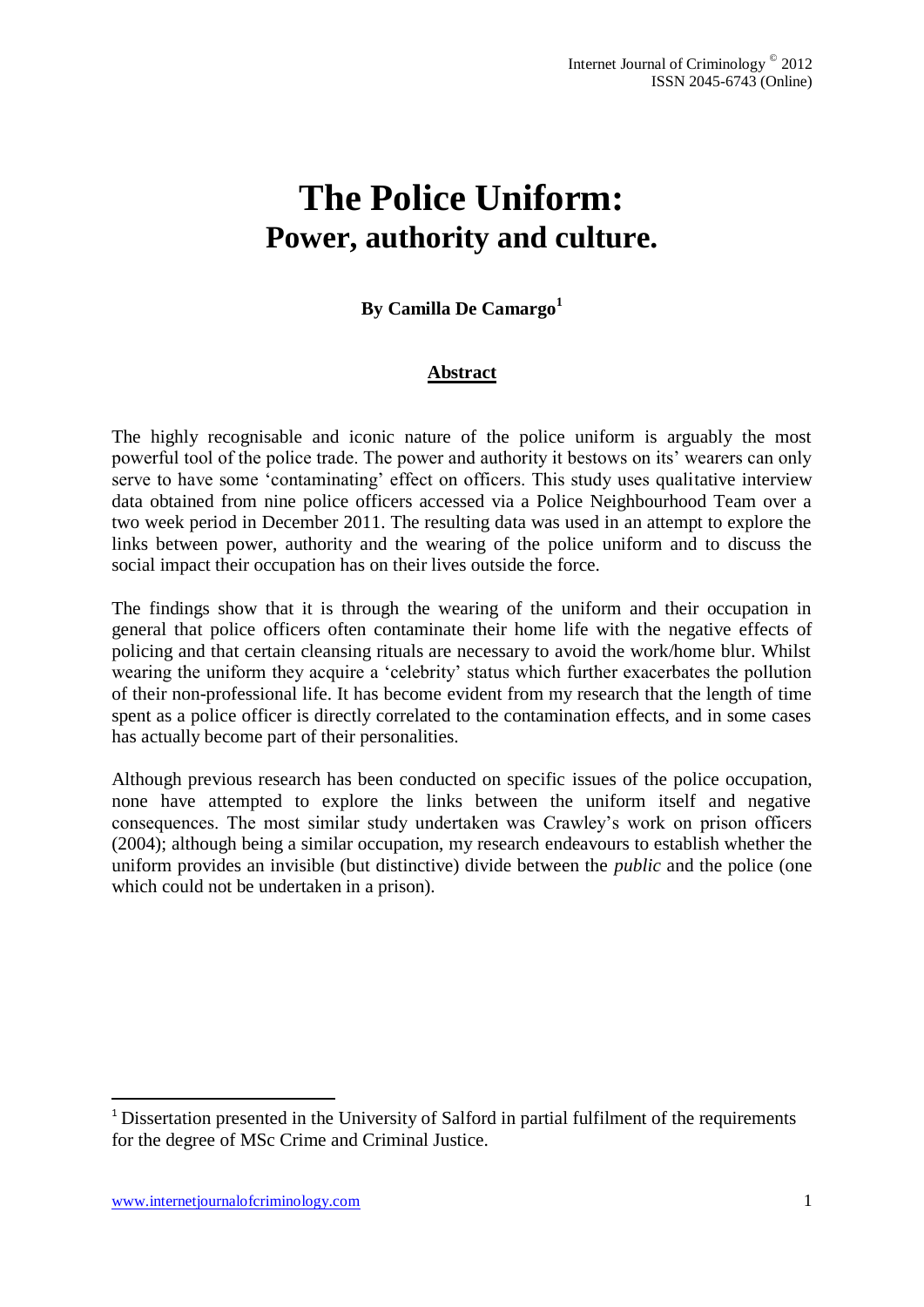# The Police Uniform:
## Power, authority and culture.

**By Camilla De Camargo[1]**

## Abstract

The highly recognisable and iconic nature of the police uniform is arguably the most powerful tool of the police trade. The power and authority it bestows on its' wearers can only serve to have some 'contaminating' effect on officers. This study uses qualitative interview data obtained from nine police officers accessed via a Police Neighbourhood Team over a two week period in December 2011. The resulting data was used in an attempt to explore the links between power, authority and the wearing of the police uniform and to discuss the social impact their occupation has on their lives outside the force.

The findings show that it is through the wearing of the uniform and their occupation in general that police officers often contaminate their home life with the negative effects of policing and that certain cleansing rituals are necessary to avoid the work/home blur. Whilst wearing the uniform they acquire a 'celebrity' status which further exacerbates the pollution of their non-professional life. It has become evident from my research that the length of time spent as a police officer is directly correlated to the contamination effects, and in some cases has actually become part of their personalities.

Although previous research has been conducted on specific issues of the police occupation, none have attempted to explore the links between the uniform itself and negative consequences. The most similar study undertaken was Crawley's work on prison officers (2004); although being a similar occupation, my research endeavours to establish whether the uniform provides an invisible (but distinctive) divide between the *public* and the police (one which could not be undertaken in a prison).

[1] Dissertation presented in the University of Salford in partial fulfilment of the requirements for the degree of MSc Crime and Criminal Justice.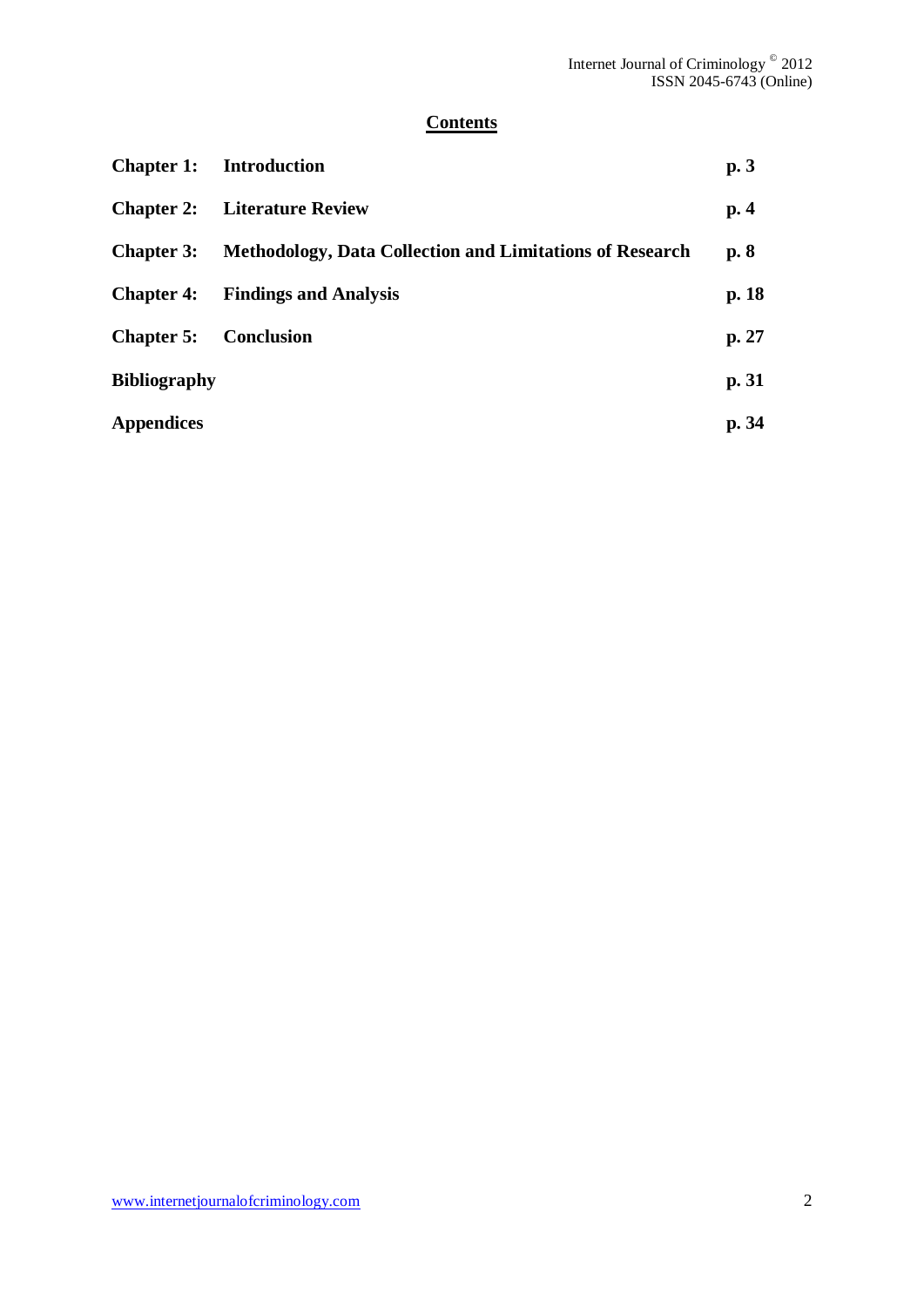## Contents

| | | |
|---|---|---|
| **Chapter 1:** | **Introduction** | **p. 3** |
| **Chapter 2:** | **Literature Review** | **p. 4** |
| **Chapter 3:** | **Methodology, Data Collection and Limitations of Research** | **p. 8** |
| **Chapter 4:** | **Findings and Analysis** | **p. 18** |
| **Chapter 5:** | **Conclusion** | **p. 27** |
| **Bibliography** | | **p. 31** |
| **Appendices** | | **p. 34** |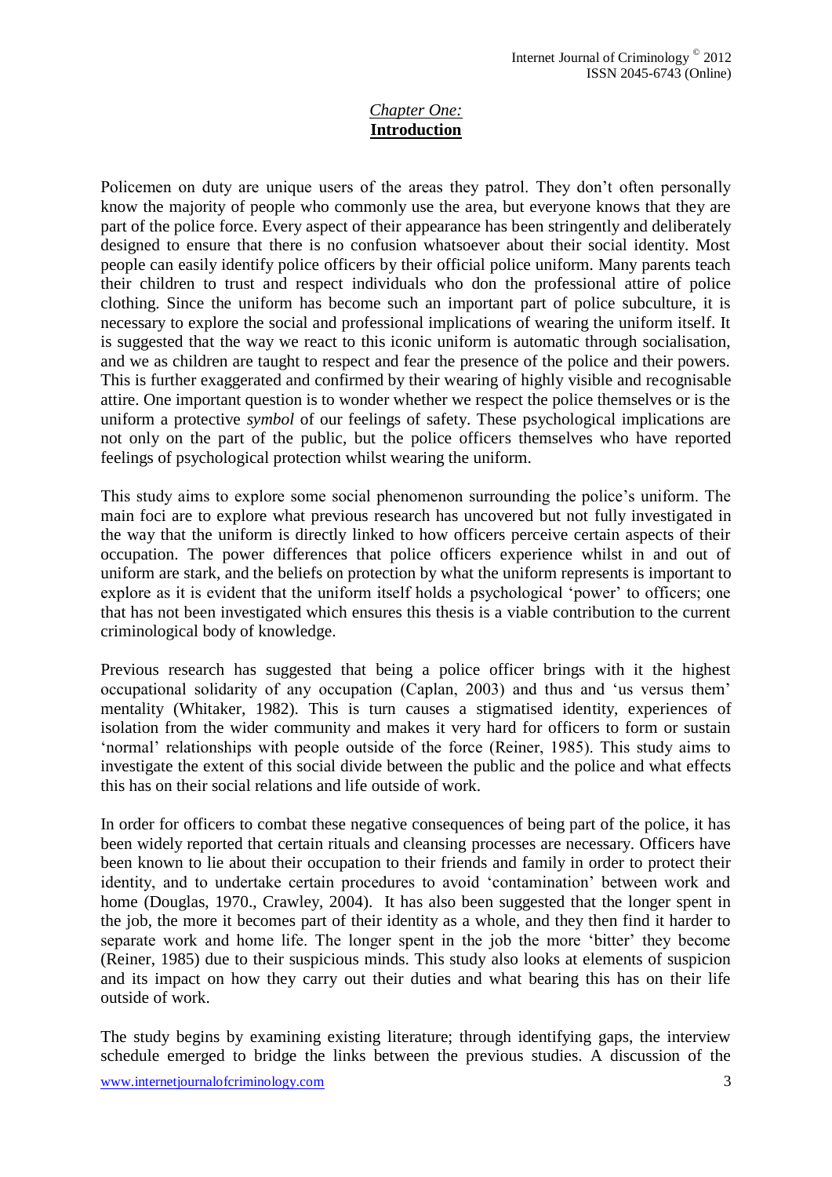# *Chapter One:* **Introduction**

Policemen on duty are unique users of the areas they patrol. They don't often personally know the majority of people who commonly use the area, but everyone knows that they are part of the police force. Every aspect of their appearance has been stringently and deliberately designed to ensure that there is no confusion whatsoever about their social identity. Most people can easily identify police officers by their official police uniform. Many parents teach their children to trust and respect individuals who don the professional attire of police clothing. Since the uniform has become such an important part of police subculture, it is necessary to explore the social and professional implications of wearing the uniform itself. It is suggested that the way we react to this iconic uniform is automatic through socialisation, and we as children are taught to respect and fear the presence of the police and their powers. This is further exaggerated and confirmed by their wearing of highly visible and recognisable attire. One important question is to wonder whether we respect the police themselves or is the uniform a protective *symbol* of our feelings of safety. These psychological implications are not only on the part of the public, but the police officers themselves who have reported feelings of psychological protection whilst wearing the uniform.

This study aims to explore some social phenomenon surrounding the police's uniform. The main foci are to explore what previous research has uncovered but not fully investigated in the way that the uniform is directly linked to how officers perceive certain aspects of their occupation. The power differences that police officers experience whilst in and out of uniform are stark, and the beliefs on protection by what the uniform represents is important to explore as it is evident that the uniform itself holds a psychological 'power' to officers; one that has not been investigated which ensures this thesis is a viable contribution to the current criminological body of knowledge.

Previous research has suggested that being a police officer brings with it the highest occupational solidarity of any occupation (Caplan, 2003) and thus and 'us versus them' mentality (Whitaker, 1982). This is turn causes a stigmatised identity, experiences of isolation from the wider community and makes it very hard for officers to form or sustain 'normal' relationships with people outside of the force (Reiner, 1985). This study aims to investigate the extent of this social divide between the public and the police and what effects this has on their social relations and life outside of work.

In order for officers to combat these negative consequences of being part of the police, it has been widely reported that certain rituals and cleansing processes are necessary. Officers have been known to lie about their occupation to their friends and family in order to protect their identity, and to undertake certain procedures to avoid 'contamination' between work and home (Douglas, 1970., Crawley, 2004). It has also been suggested that the longer spent in the job, the more it becomes part of their identity as a whole, and they then find it harder to separate work and home life. The longer spent in the job the more 'bitter' they become (Reiner, 1985) due to their suspicious minds. This study also looks at elements of suspicion and its impact on how they carry out their duties and what bearing this has on their life outside of work.

The study begins by examining existing literature; through identifying gaps, the interview schedule emerged to bridge the links between the previous studies. A discussion of the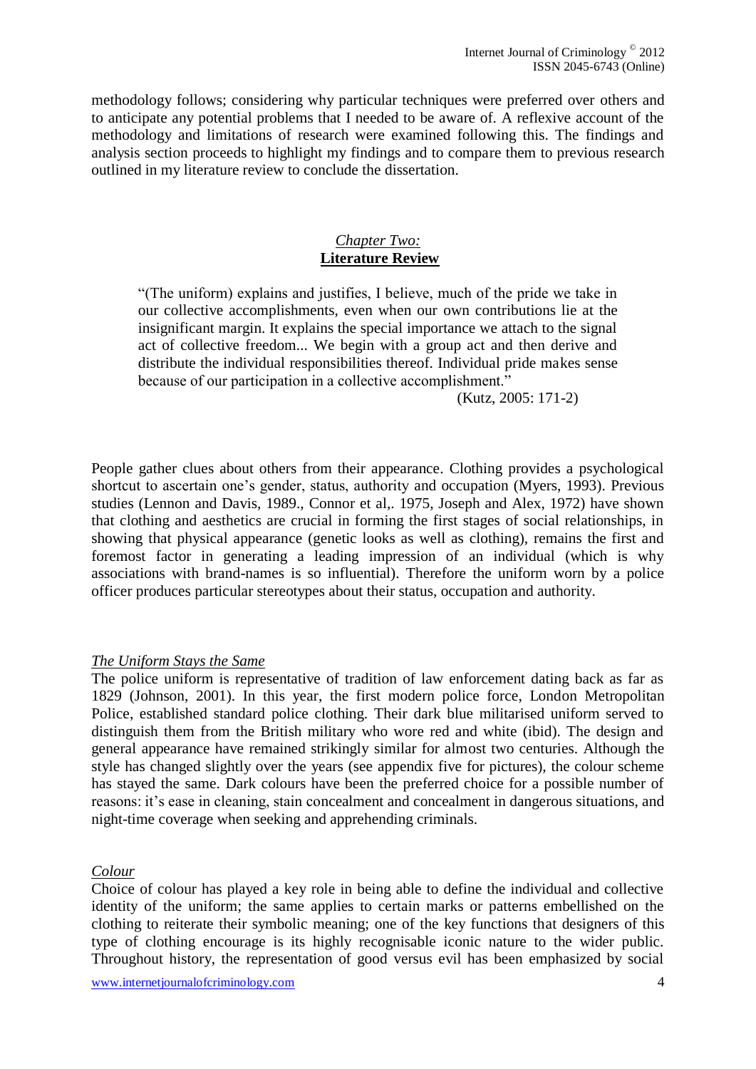methodology follows; considering why particular techniques were preferred over others and to anticipate any potential problems that I needed to be aware of. A reflexive account of the methodology and limitations of research were examined following this. The findings and analysis section proceeds to highlight my findings and to compare them to previous research outlined in my literature review to conclude the dissertation.

## *Chapter Two:* **Literature Review**

> "(The uniform) explains and justifies, I believe, much of the pride we take in our collective accomplishments, even when our own contributions lie at the insignificant margin. It explains the special importance we attach to the signal act of collective freedom... We begin with a group act and then derive and distribute the individual responsibilities thereof. Individual pride makes sense because of our participation in a collective accomplishment."
>
> (Kutz, 2005: 171-2)

People gather clues about others from their appearance. Clothing provides a psychological shortcut to ascertain one's gender, status, authority and occupation (Myers, 1993). Previous studies (Lennon and Davis, 1989., Connor et al,. 1975, Joseph and Alex, 1972) have shown that clothing and aesthetics are crucial in forming the first stages of social relationships, in showing that physical appearance (genetic looks as well as clothing), remains the first and foremost factor in generating a leading impression of an individual (which is why associations with brand-names is so influential). Therefore the uniform worn by a police officer produces particular stereotypes about their status, occupation and authority.

### *The Uniform Stays the Same*

The police uniform is representative of tradition of law enforcement dating back as far as 1829 (Johnson, 2001). In this year, the first modern police force, London Metropolitan Police, established standard police clothing. Their dark blue militarised uniform served to distinguish them from the British military who wore red and white (ibid). The design and general appearance have remained strikingly similar for almost two centuries. Although the style has changed slightly over the years (see appendix five for pictures), the colour scheme has stayed the same. Dark colours have been the preferred choice for a possible number of reasons: it's ease in cleaning, stain concealment and concealment in dangerous situations, and night-time coverage when seeking and apprehending criminals.

### *Colour*

Choice of colour has played a key role in being able to define the individual and collective identity of the uniform; the same applies to certain marks or patterns embellished on the clothing to reiterate their symbolic meaning; one of the key functions that designers of this type of clothing encourage is its highly recognisable iconic nature to the wider public. Throughout history, the representation of good versus evil has been emphasized by social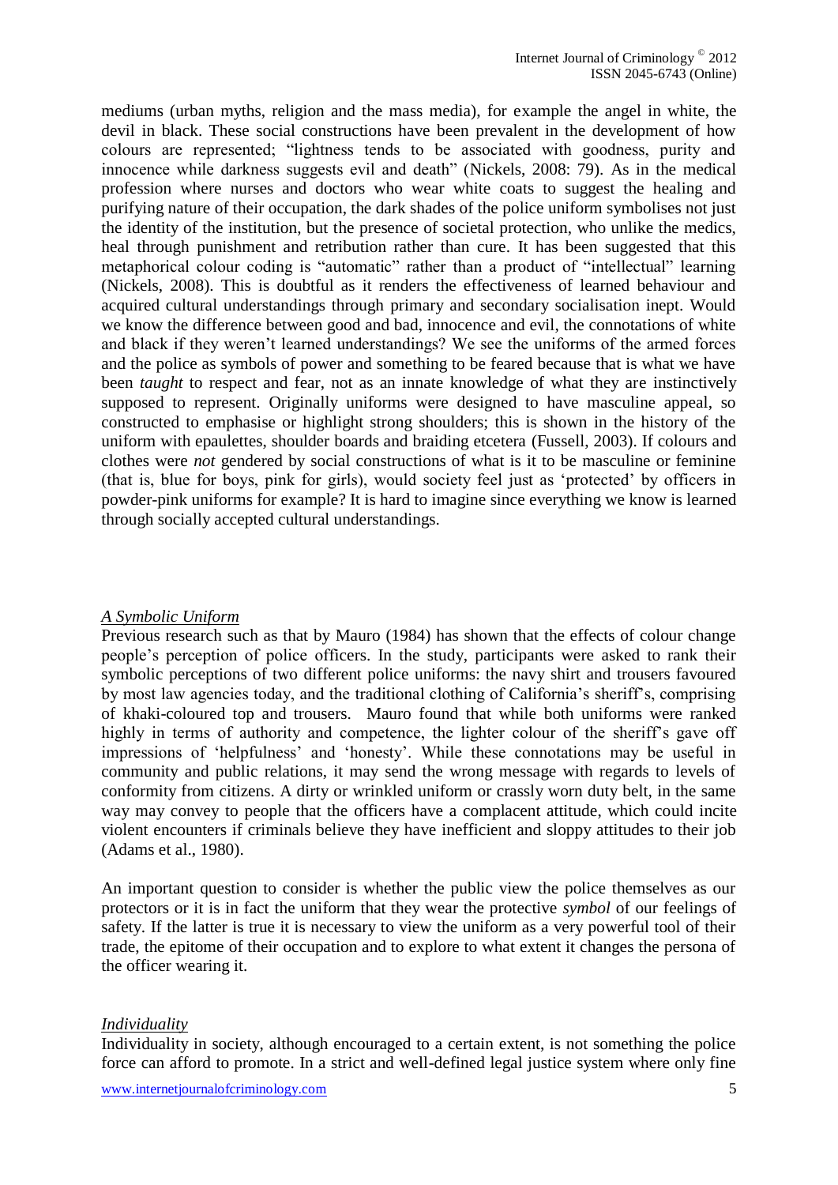mediums (urban myths, religion and the mass media), for example the angel in white, the devil in black. These social constructions have been prevalent in the development of how colours are represented; "lightness tends to be associated with goodness, purity and innocence while darkness suggests evil and death" (Nickels, 2008: 79). As in the medical profession where nurses and doctors who wear white coats to suggest the healing and purifying nature of their occupation, the dark shades of the police uniform symbolises not just the identity of the institution, but the presence of societal protection, who unlike the medics, heal through punishment and retribution rather than cure. It has been suggested that this metaphorical colour coding is "automatic" rather than a product of "intellectual" learning (Nickels, 2008). This is doubtful as it renders the effectiveness of learned behaviour and acquired cultural understandings through primary and secondary socialisation inept. Would we know the difference between good and bad, innocence and evil, the connotations of white and black if they weren't learned understandings? We see the uniforms of the armed forces and the police as symbols of power and something to be feared because that is what we have been *taught* to respect and fear, not as an innate knowledge of what they are instinctively supposed to represent. Originally uniforms were designed to have masculine appeal, so constructed to emphasise or highlight strong shoulders; this is shown in the history of the uniform with epaulettes, shoulder boards and braiding etcetera (Fussell, 2003). If colours and clothes were *not* gendered by social constructions of what is it to be masculine or feminine (that is, blue for boys, pink for girls), would society feel just as 'protected' by officers in powder-pink uniforms for example? It is hard to imagine since everything we know is learned through socially accepted cultural understandings.

### *A Symbolic Uniform*

Previous research such as that by Mauro (1984) has shown that the effects of colour change people's perception of police officers. In the study, participants were asked to rank their symbolic perceptions of two different police uniforms: the navy shirt and trousers favoured by most law agencies today, and the traditional clothing of California's sheriff's, comprising of khaki-coloured top and trousers. Mauro found that while both uniforms were ranked highly in terms of authority and competence, the lighter colour of the sheriff's gave off impressions of 'helpfulness' and 'honesty'. While these connotations may be useful in community and public relations, it may send the wrong message with regards to levels of conformity from citizens. A dirty or wrinkled uniform or crassly worn duty belt, in the same way may convey to people that the officers have a complacent attitude, which could incite violent encounters if criminals believe they have inefficient and sloppy attitudes to their job (Adams et al., 1980).

An important question to consider is whether the public view the police themselves as our protectors or it is in fact the uniform that they wear the protective *symbol* of our feelings of safety. If the latter is true it is necessary to view the uniform as a very powerful tool of their trade, the epitome of their occupation and to explore to what extent it changes the persona of the officer wearing it.

### *Individuality*

Individuality in society, although encouraged to a certain extent, is not something the police force can afford to promote. In a strict and well-defined legal justice system where only fine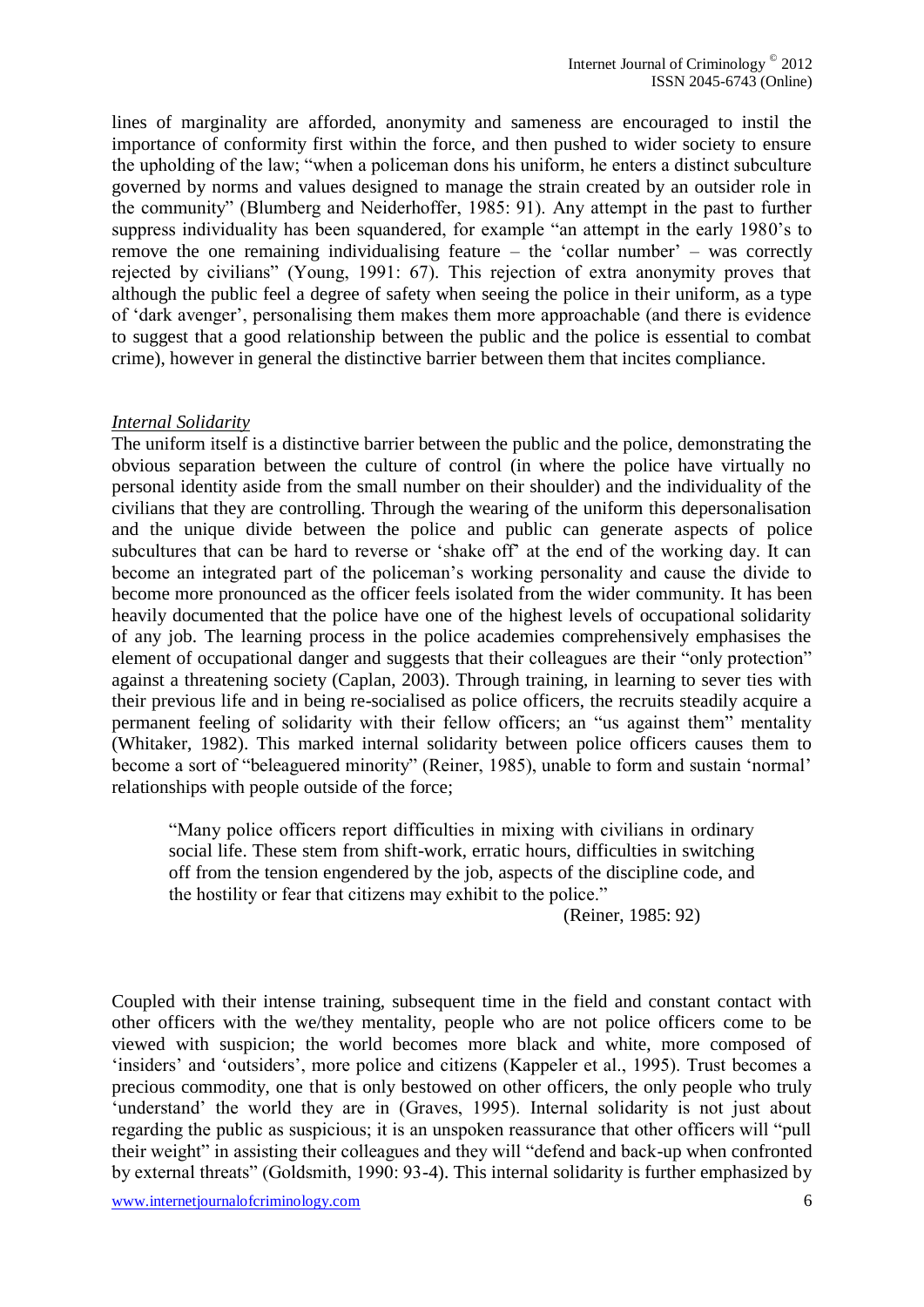lines of marginality are afforded, anonymity and sameness are encouraged to instil the importance of conformity first within the force, and then pushed to wider society to ensure the upholding of the law; "when a policeman dons his uniform, he enters a distinct subculture governed by norms and values designed to manage the strain created by an outsider role in the community" (Blumberg and Neiderhoffer, 1985: 91). Any attempt in the past to further suppress individuality has been squandered, for example "an attempt in the early 1980's to remove the one remaining individualising feature – the 'collar number' – was correctly rejected by civilians" (Young, 1991: 67). This rejection of extra anonymity proves that although the public feel a degree of safety when seeing the police in their uniform, as a type of 'dark avenger', personalising them makes them more approachable (and there is evidence to suggest that a good relationship between the public and the police is essential to combat crime), however in general the distinctive barrier between them that incites compliance.

*Internal Solidarity*

The uniform itself is a distinctive barrier between the public and the police, demonstrating the obvious separation between the culture of control (in where the police have virtually no personal identity aside from the small number on their shoulder) and the individuality of the civilians that they are controlling. Through the wearing of the uniform this depersonalisation and the unique divide between the police and public can generate aspects of police subcultures that can be hard to reverse or 'shake off' at the end of the working day. It can become an integrated part of the policeman's working personality and cause the divide to become more pronounced as the officer feels isolated from the wider community. It has been heavily documented that the police have one of the highest levels of occupational solidarity of any job. The learning process in the police academies comprehensively emphasises the element of occupational danger and suggests that their colleagues are their "only protection" against a threatening society (Caplan, 2003). Through training, in learning to sever ties with their previous life and in being re-socialised as police officers, the recruits steadily acquire a permanent feeling of solidarity with their fellow officers; an "us against them" mentality (Whitaker, 1982). This marked internal solidarity between police officers causes them to become a sort of "beleaguered minority" (Reiner, 1985), unable to form and sustain 'normal' relationships with people outside of the force;

> "Many police officers report difficulties in mixing with civilians in ordinary social life. These stem from shift-work, erratic hours, difficulties in switching off from the tension engendered by the job, aspects of the discipline code, and the hostility or fear that citizens may exhibit to the police."
>
> (Reiner, 1985: 92)

Coupled with their intense training, subsequent time in the field and constant contact with other officers with the we/they mentality, people who are not police officers come to be viewed with suspicion; the world becomes more black and white, more composed of 'insiders' and 'outsiders', more police and citizens (Kappeler et al., 1995). Trust becomes a precious commodity, one that is only bestowed on other officers, the only people who truly 'understand' the world they are in (Graves, 1995). Internal solidarity is not just about regarding the public as suspicious; it is an unspoken reassurance that other officers will "pull their weight" in assisting their colleagues and they will "defend and back-up when confronted by external threats" (Goldsmith, 1990: 93-4). This internal solidarity is further emphasized by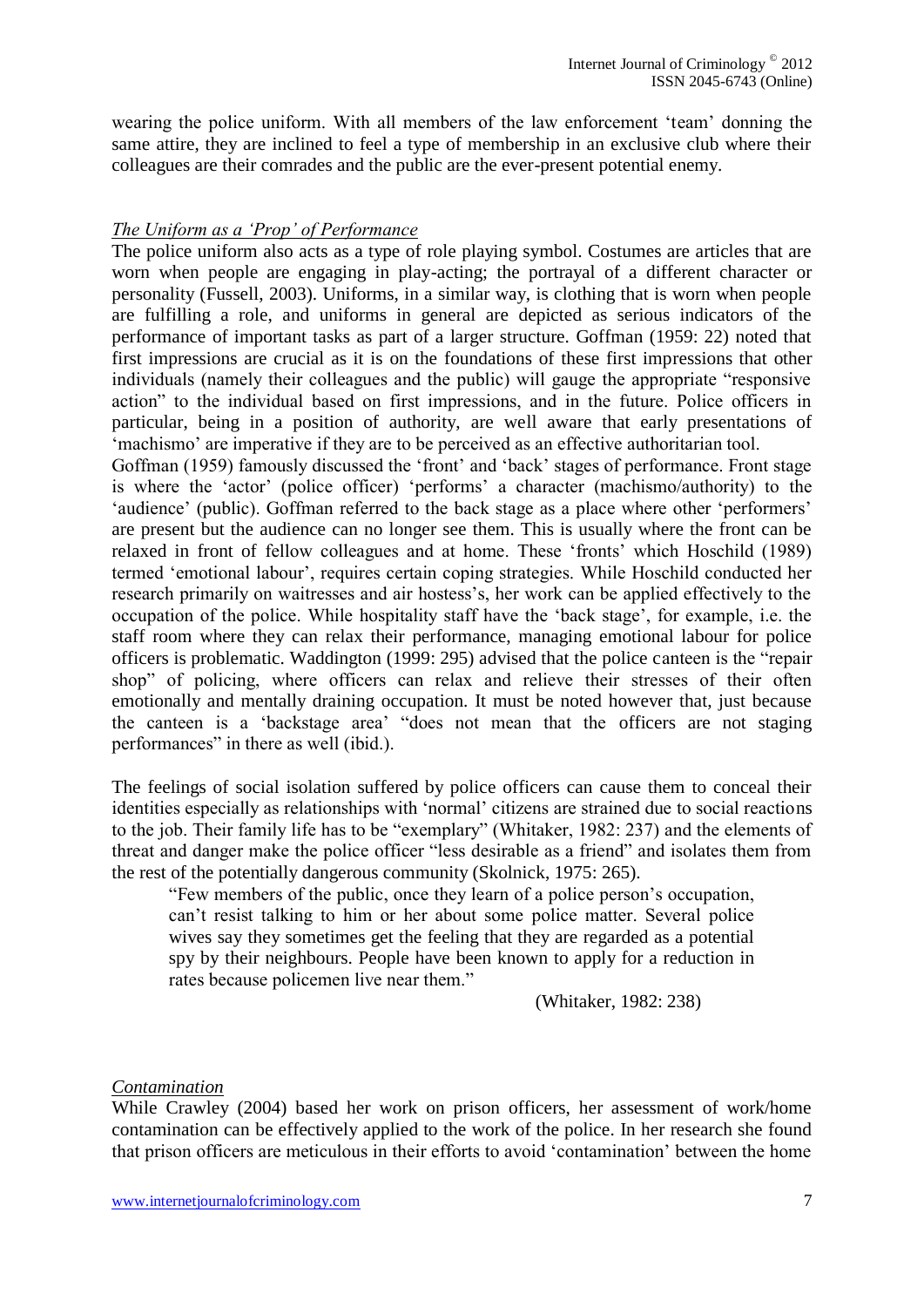wearing the police uniform. With all members of the law enforcement 'team' donning the same attire, they are inclined to feel a type of membership in an exclusive club where their colleagues are their comrades and the public are the ever-present potential enemy.

### *The Uniform as a 'Prop' of Performance*

The police uniform also acts as a type of role playing symbol. Costumes are articles that are worn when people are engaging in play-acting; the portrayal of a different character or personality (Fussell, 2003). Uniforms, in a similar way, is clothing that is worn when people are fulfilling a role, and uniforms in general are depicted as serious indicators of the performance of important tasks as part of a larger structure. Goffman (1959: 22) noted that first impressions are crucial as it is on the foundations of these first impressions that other individuals (namely their colleagues and the public) will gauge the appropriate "responsive action" to the individual based on first impressions, and in the future. Police officers in particular, being in a position of authority, are well aware that early presentations of 'machismo' are imperative if they are to be perceived as an effective authoritarian tool.

Goffman (1959) famously discussed the 'front' and 'back' stages of performance. Front stage is where the 'actor' (police officer) 'performs' a character (machismo/authority) to the 'audience' (public). Goffman referred to the back stage as a place where other 'performers' are present but the audience can no longer see them. This is usually where the front can be relaxed in front of fellow colleagues and at home. These 'fronts' which Hoschild (1989) termed 'emotional labour', requires certain coping strategies. While Hoschild conducted her research primarily on waitresses and air hostess's, her work can be applied effectively to the occupation of the police. While hospitality staff have the 'back stage', for example, i.e. the staff room where they can relax their performance, managing emotional labour for police officers is problematic. Waddington (1999: 295) advised that the police canteen is the "repair shop" of policing, where officers can relax and relieve their stresses of their often emotionally and mentally draining occupation. It must be noted however that, just because the canteen is a 'backstage area' "does not mean that the officers are not staging performances" in there as well (ibid.).

The feelings of social isolation suffered by police officers can cause them to conceal their identities especially as relationships with 'normal' citizens are strained due to social reactions to the job. Their family life has to be "exemplary" (Whitaker, 1982: 237) and the elements of threat and danger make the police officer "less desirable as a friend" and isolates them from the rest of the potentially dangerous community (Skolnick, 1975: 265).

> "Few members of the public, once they learn of a police person's occupation, can't resist talking to him or her about some police matter. Several police wives say they sometimes get the feeling that they are regarded as a potential spy by their neighbours. People have been known to apply for a reduction in rates because policemen live near them."
>
> (Whitaker, 1982: 238)

### *Contamination*

While Crawley (2004) based her work on prison officers, her assessment of work/home contamination can be effectively applied to the work of the police. In her research she found that prison officers are meticulous in their efforts to avoid 'contamination' between the home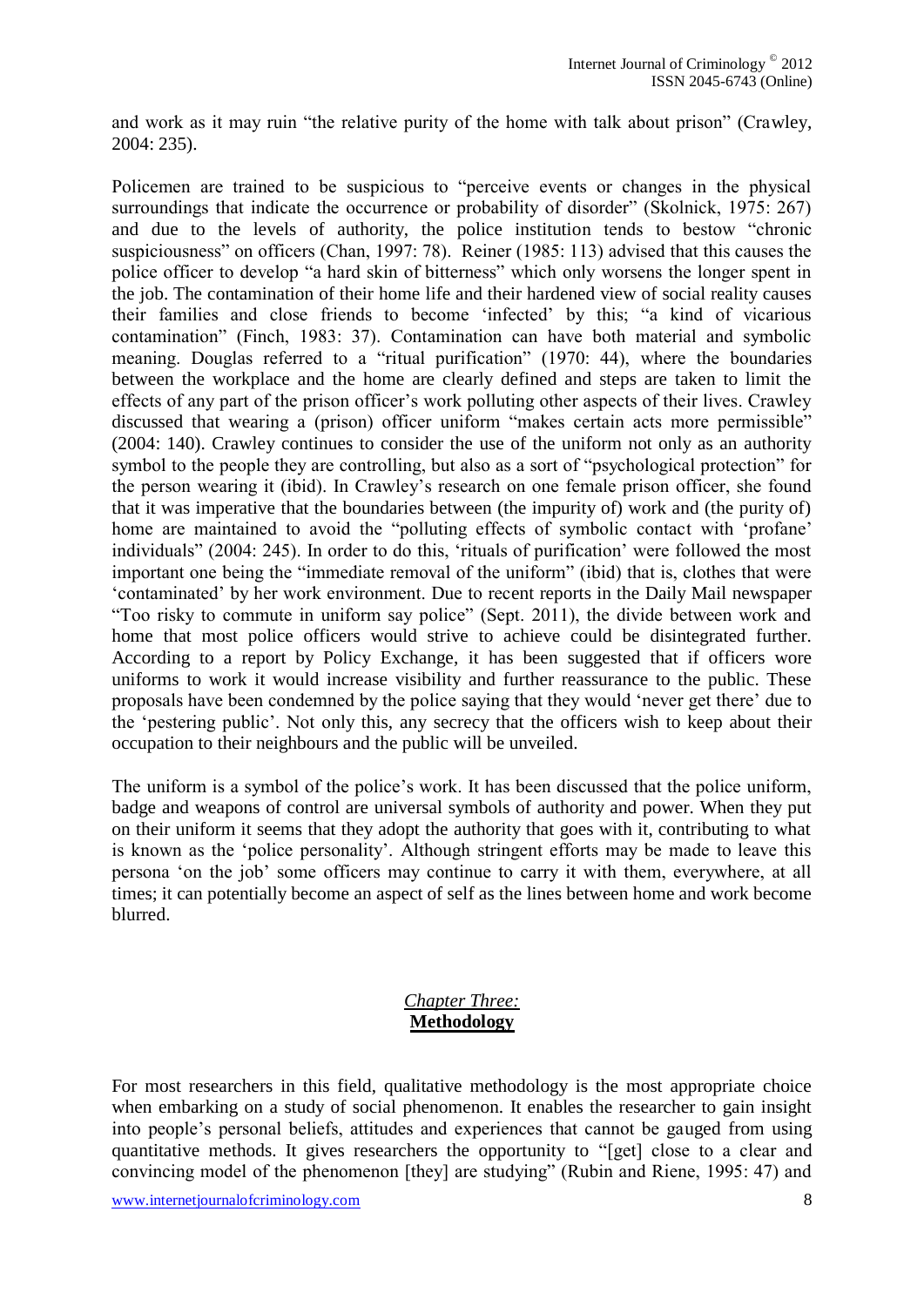and work as it may ruin "the relative purity of the home with talk about prison" (Crawley, 2004: 235).

Policemen are trained to be suspicious to "perceive events or changes in the physical surroundings that indicate the occurrence or probability of disorder" (Skolnick, 1975: 267) and due to the levels of authority, the police institution tends to bestow "chronic suspiciousness" on officers (Chan, 1997: 78). Reiner (1985: 113) advised that this causes the police officer to develop "a hard skin of bitterness" which only worsens the longer spent in the job. The contamination of their home life and their hardened view of social reality causes their families and close friends to become 'infected' by this; "a kind of vicarious contamination" (Finch, 1983: 37). Contamination can have both material and symbolic meaning. Douglas referred to a "ritual purification" (1970: 44), where the boundaries between the workplace and the home are clearly defined and steps are taken to limit the effects of any part of the prison officer's work polluting other aspects of their lives. Crawley discussed that wearing a (prison) officer uniform "makes certain acts more permissible" (2004: 140). Crawley continues to consider the use of the uniform not only as an authority symbol to the people they are controlling, but also as a sort of "psychological protection" for the person wearing it (ibid). In Crawley's research on one female prison officer, she found that it was imperative that the boundaries between (the impurity of) work and (the purity of) home are maintained to avoid the "polluting effects of symbolic contact with 'profane' individuals" (2004: 245). In order to do this, 'rituals of purification' were followed the most important one being the "immediate removal of the uniform" (ibid) that is, clothes that were 'contaminated' by her work environment. Due to recent reports in the Daily Mail newspaper "Too risky to commute in uniform say police" (Sept. 2011), the divide between work and home that most police officers would strive to achieve could be disintegrated further. According to a report by Policy Exchange, it has been suggested that if officers wore uniforms to work it would increase visibility and further reassurance to the public. These proposals have been condemned by the police saying that they would 'never get there' due to the 'pestering public'. Not only this, any secrecy that the officers wish to keep about their occupation to their neighbours and the public will be unveiled.

The uniform is a symbol of the police's work. It has been discussed that the police uniform, badge and weapons of control are universal symbols of authority and power. When they put on their uniform it seems that they adopt the authority that goes with it, contributing to what is known as the 'police personality'. Although stringent efforts may be made to leave this persona 'on the job' some officers may continue to carry it with them, everywhere, at all times; it can potentially become an aspect of self as the lines between home and work become blurred.

## *Chapter Three:* **Methodology**

For most researchers in this field, qualitative methodology is the most appropriate choice when embarking on a study of social phenomenon. It enables the researcher to gain insight into people's personal beliefs, attitudes and experiences that cannot be gauged from using quantitative methods. It gives researchers the opportunity to "[get] close to a clear and convincing model of the phenomenon [they] are studying" (Rubin and Riene, 1995: 47) and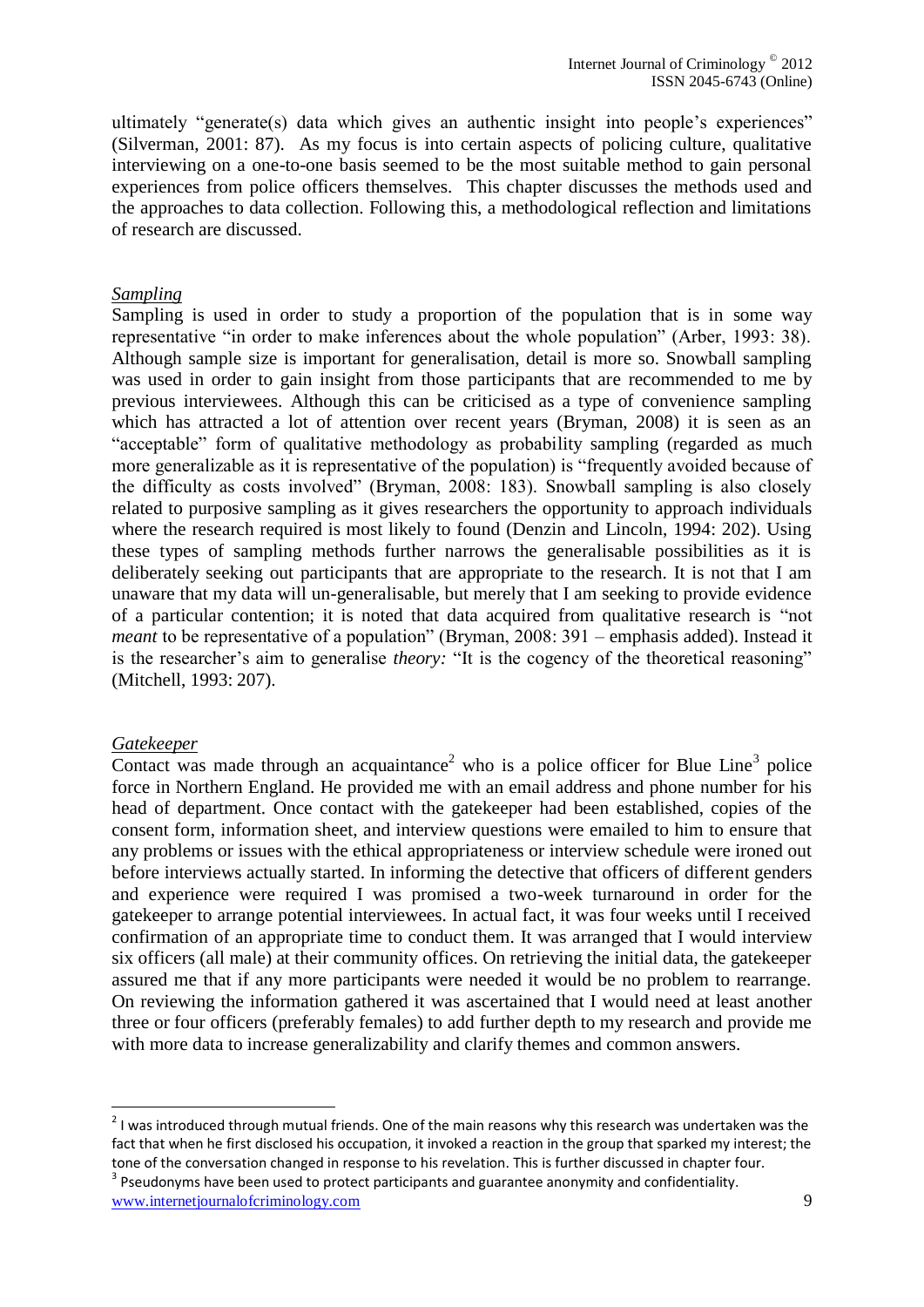ultimately "generate(s) data which gives an authentic insight into people's experiences" (Silverman, 2001: 87). As my focus is into certain aspects of policing culture, qualitative interviewing on a one-to-one basis seemed to be the most suitable method to gain personal experiences from police officers themselves. This chapter discusses the methods used and the approaches to data collection. Following this, a methodological reflection and limitations of research are discussed.

*Sampling*

Sampling is used in order to study a proportion of the population that is in some way representative "in order to make inferences about the whole population" (Arber, 1993: 38). Although sample size is important for generalisation, detail is more so. Snowball sampling was used in order to gain insight from those participants that are recommended to me by previous interviewees. Although this can be criticised as a type of convenience sampling which has attracted a lot of attention over recent years (Bryman, 2008) it is seen as an "acceptable" form of qualitative methodology as probability sampling (regarded as much more generalizable as it is representative of the population) is "frequently avoided because of the difficulty as costs involved" (Bryman, 2008: 183). Snowball sampling is also closely related to purposive sampling as it gives researchers the opportunity to approach individuals where the research required is most likely to found (Denzin and Lincoln, 1994: 202). Using these types of sampling methods further narrows the generalisable possibilities as it is deliberately seeking out participants that are appropriate to the research. It is not that I am unaware that my data will un-generalisable, but merely that I am seeking to provide evidence of a particular contention; it is noted that data acquired from qualitative research is "not *meant* to be representative of a population" (Bryman, 2008: 391 – emphasis added). Instead it is the researcher's aim to generalise *theory:* "It is the cogency of the theoretical reasoning" (Mitchell, 1993: 207).

*Gatekeeper*

Contact was made through an acquaintance[2] who is a police officer for Blue Line[3] police force in Northern England. He provided me with an email address and phone number for his head of department. Once contact with the gatekeeper had been established, copies of the consent form, information sheet, and interview questions were emailed to him to ensure that any problems or issues with the ethical appropriateness or interview schedule were ironed out before interviews actually started. In informing the detective that officers of different genders and experience were required I was promised a two-week turnaround in order for the gatekeeper to arrange potential interviewees. In actual fact, it was four weeks until I received confirmation of an appropriate time to conduct them. It was arranged that I would interview six officers (all male) at their community offices. On retrieving the initial data, the gatekeeper assured me that if any more participants were needed it would be no problem to rearrange. On reviewing the information gathered it was ascertained that I would need at least another three or four officers (preferably females) to add further depth to my research and provide me with more data to increase generalizability and clarify themes and common answers.

---

[2] I was introduced through mutual friends. One of the main reasons why this research was undertaken was the fact that when he first disclosed his occupation, it invoked a reaction in the group that sparked my interest; the tone of the conversation changed in response to his revelation. This is further discussed in chapter four.

[3] Pseudonyms have been used to protect participants and guarantee anonymity and confidentiality.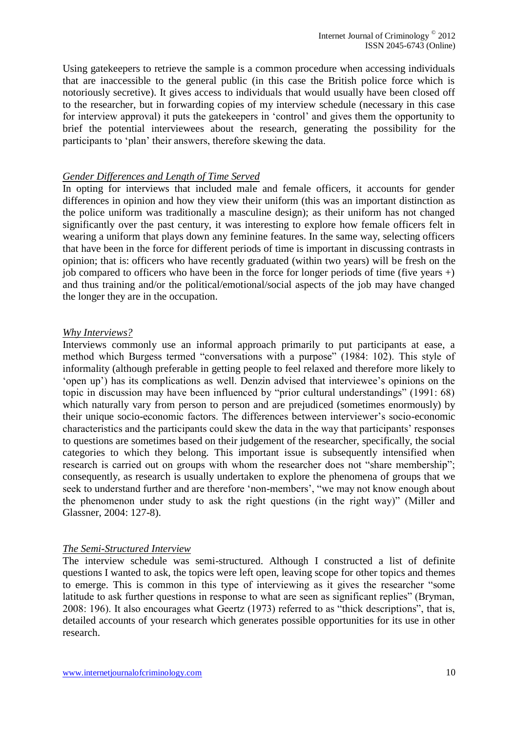Using gatekeepers to retrieve the sample is a common procedure when accessing individuals that are inaccessible to the general public (in this case the British police force which is notoriously secretive). It gives access to individuals that would usually have been closed off to the researcher, but in forwarding copies of my interview schedule (necessary in this case for interview approval) it puts the gatekeepers in 'control' and gives them the opportunity to brief the potential interviewees about the research, generating the possibility for the participants to 'plan' their answers, therefore skewing the data.

*Gender Differences and Length of Time Served*

In opting for interviews that included male and female officers, it accounts for gender differences in opinion and how they view their uniform (this was an important distinction as the police uniform was traditionally a masculine design); as their uniform has not changed significantly over the past century, it was interesting to explore how female officers felt in wearing a uniform that plays down any feminine features. In the same way, selecting officers that have been in the force for different periods of time is important in discussing contrasts in opinion; that is: officers who have recently graduated (within two years) will be fresh on the job compared to officers who have been in the force for longer periods of time (five years +) and thus training and/or the political/emotional/social aspects of the job may have changed the longer they are in the occupation.

*Why Interviews?*

Interviews commonly use an informal approach primarily to put participants at ease, a method which Burgess termed "conversations with a purpose" (1984: 102). This style of informality (although preferable in getting people to feel relaxed and therefore more likely to 'open up') has its complications as well. Denzin advised that interviewee's opinions on the topic in discussion may have been influenced by "prior cultural understandings" (1991: 68) which naturally vary from person to person and are prejudiced (sometimes enormously) by their unique socio-economic factors. The differences between interviewer's socio-economic characteristics and the participants could skew the data in the way that participants' responses to questions are sometimes based on their judgement of the researcher, specifically, the social categories to which they belong. This important issue is subsequently intensified when research is carried out on groups with whom the researcher does not "share membership"; consequently, as research is usually undertaken to explore the phenomena of groups that we seek to understand further and are therefore 'non-members', "we may not know enough about the phenomenon under study to ask the right questions (in the right way)" (Miller and Glassner, 2004: 127-8).

*The Semi-Structured Interview*

The interview schedule was semi-structured. Although I constructed a list of definite questions I wanted to ask, the topics were left open, leaving scope for other topics and themes to emerge. This is common in this type of interviewing as it gives the researcher "some latitude to ask further questions in response to what are seen as significant replies" (Bryman, 2008: 196). It also encourages what Geertz (1973) referred to as "thick descriptions", that is, detailed accounts of your research which generates possible opportunities for its use in other research.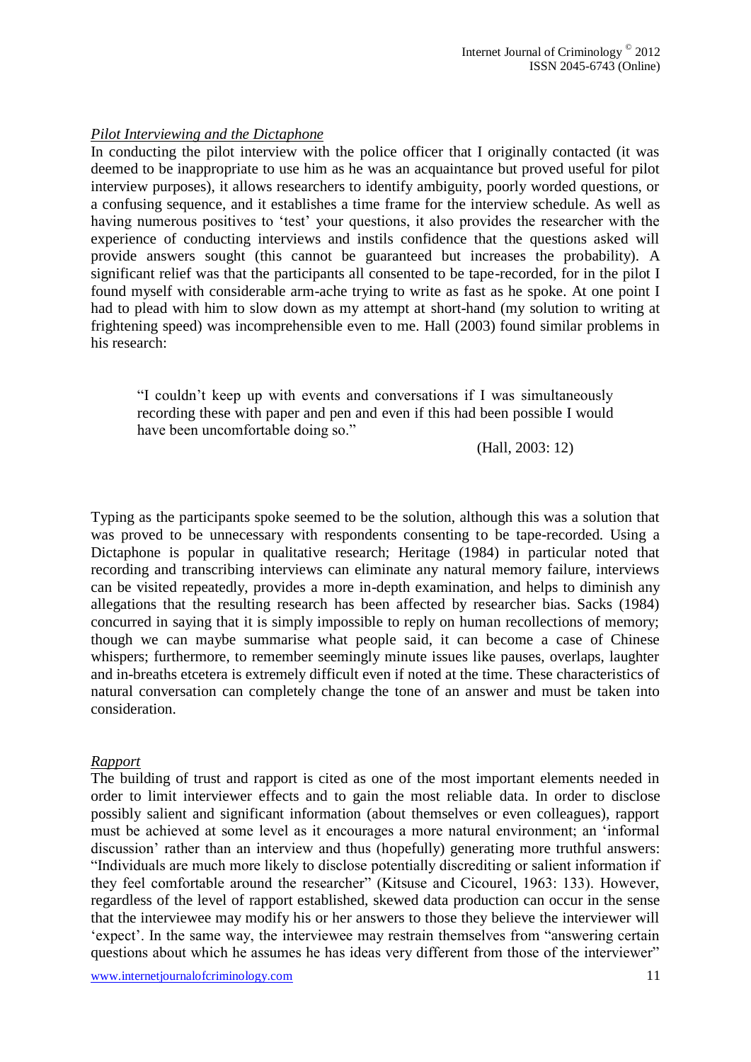*Pilot Interviewing and the Dictaphone*

In conducting the pilot interview with the police officer that I originally contacted (it was deemed to be inappropriate to use him as he was an acquaintance but proved useful for pilot interview purposes), it allows researchers to identify ambiguity, poorly worded questions, or a confusing sequence, and it establishes a time frame for the interview schedule. As well as having numerous positives to 'test' your questions, it also provides the researcher with the experience of conducting interviews and instils confidence that the questions asked will provide answers sought (this cannot be guaranteed but increases the probability). A significant relief was that the participants all consented to be tape-recorded, for in the pilot I found myself with considerable arm-ache trying to write as fast as he spoke. At one point I had to plead with him to slow down as my attempt at short-hand (my solution to writing at frightening speed) was incomprehensible even to me. Hall (2003) found similar problems in his research:

> "I couldn't keep up with events and conversations if I was simultaneously recording these with paper and pen and even if this had been possible I would have been uncomfortable doing so."
>
> (Hall, 2003: 12)

Typing as the participants spoke seemed to be the solution, although this was a solution that was proved to be unnecessary with respondents consenting to be tape-recorded. Using a Dictaphone is popular in qualitative research; Heritage (1984) in particular noted that recording and transcribing interviews can eliminate any natural memory failure, interviews can be visited repeatedly, provides a more in-depth examination, and helps to diminish any allegations that the resulting research has been affected by researcher bias. Sacks (1984) concurred in saying that it is simply impossible to reply on human recollections of memory; though we can maybe summarise what people said, it can become a case of Chinese whispers; furthermore, to remember seemingly minute issues like pauses, overlaps, laughter and in-breaths etcetera is extremely difficult even if noted at the time. These characteristics of natural conversation can completely change the tone of an answer and must be taken into consideration.

*Rapport*

The building of trust and rapport is cited as one of the most important elements needed in order to limit interviewer effects and to gain the most reliable data. In order to disclose possibly salient and significant information (about themselves or even colleagues), rapport must be achieved at some level as it encourages a more natural environment; an 'informal discussion' rather than an interview and thus (hopefully) generating more truthful answers: "Individuals are much more likely to disclose potentially discrediting or salient information if they feel comfortable around the researcher" (Kitsuse and Cicourel, 1963: 133). However, regardless of the level of rapport established, skewed data production can occur in the sense that the interviewee may modify his or her answers to those they believe the interviewer will 'expect'. In the same way, the interviewee may restrain themselves from "answering certain questions about which he assumes he has ideas very different from those of the interviewer"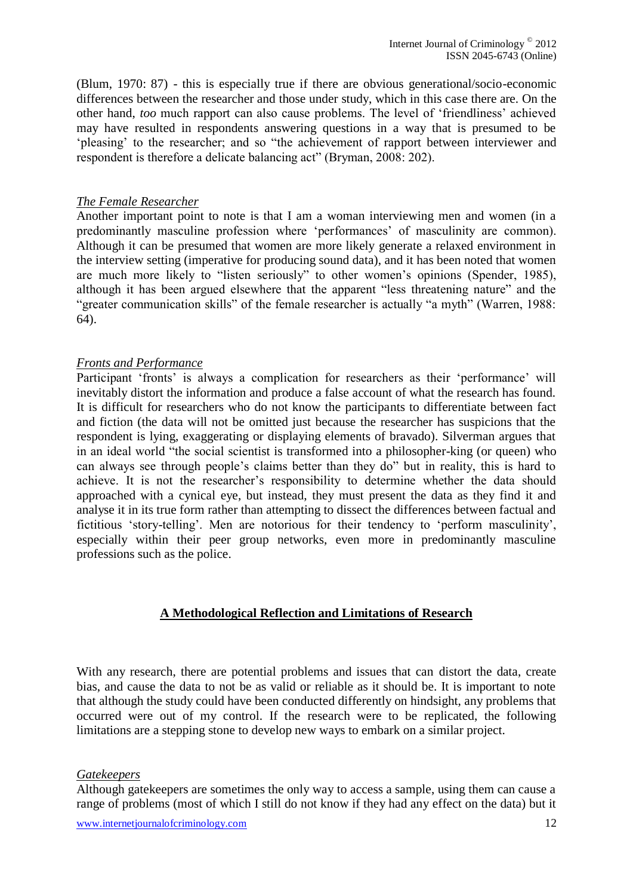(Blum, 1970: 87) - this is especially true if there are obvious generational/socio-economic differences between the researcher and those under study, which in this case there are. On the other hand, *too* much rapport can also cause problems. The level of 'friendliness' achieved may have resulted in respondents answering questions in a way that is presumed to be 'pleasing' to the researcher; and so "the achievement of rapport between interviewer and respondent is therefore a delicate balancing act" (Bryman, 2008: 202).

*The Female Researcher*

Another important point to note is that I am a woman interviewing men and women (in a predominantly masculine profession where 'performances' of masculinity are common). Although it can be presumed that women are more likely generate a relaxed environment in the interview setting (imperative for producing sound data), and it has been noted that women are much more likely to "listen seriously" to other women's opinions (Spender, 1985), although it has been argued elsewhere that the apparent "less threatening nature" and the "greater communication skills" of the female researcher is actually "a myth" (Warren, 1988: 64).

*Fronts and Performance*

Participant 'fronts' is always a complication for researchers as their 'performance' will inevitably distort the information and produce a false account of what the research has found. It is difficult for researchers who do not know the participants to differentiate between fact and fiction (the data will not be omitted just because the researcher has suspicions that the respondent is lying, exaggerating or displaying elements of bravado). Silverman argues that in an ideal world "the social scientist is transformed into a philosopher-king (or queen) who can always see through people's claims better than they do" but in reality, this is hard to achieve. It is not the researcher's responsibility to determine whether the data should approached with a cynical eye, but instead, they must present the data as they find it and analyse it in its true form rather than attempting to dissect the differences between factual and fictitious 'story-telling'. Men are notorious for their tendency to 'perform masculinity', especially within their peer group networks, even more in predominantly masculine professions such as the police.

## A Methodological Reflection and Limitations of Research

With any research, there are potential problems and issues that can distort the data, create bias, and cause the data to not be as valid or reliable as it should be. It is important to note that although the study could have been conducted differently on hindsight, any problems that occurred were out of my control. If the research were to be replicated, the following limitations are a stepping stone to develop new ways to embark on a similar project.

*Gatekeepers*

Although gatekeepers are sometimes the only way to access a sample, using them can cause a range of problems (most of which I still do not know if they had any effect on the data) but it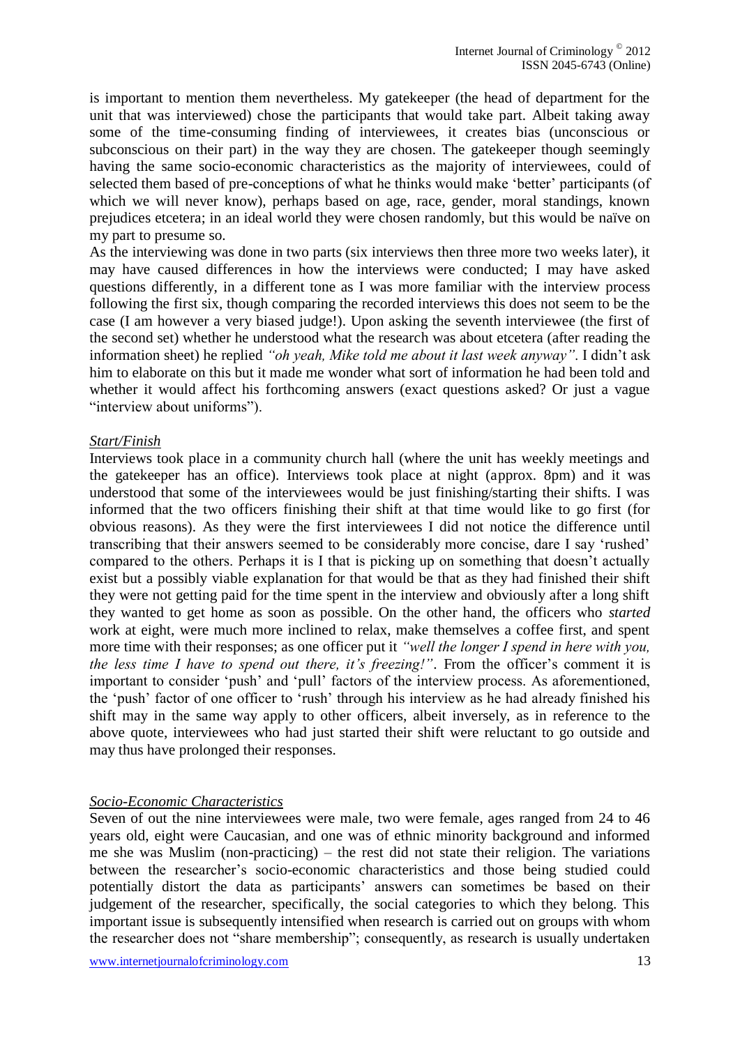is important to mention them nevertheless. My gatekeeper (the head of department for the unit that was interviewed) chose the participants that would take part. Albeit taking away some of the time-consuming finding of interviewees, it creates bias (unconscious or subconscious on their part) in the way they are chosen. The gatekeeper though seemingly having the same socio-economic characteristics as the majority of interviewees, could of selected them based of pre-conceptions of what he thinks would make 'better' participants (of which we will never know), perhaps based on age, race, gender, moral standings, known prejudices etcetera; in an ideal world they were chosen randomly, but this would be naïve on my part to presume so.

As the interviewing was done in two parts (six interviews then three more two weeks later), it may have caused differences in how the interviews were conducted; I may have asked questions differently, in a different tone as I was more familiar with the interview process following the first six, though comparing the recorded interviews this does not seem to be the case (I am however a very biased judge!). Upon asking the seventh interviewee (the first of the second set) whether he understood what the research was about etcetera (after reading the information sheet) he replied *"oh yeah, Mike told me about it last week anyway"*. I didn't ask him to elaborate on this but it made me wonder what sort of information he had been told and whether it would affect his forthcoming answers (exact questions asked? Or just a vague "interview about uniforms").

*Start/Finish*

Interviews took place in a community church hall (where the unit has weekly meetings and the gatekeeper has an office). Interviews took place at night (approx. 8pm) and it was understood that some of the interviewees would be just finishing/starting their shifts. I was informed that the two officers finishing their shift at that time would like to go first (for obvious reasons). As they were the first interviewees I did not notice the difference until transcribing that their answers seemed to be considerably more concise, dare I say 'rushed' compared to the others. Perhaps it is I that is picking up on something that doesn't actually exist but a possibly viable explanation for that would be that as they had finished their shift they were not getting paid for the time spent in the interview and obviously after a long shift they wanted to get home as soon as possible. On the other hand, the officers who *started* work at eight, were much more inclined to relax, make themselves a coffee first, and spent more time with their responses; as one officer put it *"well the longer I spend in here with you, the less time I have to spend out there, it's freezing!"*. From the officer's comment it is important to consider 'push' and 'pull' factors of the interview process. As aforementioned, the 'push' factor of one officer to 'rush' through his interview as he had already finished his shift may in the same way apply to other officers, albeit inversely, as in reference to the above quote, interviewees who had just started their shift were reluctant to go outside and may thus have prolonged their responses.

*Socio-Economic Characteristics*

Seven of out the nine interviewees were male, two were female, ages ranged from 24 to 46 years old, eight were Caucasian, and one was of ethnic minority background and informed me she was Muslim (non-practicing) – the rest did not state their religion. The variations between the researcher's socio-economic characteristics and those being studied could potentially distort the data as participants' answers can sometimes be based on their judgement of the researcher, specifically, the social categories to which they belong. This important issue is subsequently intensified when research is carried out on groups with whom the researcher does not "share membership"; consequently, as research is usually undertaken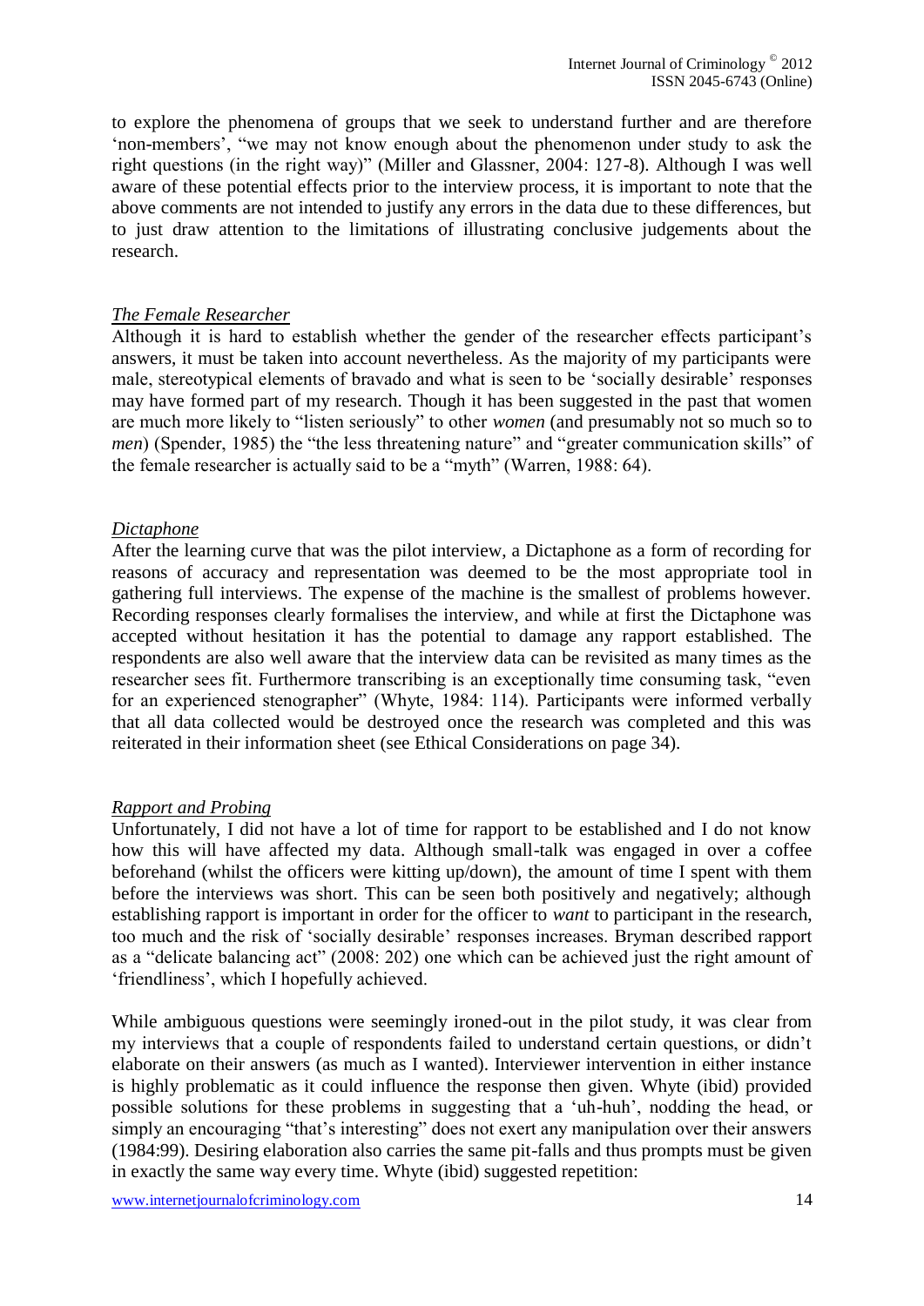to explore the phenomena of groups that we seek to understand further and are therefore 'non-members', "we may not know enough about the phenomenon under study to ask the right questions (in the right way)" (Miller and Glassner, 2004: 127-8). Although I was well aware of these potential effects prior to the interview process, it is important to note that the above comments are not intended to justify any errors in the data due to these differences, but to just draw attention to the limitations of illustrating conclusive judgements about the research.

*The Female Researcher*

Although it is hard to establish whether the gender of the researcher effects participant's answers, it must be taken into account nevertheless. As the majority of my participants were male, stereotypical elements of bravado and what is seen to be 'socially desirable' responses may have formed part of my research. Though it has been suggested in the past that women are much more likely to "listen seriously" to other *women* (and presumably not so much so to *men*) (Spender, 1985) the "the less threatening nature" and "greater communication skills" of the female researcher is actually said to be a "myth" (Warren, 1988: 64).

*Dictaphone*

After the learning curve that was the pilot interview, a Dictaphone as a form of recording for reasons of accuracy and representation was deemed to be the most appropriate tool in gathering full interviews. The expense of the machine is the smallest of problems however. Recording responses clearly formalises the interview, and while at first the Dictaphone was accepted without hesitation it has the potential to damage any rapport established. The respondents are also well aware that the interview data can be revisited as many times as the researcher sees fit. Furthermore transcribing is an exceptionally time consuming task, "even for an experienced stenographer" (Whyte, 1984: 114). Participants were informed verbally that all data collected would be destroyed once the research was completed and this was reiterated in their information sheet (see Ethical Considerations on page 34).

*Rapport and Probing*

Unfortunately, I did not have a lot of time for rapport to be established and I do not know how this will have affected my data. Although small-talk was engaged in over a coffee beforehand (whilst the officers were kitting up/down), the amount of time I spent with them before the interviews was short. This can be seen both positively and negatively; although establishing rapport is important in order for the officer to *want* to participant in the research, too much and the risk of 'socially desirable' responses increases. Bryman described rapport as a "delicate balancing act" (2008: 202) one which can be achieved just the right amount of 'friendliness', which I hopefully achieved.

While ambiguous questions were seemingly ironed-out in the pilot study, it was clear from my interviews that a couple of respondents failed to understand certain questions, or didn't elaborate on their answers (as much as I wanted). Interviewer intervention in either instance is highly problematic as it could influence the response then given. Whyte (ibid) provided possible solutions for these problems in suggesting that a 'uh-huh', nodding the head, or simply an encouraging "that's interesting" does not exert any manipulation over their answers (1984:99). Desiring elaboration also carries the same pit-falls and thus prompts must be given in exactly the same way every time. Whyte (ibid) suggested repetition: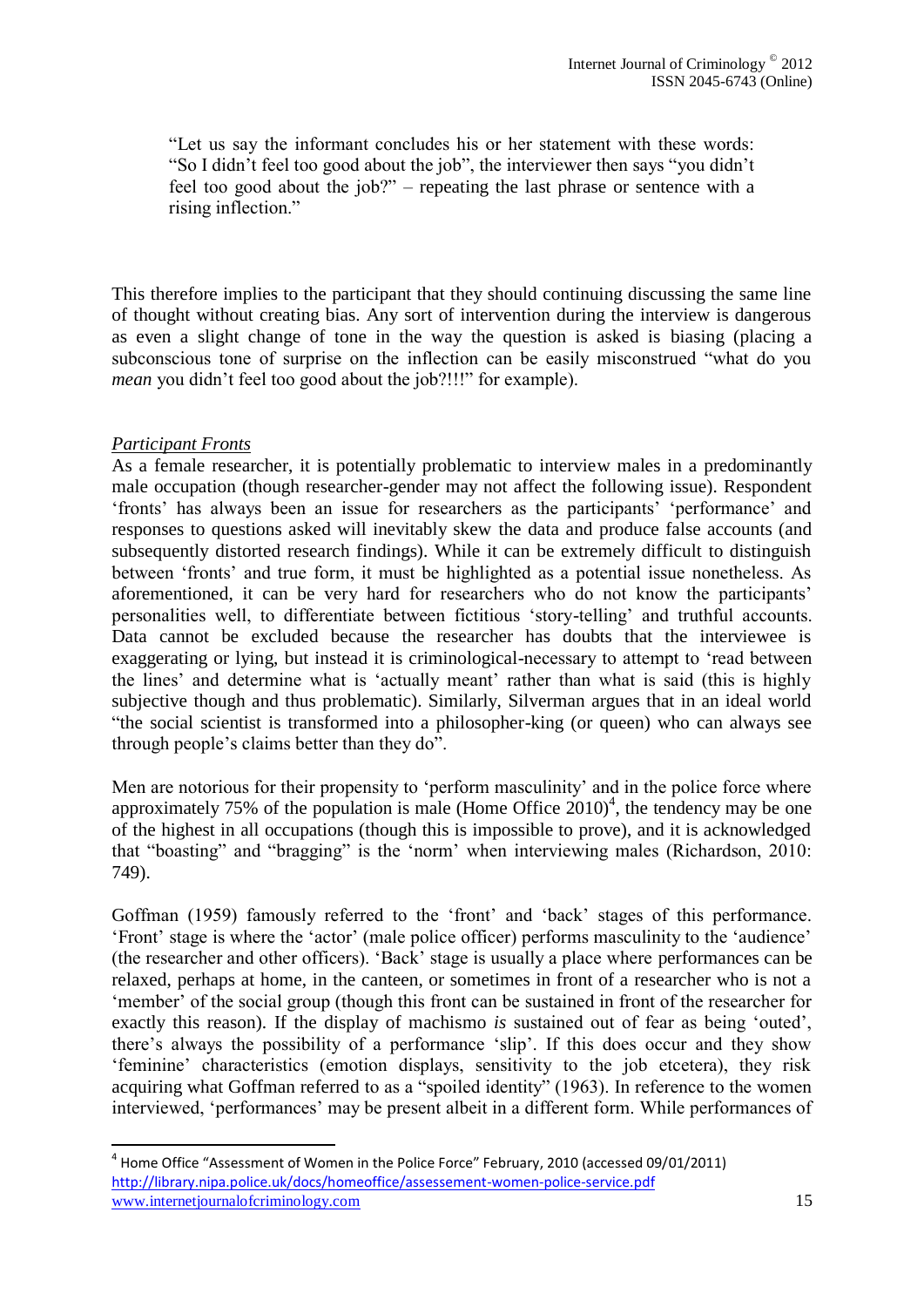> "Let us say the informant concludes his or her statement with these words: "So I didn't feel too good about the job", the interviewer then says "you didn't feel too good about the job?" – repeating the last phrase or sentence with a rising inflection."

This therefore implies to the participant that they should continuing discussing the same line of thought without creating bias. Any sort of intervention during the interview is dangerous as even a slight change of tone in the way the question is asked is biasing (placing a subconscious tone of surprise on the inflection can be easily misconstrued "what do you *mean* you didn't feel too good about the job?!!!" for example).

*Participant Fronts*

As a female researcher, it is potentially problematic to interview males in a predominantly male occupation (though researcher-gender may not affect the following issue). Respondent 'fronts' has always been an issue for researchers as the participants' 'performance' and responses to questions asked will inevitably skew the data and produce false accounts (and subsequently distorted research findings). While it can be extremely difficult to distinguish between 'fronts' and true form, it must be highlighted as a potential issue nonetheless. As aforementioned, it can be very hard for researchers who do not know the participants' personalities well, to differentiate between fictitious 'story-telling' and truthful accounts. Data cannot be excluded because the researcher has doubts that the interviewee is exaggerating or lying, but instead it is criminological-necessary to attempt to 'read between the lines' and determine what is 'actually meant' rather than what is said (this is highly subjective though and thus problematic). Similarly, Silverman argues that in an ideal world "the social scientist is transformed into a philosopher-king (or queen) who can always see through people's claims better than they do".

Men are notorious for their propensity to 'perform masculinity' and in the police force where approximately 75% of the population is male (Home Office 2010)[4], the tendency may be one of the highest in all occupations (though this is impossible to prove), and it is acknowledged that "boasting" and "bragging" is the 'norm' when interviewing males (Richardson, 2010: 749).

Goffman (1959) famously referred to the 'front' and 'back' stages of this performance. 'Front' stage is where the 'actor' (male police officer) performs masculinity to the 'audience' (the researcher and other officers). 'Back' stage is usually a place where performances can be relaxed, perhaps at home, in the canteen, or sometimes in front of a researcher who is not a 'member' of the social group (though this front can be sustained in front of the researcher for exactly this reason). If the display of machismo *is* sustained out of fear as being 'outed', there's always the possibility of a performance 'slip'. If this does occur and they show 'feminine' characteristics (emotion displays, sensitivity to the job etcetera), they risk acquiring what Goffman referred to as a "spoiled identity" (1963). In reference to the women interviewed, 'performances' may be present albeit in a different form. While performances of

---

[4] Home Office "Assessment of Women in the Police Force" February, 2010 (accessed 09/01/2011) http://library.nipa.police.uk/docs/homeoffice/assessement-women-police-service.pdf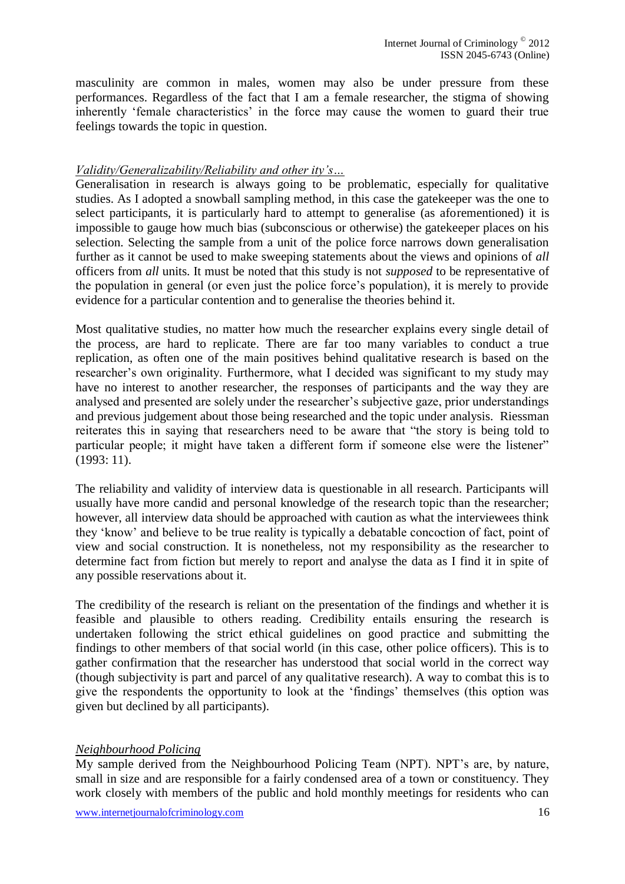masculinity are common in males, women may also be under pressure from these performances. Regardless of the fact that I am a female researcher, the stigma of showing inherently 'female characteristics' in the force may cause the women to guard their true feelings towards the topic in question.

### *Validity/Generalizability/Reliability and other ity's…*

Generalisation in research is always going to be problematic, especially for qualitative studies. As I adopted a snowball sampling method, in this case the gatekeeper was the one to select participants, it is particularly hard to attempt to generalise (as aforementioned) it is impossible to gauge how much bias (subconscious or otherwise) the gatekeeper places on his selection. Selecting the sample from a unit of the police force narrows down generalisation further as it cannot be used to make sweeping statements about the views and opinions of *all* officers from *all* units. It must be noted that this study is not *supposed* to be representative of the population in general (or even just the police force's population), it is merely to provide evidence for a particular contention and to generalise the theories behind it.

Most qualitative studies, no matter how much the researcher explains every single detail of the process, are hard to replicate. There are far too many variables to conduct a true replication, as often one of the main positives behind qualitative research is based on the researcher's own originality. Furthermore, what I decided was significant to my study may have no interest to another researcher, the responses of participants and the way they are analysed and presented are solely under the researcher's subjective gaze, prior understandings and previous judgement about those being researched and the topic under analysis. Riessman reiterates this in saying that researchers need to be aware that "the story is being told to particular people; it might have taken a different form if someone else were the listener" (1993: 11).

The reliability and validity of interview data is questionable in all research. Participants will usually have more candid and personal knowledge of the research topic than the researcher; however, all interview data should be approached with caution as what the interviewees think they 'know' and believe to be true reality is typically a debatable concoction of fact, point of view and social construction. It is nonetheless, not my responsibility as the researcher to determine fact from fiction but merely to report and analyse the data as I find it in spite of any possible reservations about it.

The credibility of the research is reliant on the presentation of the findings and whether it is feasible and plausible to others reading. Credibility entails ensuring the research is undertaken following the strict ethical guidelines on good practice and submitting the findings to other members of that social world (in this case, other police officers). This is to gather confirmation that the researcher has understood that social world in the correct way (though subjectivity is part and parcel of any qualitative research). A way to combat this is to give the respondents the opportunity to look at the 'findings' themselves (this option was given but declined by all participants).

### *Neighbourhood Policing*

My sample derived from the Neighbourhood Policing Team (NPT). NPT's are, by nature, small in size and are responsible for a fairly condensed area of a town or constituency. They work closely with members of the public and hold monthly meetings for residents who can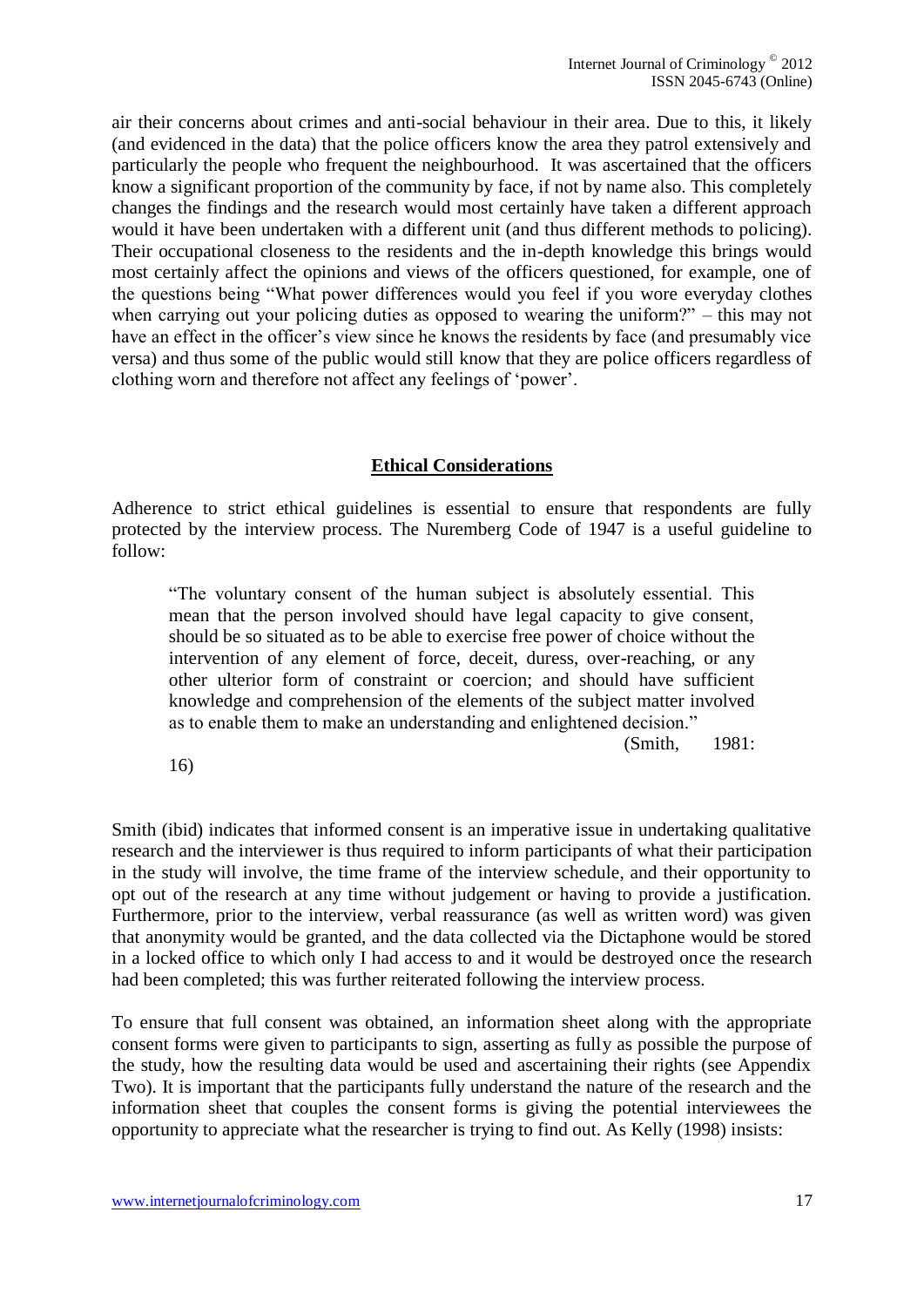air their concerns about crimes and anti-social behaviour in their area. Due to this, it likely (and evidenced in the data) that the police officers know the area they patrol extensively and particularly the people who frequent the neighbourhood. It was ascertained that the officers know a significant proportion of the community by face, if not by name also. This completely changes the findings and the research would most certainly have taken a different approach would it have been undertaken with a different unit (and thus different methods to policing). Their occupational closeness to the residents and the in-depth knowledge this brings would most certainly affect the opinions and views of the officers questioned, for example, one of the questions being "What power differences would you feel if you wore everyday clothes when carrying out your policing duties as opposed to wearing the uniform?" – this may not have an effect in the officer's view since he knows the residents by face (and presumably vice versa) and thus some of the public would still know that they are police officers regardless of clothing worn and therefore not affect any feelings of 'power'.

## Ethical Considerations

Adherence to strict ethical guidelines is essential to ensure that respondents are fully protected by the interview process. The Nuremberg Code of 1947 is a useful guideline to follow:

> "The voluntary consent of the human subject is absolutely essential. This mean that the person involved should have legal capacity to give consent, should be so situated as to be able to exercise free power of choice without the intervention of any element of force, deceit, duress, over-reaching, or any other ulterior form of constraint or coercion; and should have sufficient knowledge and comprehension of the elements of the subject matter involved as to enable them to make an understanding and enlightened decision."
>
> (Smith, 1981: 16)

Smith (ibid) indicates that informed consent is an imperative issue in undertaking qualitative research and the interviewer is thus required to inform participants of what their participation in the study will involve, the time frame of the interview schedule, and their opportunity to opt out of the research at any time without judgement or having to provide a justification. Furthermore, prior to the interview, verbal reassurance (as well as written word) was given that anonymity would be granted, and the data collected via the Dictaphone would be stored in a locked office to which only I had access to and it would be destroyed once the research had been completed; this was further reiterated following the interview process.

To ensure that full consent was obtained, an information sheet along with the appropriate consent forms were given to participants to sign, asserting as fully as possible the purpose of the study, how the resulting data would be used and ascertaining their rights (see Appendix Two). It is important that the participants fully understand the nature of the research and the information sheet that couples the consent forms is giving the potential interviewees the opportunity to appreciate what the researcher is trying to find out. As Kelly (1998) insists: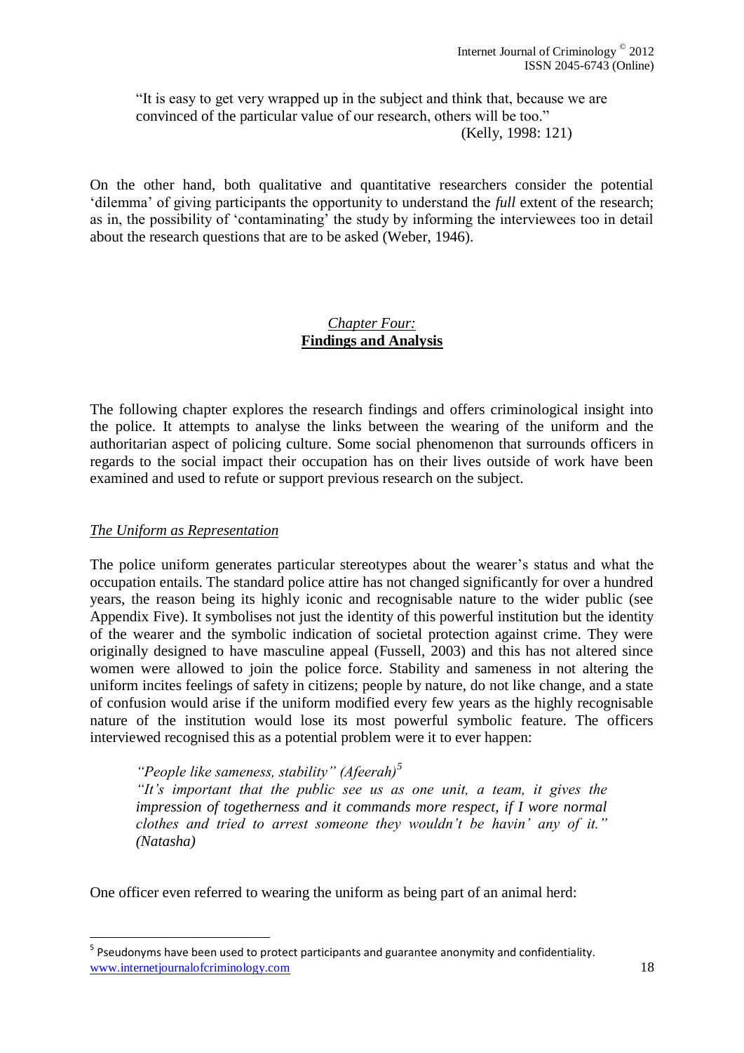> "It is easy to get very wrapped up in the subject and think that, because we are convinced of the particular value of our research, others will be too."
> (Kelly, 1998: 121)

On the other hand, both qualitative and quantitative researchers consider the potential 'dilemma' of giving participants the opportunity to understand the *full* extent of the research; as in, the possibility of 'contaminating' the study by informing the interviewees too in detail about the research questions that are to be asked (Weber, 1946).

## *Chapter Four:* **Findings and Analysis**

The following chapter explores the research findings and offers criminological insight into the police. It attempts to analyse the links between the wearing of the uniform and the authoritarian aspect of policing culture. Some social phenomenon that surrounds officers in regards to the social impact their occupation has on their lives outside of work have been examined and used to refute or support previous research on the subject.

### *The Uniform as Representation*

The police uniform generates particular stereotypes about the wearer's status and what the occupation entails. The standard police attire has not changed significantly for over a hundred years, the reason being its highly iconic and recognisable nature to the wider public (see Appendix Five). It symbolises not just the identity of this powerful institution but the identity of the wearer and the symbolic indication of societal protection against crime. They were originally designed to have masculine appeal (Fussell, 2003) and this has not altered since women were allowed to join the police force. Stability and sameness in not altering the uniform incites feelings of safety in citizens; people by nature, do not like change, and a state of confusion would arise if the uniform modified every few years as the highly recognisable nature of the institution would lose its most powerful symbolic feature. The officers interviewed recognised this as a potential problem were it to ever happen:

> *"People like sameness, stability" (Afeerah)*[5]
> *"It's important that the public see us as one unit, a team, it gives the impression of togetherness and it commands more respect, if I wore normal clothes and tried to arrest someone they wouldn't be havin' any of it." (Natasha)*

One officer even referred to wearing the uniform as being part of an animal herd:

[5] Pseudonyms have been used to protect participants and guarantee anonymity and confidentiality.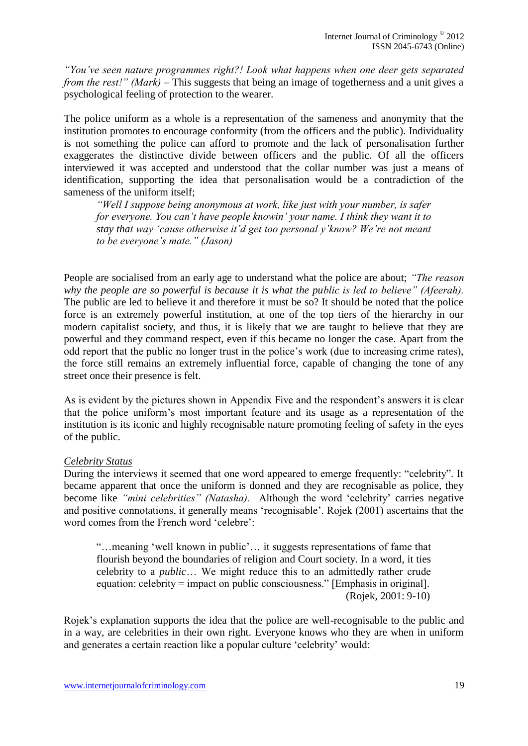*"You've seen nature programmes right?! Look what happens when one deer gets separated from the rest!" (Mark)* – This suggests that being an image of togetherness and a unit gives a psychological feeling of protection to the wearer.

The police uniform as a whole is a representation of the sameness and anonymity that the institution promotes to encourage conformity (from the officers and the public). Individuality is not something the police can afford to promote and the lack of personalisation further exaggerates the distinctive divide between officers and the public. Of all the officers interviewed it was accepted and understood that the collar number was just a means of identification, supporting the idea that personalisation would be a contradiction of the sameness of the uniform itself;

> *"Well I suppose being anonymous at work, like just with your number, is safer for everyone. You can't have people knowin' your name. I think they want it to stay that way 'cause otherwise it'd get too personal y'know? We're not meant to be everyone's mate." (Jason)*

People are socialised from an early age to understand what the police are about; *"The reason why the people are so powerful is because it is what the public is led to believe" (Afeerah).* The public are led to believe it and therefore it must be so? It should be noted that the police force is an extremely powerful institution, at one of the top tiers of the hierarchy in our modern capitalist society, and thus, it is likely that we are taught to believe that they are powerful and they command respect, even if this became no longer the case. Apart from the odd report that the public no longer trust in the police's work (due to increasing crime rates), the force still remains an extremely influential force, capable of changing the tone of any street once their presence is felt.

As is evident by the pictures shown in Appendix Five and the respondent's answers it is clear that the police uniform's most important feature and its usage as a representation of the institution is its iconic and highly recognisable nature promoting feeling of safety in the eyes of the public.

*Celebrity Status*

During the interviews it seemed that one word appeared to emerge frequently: "celebrity". It became apparent that once the uniform is donned and they are recognisable as police, they become like *"mini celebrities" (Natasha).* Although the word 'celebrity' carries negative and positive connotations, it generally means 'recognisable'. Rojek (2001) ascertains that the word comes from the French word 'celebre':

> "…meaning 'well known in public'… it suggests representations of fame that flourish beyond the boundaries of religion and Court society. In a word, it ties celebrity to a *public*… We might reduce this to an admittedly rather crude equation: celebrity = impact on public consciousness." [Emphasis in original].
>
> (Rojek, 2001: 9-10)

Rojek's explanation supports the idea that the police are well-recognisable to the public and in a way, are celebrities in their own right. Everyone knows who they are when in uniform and generates a certain reaction like a popular culture 'celebrity' would: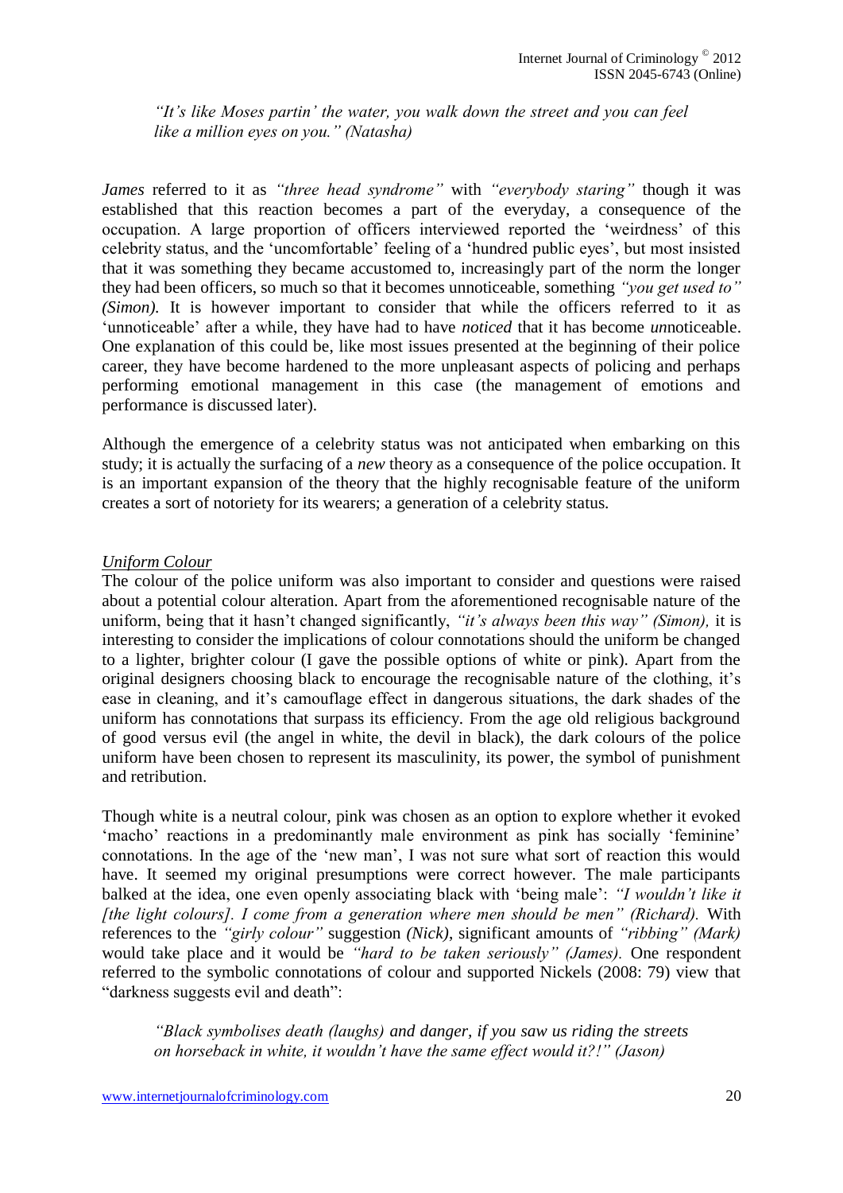> *"It's like Moses partin' the water, you walk down the street and you can feel like a million eyes on you." (Natasha)*

*James* referred to it as *"three head syndrome"* with *"everybody staring"* though it was established that this reaction becomes a part of the everyday, a consequence of the occupation. A large proportion of officers interviewed reported the 'weirdness' of this celebrity status, and the 'uncomfortable' feeling of a 'hundred public eyes', but most insisted that it was something they became accustomed to, increasingly part of the norm the longer they had been officers, so much so that it becomes unnoticeable, something *"you get used to" (Simon).* It is however important to consider that while the officers referred to it as 'unnoticeable' after a while, they have had to have *noticed* that it has become *un*noticeable. One explanation of this could be, like most issues presented at the beginning of their police career, they have become hardened to the more unpleasant aspects of policing and perhaps performing emotional management in this case (the management of emotions and performance is discussed later).

Although the emergence of a celebrity status was not anticipated when embarking on this study; it is actually the surfacing of a *new* theory as a consequence of the police occupation. It is an important expansion of the theory that the highly recognisable feature of the uniform creates a sort of notoriety for its wearers; a generation of a celebrity status.

## *Uniform Colour*

The colour of the police uniform was also important to consider and questions were raised about a potential colour alteration. Apart from the aforementioned recognisable nature of the uniform, being that it hasn't changed significantly, *"it's always been this way" (Simon),* it is interesting to consider the implications of colour connotations should the uniform be changed to a lighter, brighter colour (I gave the possible options of white or pink). Apart from the original designers choosing black to encourage the recognisable nature of the clothing, it's ease in cleaning, and it's camouflage effect in dangerous situations, the dark shades of the uniform has connotations that surpass its efficiency. From the age old religious background of good versus evil (the angel in white, the devil in black), the dark colours of the police uniform have been chosen to represent its masculinity, its power, the symbol of punishment and retribution.

Though white is a neutral colour, pink was chosen as an option to explore whether it evoked 'macho' reactions in a predominantly male environment as pink has socially 'feminine' connotations. In the age of the 'new man', I was not sure what sort of reaction this would have. It seemed my original presumptions were correct however. The male participants balked at the idea, one even openly associating black with 'being male': *"I wouldn't like it [the light colours]. I come from a generation where men should be men" (Richard).* With references to the *"girly colour"* suggestion *(Nick)*, significant amounts of *"ribbing" (Mark)* would take place and it would be *"hard to be taken seriously" (James).* One respondent referred to the symbolic connotations of colour and supported Nickels (2008: 79) view that "darkness suggests evil and death":

> *"Black symbolises death (laughs) and danger, if you saw us riding the streets on horseback in white, it wouldn't have the same effect would it?!" (Jason)*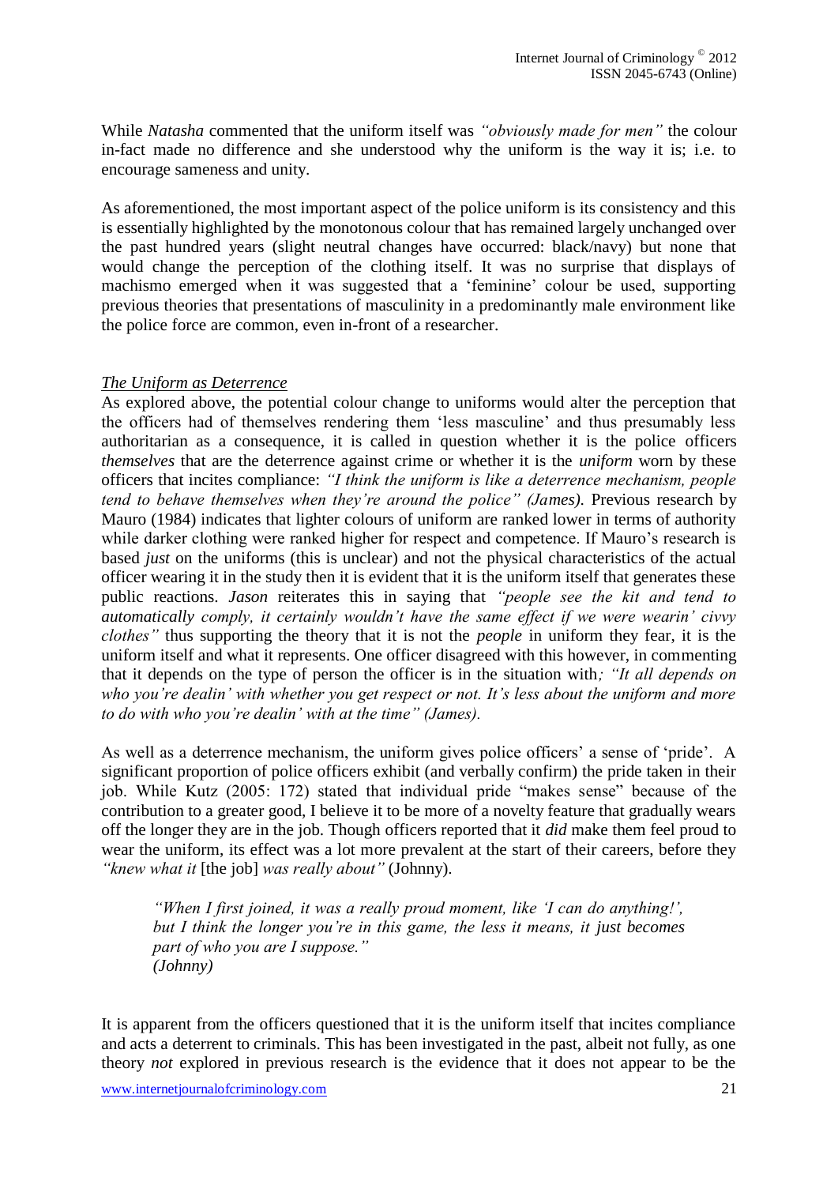While *Natasha* commented that the uniform itself was *"obviously made for men"* the colour in-fact made no difference and she understood why the uniform is the way it is; i.e. to encourage sameness and unity.

As aforementioned, the most important aspect of the police uniform is its consistency and this is essentially highlighted by the monotonous colour that has remained largely unchanged over the past hundred years (slight neutral changes have occurred: black/navy) but none that would change the perception of the clothing itself. It was no surprise that displays of machismo emerged when it was suggested that a 'feminine' colour be used, supporting previous theories that presentations of masculinity in a predominantly male environment like the police force are common, even in-front of a researcher.

*The Uniform as Deterrence*

As explored above, the potential colour change to uniforms would alter the perception that the officers had of themselves rendering them 'less masculine' and thus presumably less authoritarian as a consequence, it is called in question whether it is the police officers *themselves* that are the deterrence against crime or whether it is the *uniform* worn by these officers that incites compliance: *"I think the uniform is like a deterrence mechanism, people tend to behave themselves when they're around the police" (James)*. Previous research by Mauro (1984) indicates that lighter colours of uniform are ranked lower in terms of authority while darker clothing were ranked higher for respect and competence. If Mauro's research is based *just* on the uniforms (this is unclear) and not the physical characteristics of the actual officer wearing it in the study then it is evident that it is the uniform itself that generates these public reactions. *Jason* reiterates this in saying that *"people see the kit and tend to automatically comply, it certainly wouldn't have the same effect if we were wearin' civvy clothes"* thus supporting the theory that it is not the *people* in uniform they fear, it is the uniform itself and what it represents. One officer disagreed with this however, in commenting that it depends on the type of person the officer is in the situation with*; "It all depends on who you're dealin' with whether you get respect or not. It's less about the uniform and more to do with who you're dealin' with at the time" (James).*

As well as a deterrence mechanism, the uniform gives police officers' a sense of 'pride'. A significant proportion of police officers exhibit (and verbally confirm) the pride taken in their job. While Kutz (2005: 172) stated that individual pride "makes sense" because of the contribution to a greater good, I believe it to be more of a novelty feature that gradually wears off the longer they are in the job. Though officers reported that it *did* make them feel proud to wear the uniform, its effect was a lot more prevalent at the start of their careers, before they *"knew what it* [the job] *was really about"* (Johnny).

> *"When I first joined, it was a really proud moment, like 'I can do anything!', but I think the longer you're in this game, the less it means, it just becomes part of who you are I suppose."*
> *(Johnny)*

It is apparent from the officers questioned that it is the uniform itself that incites compliance and acts a deterrent to criminals. This has been investigated in the past, albeit not fully, as one theory *not* explored in previous research is the evidence that it does not appear to be the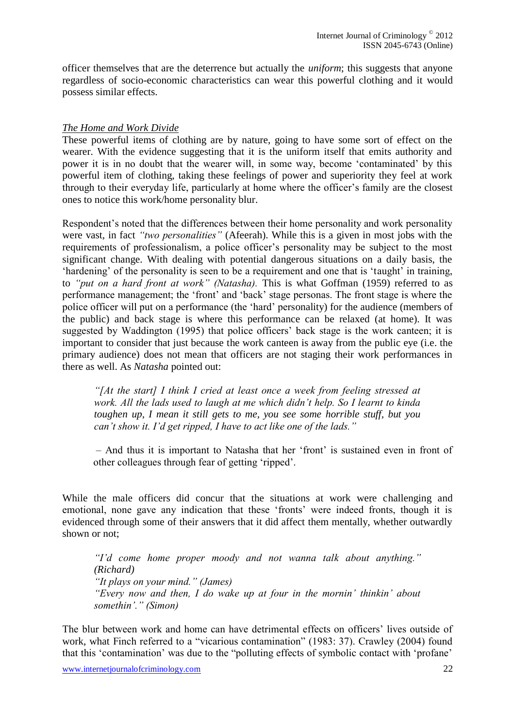officer themselves that are the deterrence but actually the *uniform*; this suggests that anyone regardless of socio-economic characteristics can wear this powerful clothing and it would possess similar effects.

*The Home and Work Divide*

These powerful items of clothing are by nature, going to have some sort of effect on the wearer. With the evidence suggesting that it is the uniform itself that emits authority and power it is in no doubt that the wearer will, in some way, become 'contaminated' by this powerful item of clothing, taking these feelings of power and superiority they feel at work through to their everyday life, particularly at home where the officer's family are the closest ones to notice this work/home personality blur.

Respondent's noted that the differences between their home personality and work personality were vast, in fact *"two personalities"* (Afeerah). While this is a given in most jobs with the requirements of professionalism, a police officer's personality may be subject to the most significant change. With dealing with potential dangerous situations on a daily basis, the 'hardening' of the personality is seen to be a requirement and one that is 'taught' in training, to *"put on a hard front at work" (Natasha).* This is what Goffman (1959) referred to as performance management; the 'front' and 'back' stage personas. The front stage is where the police officer will put on a performance (the 'hard' personality) for the audience (members of the public) and back stage is where this performance can be relaxed (at home). It was suggested by Waddington (1995) that police officers' back stage is the work canteen; it is important to consider that just because the work canteen is away from the public eye (i.e. the primary audience) does not mean that officers are not staging their work performances in there as well. As *Natasha* pointed out:

> *"[At the start] I think I cried at least once a week from feeling stressed at work. All the lads used to laugh at me which didn't help. So I learnt to kinda toughen up, I mean it still gets to me, you see some horrible stuff, but you can't show it. I'd get ripped, I have to act like one of the lads."*
>
> – And thus it is important to Natasha that her 'front' is sustained even in front of other colleagues through fear of getting 'ripped'.

While the male officers did concur that the situations at work were challenging and emotional, none gave any indication that these 'fronts' were indeed fronts, though it is evidenced through some of their answers that it did affect them mentally, whether outwardly shown or not;

> *"I'd come home proper moody and not wanna talk about anything." (Richard)*
> *"It plays on your mind." (James)*
> *"Every now and then, I do wake up at four in the mornin' thinkin' about somethin'." (Simon)*

The blur between work and home can have detrimental effects on officers' lives outside of work, what Finch referred to a "vicarious contamination" (1983: 37). Crawley (2004) found that this 'contamination' was due to the "polluting effects of symbolic contact with 'profane'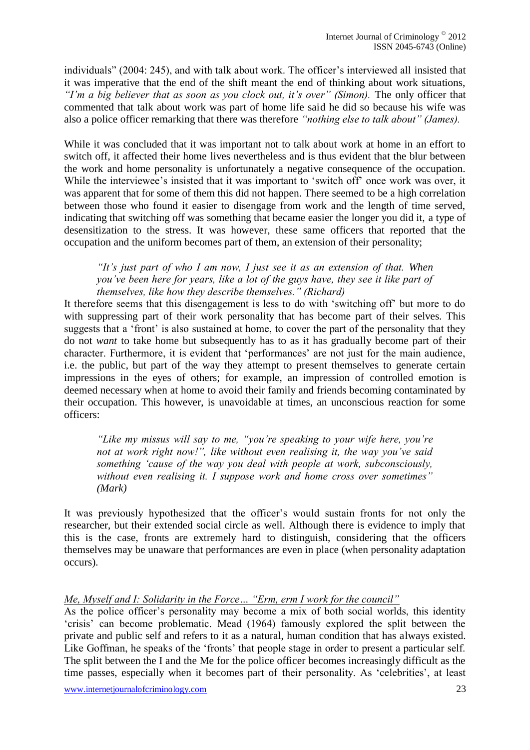individuals" (2004: 245), and with talk about work. The officer's interviewed all insisted that it was imperative that the end of the shift meant the end of thinking about work situations, *"I'm a big believer that as soon as you clock out, it's over" (Simon).* The only officer that commented that talk about work was part of home life said he did so because his wife was also a police officer remarking that there was therefore *"nothing else to talk about" (James).*

While it was concluded that it was important not to talk about work at home in an effort to switch off, it affected their home lives nevertheless and is thus evident that the blur between the work and home personality is unfortunately a negative consequence of the occupation. While the interviewee's insisted that it was important to 'switch off' once work was over, it was apparent that for some of them this did not happen. There seemed to be a high correlation between those who found it easier to disengage from work and the length of time served, indicating that switching off was something that became easier the longer you did it, a type of desensitization to the stress. It was however, these same officers that reported that the occupation and the uniform becomes part of them, an extension of their personality;

> *"It's just part of who I am now, I just see it as an extension of that. When you've been here for years, like a lot of the guys have, they see it like part of themselves, like how they describe themselves." (Richard)*

It therefore seems that this disengagement is less to do with 'switching off' but more to do with suppressing part of their work personality that has become part of their selves. This suggests that a 'front' is also sustained at home, to cover the part of the personality that they do not *want* to take home but subsequently has to as it has gradually become part of their character. Furthermore, it is evident that 'performances' are not just for the main audience, i.e. the public, but part of the way they attempt to present themselves to generate certain impressions in the eyes of others; for example, an impression of controlled emotion is deemed necessary when at home to avoid their family and friends becoming contaminated by their occupation. This however, is unavoidable at times, an unconscious reaction for some officers:

> *"Like my missus will say to me, "you're speaking to your wife here, you're not at work right now!", like without even realising it, the way you've said something 'cause of the way you deal with people at work, subconsciously, without even realising it. I suppose work and home cross over sometimes" (Mark)*

It was previously hypothesized that the officer's would sustain fronts for not only the researcher, but their extended social circle as well. Although there is evidence to imply that this is the case, fronts are extremely hard to distinguish, considering that the officers themselves may be unaware that performances are even in place (when personality adaptation occurs).

*Me, Myself and I: Solidarity in the Force… "Erm, erm I work for the council"*

As the police officer's personality may become a mix of both social worlds, this identity 'crisis' can become problematic. Mead (1964) famously explored the split between the private and public self and refers to it as a natural, human condition that has always existed. Like Goffman, he speaks of the 'fronts' that people stage in order to present a particular self. The split between the I and the Me for the police officer becomes increasingly difficult as the time passes, especially when it becomes part of their personality. As 'celebrities', at least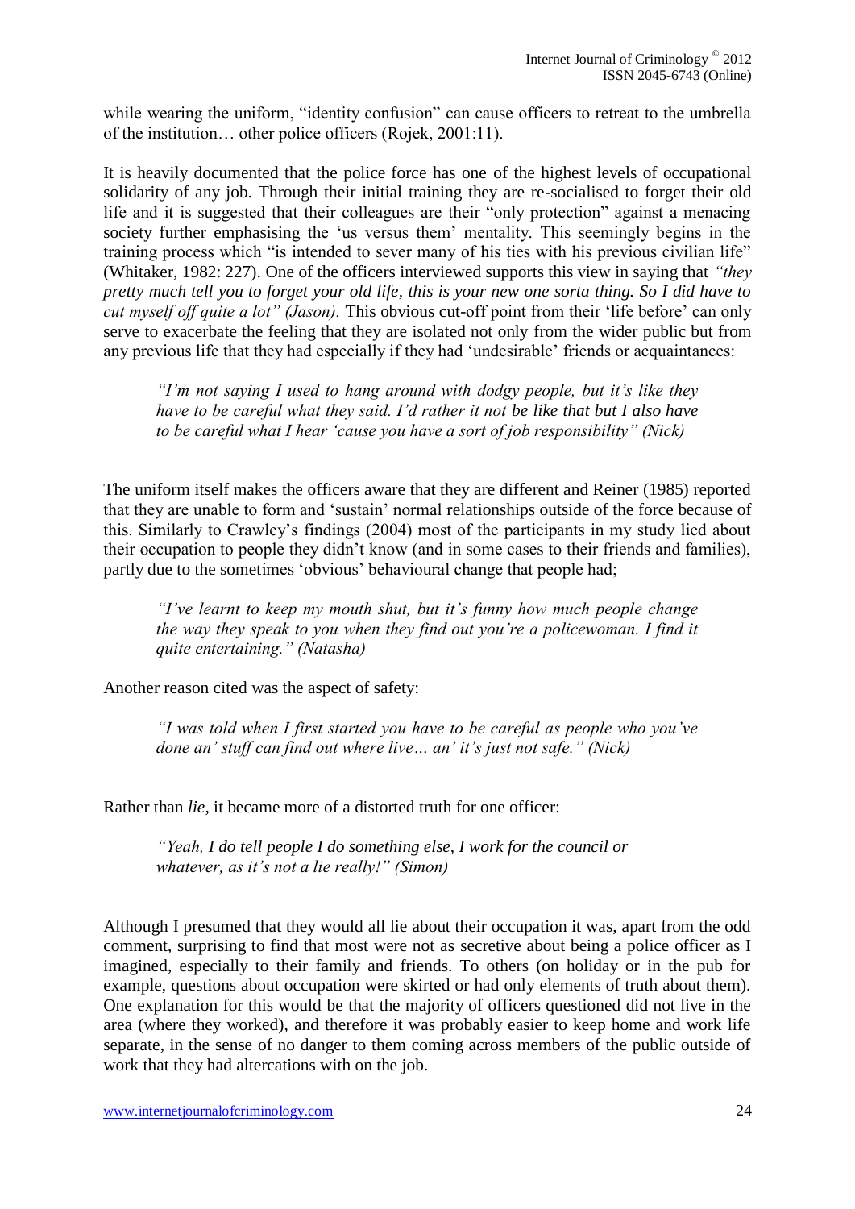while wearing the uniform, "identity confusion" can cause officers to retreat to the umbrella of the institution… other police officers (Rojek, 2001:11).

It is heavily documented that the police force has one of the highest levels of occupational solidarity of any job. Through their initial training they are re-socialised to forget their old life and it is suggested that their colleagues are their "only protection" against a menacing society further emphasising the 'us versus them' mentality. This seemingly begins in the training process which "is intended to sever many of his ties with his previous civilian life" (Whitaker, 1982: 227). One of the officers interviewed supports this view in saying that *"they pretty much tell you to forget your old life, this is your new one sorta thing. So I did have to cut myself off quite a lot" (Jason).* This obvious cut-off point from their 'life before' can only serve to exacerbate the feeling that they are isolated not only from the wider public but from any previous life that they had especially if they had 'undesirable' friends or acquaintances:

> *"I'm not saying I used to hang around with dodgy people, but it's like they have to be careful what they said. I'd rather it not be like that but I also have to be careful what I hear 'cause you have a sort of job responsibility" (Nick)*

The uniform itself makes the officers aware that they are different and Reiner (1985) reported that they are unable to form and 'sustain' normal relationships outside of the force because of this. Similarly to Crawley's findings (2004) most of the participants in my study lied about their occupation to people they didn't know (and in some cases to their friends and families), partly due to the sometimes 'obvious' behavioural change that people had;

> *"I've learnt to keep my mouth shut, but it's funny how much people change the way they speak to you when they find out you're a policewoman. I find it quite entertaining." (Natasha)*

Another reason cited was the aspect of safety:

> *"I was told when I first started you have to be careful as people who you've done an' stuff can find out where live… an' it's just not safe." (Nick)*

Rather than *lie*, it became more of a distorted truth for one officer:

> *"Yeah, I do tell people I do something else, I work for the council or whatever, as it's not a lie really!" (Simon)*

Although I presumed that they would all lie about their occupation it was, apart from the odd comment, surprising to find that most were not as secretive about being a police officer as I imagined, especially to their family and friends. To others (on holiday or in the pub for example, questions about occupation were skirted or had only elements of truth about them). One explanation for this would be that the majority of officers questioned did not live in the area (where they worked), and therefore it was probably easier to keep home and work life separate, in the sense of no danger to them coming across members of the public outside of work that they had altercations with on the job.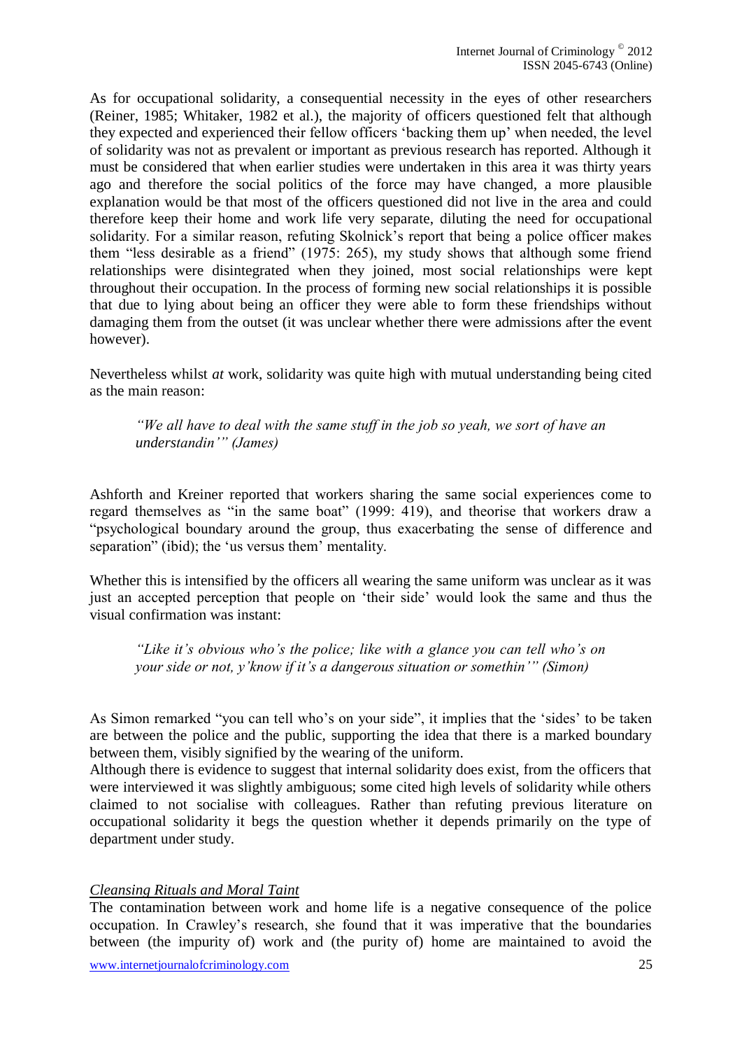As for occupational solidarity, a consequential necessity in the eyes of other researchers (Reiner, 1985; Whitaker, 1982 et al.), the majority of officers questioned felt that although they expected and experienced their fellow officers 'backing them up' when needed, the level of solidarity was not as prevalent or important as previous research has reported. Although it must be considered that when earlier studies were undertaken in this area it was thirty years ago and therefore the social politics of the force may have changed, a more plausible explanation would be that most of the officers questioned did not live in the area and could therefore keep their home and work life very separate, diluting the need for occupational solidarity. For a similar reason, refuting Skolnick's report that being a police officer makes them "less desirable as a friend" (1975: 265), my study shows that although some friend relationships were disintegrated when they joined, most social relationships were kept throughout their occupation. In the process of forming new social relationships it is possible that due to lying about being an officer they were able to form these friendships without damaging them from the outset (it was unclear whether there were admissions after the event however).

Nevertheless whilst *at* work, solidarity was quite high with mutual understanding being cited as the main reason:

> *"We all have to deal with the same stuff in the job so yeah, we sort of have an understandin'" (James)*

Ashforth and Kreiner reported that workers sharing the same social experiences come to regard themselves as "in the same boat" (1999: 419), and theorise that workers draw a "psychological boundary around the group, thus exacerbating the sense of difference and separation" (ibid); the 'us versus them' mentality.

Whether this is intensified by the officers all wearing the same uniform was unclear as it was just an accepted perception that people on 'their side' would look the same and thus the visual confirmation was instant:

> *"Like it's obvious who's the police; like with a glance you can tell who's on your side or not, y'know if it's a dangerous situation or somethin'" (Simon)*

As Simon remarked "you can tell who's on your side", it implies that the 'sides' to be taken are between the police and the public, supporting the idea that there is a marked boundary between them, visibly signified by the wearing of the uniform.

Although there is evidence to suggest that internal solidarity does exist, from the officers that were interviewed it was slightly ambiguous; some cited high levels of solidarity while others claimed to not socialise with colleagues. Rather than refuting previous literature on occupational solidarity it begs the question whether it depends primarily on the type of department under study.

### *Cleansing Rituals and Moral Taint*

The contamination between work and home life is a negative consequence of the police occupation. In Crawley's research, she found that it was imperative that the boundaries between (the impurity of) work and (the purity of) home are maintained to avoid the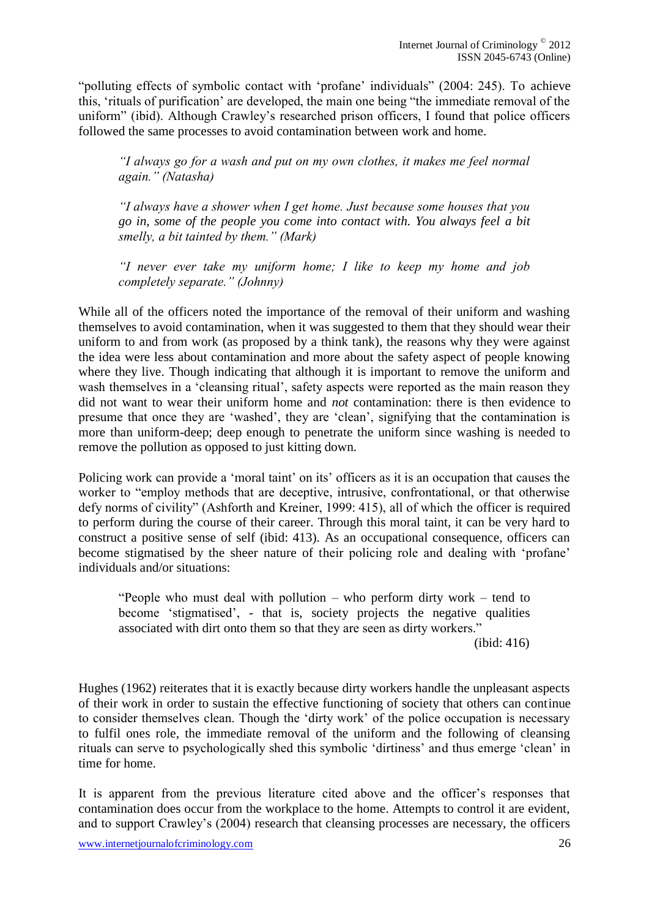"polluting effects of symbolic contact with 'profane' individuals" (2004: 245). To achieve this, 'rituals of purification' are developed, the main one being "the immediate removal of the uniform" (ibid). Although Crawley's researched prison officers, I found that police officers followed the same processes to avoid contamination between work and home.

> *"I always go for a wash and put on my own clothes, it makes me feel normal again." (Natasha)*
>
> *"I always have a shower when I get home. Just because some houses that you go in, some of the people you come into contact with. You always feel a bit smelly, a bit tainted by them." (Mark)*
>
> *"I never ever take my uniform home; I like to keep my home and job completely separate." (Johnny)*

While all of the officers noted the importance of the removal of their uniform and washing themselves to avoid contamination, when it was suggested to them that they should wear their uniform to and from work (as proposed by a think tank), the reasons why they were against the idea were less about contamination and more about the safety aspect of people knowing where they live. Though indicating that although it is important to remove the uniform and wash themselves in a 'cleansing ritual', safety aspects were reported as the main reason they did not want to wear their uniform home and *not* contamination: there is then evidence to presume that once they are 'washed', they are 'clean', signifying that the contamination is more than uniform-deep; deep enough to penetrate the uniform since washing is needed to remove the pollution as opposed to just kitting down.

Policing work can provide a 'moral taint' on its' officers as it is an occupation that causes the worker to "employ methods that are deceptive, intrusive, confrontational, or that otherwise defy norms of civility" (Ashforth and Kreiner, 1999: 415), all of which the officer is required to perform during the course of their career. Through this moral taint, it can be very hard to construct a positive sense of self (ibid: 413). As an occupational consequence, officers can become stigmatised by the sheer nature of their policing role and dealing with 'profane' individuals and/or situations:

> "People who must deal with pollution – who perform dirty work – tend to become 'stigmatised', - that is, society projects the negative qualities associated with dirt onto them so that they are seen as dirty workers."
>
> (ibid: 416)

Hughes (1962) reiterates that it is exactly because dirty workers handle the unpleasant aspects of their work in order to sustain the effective functioning of society that others can continue to consider themselves clean. Though the 'dirty work' of the police occupation is necessary to fulfil ones role, the immediate removal of the uniform and the following of cleansing rituals can serve to psychologically shed this symbolic 'dirtiness' and thus emerge 'clean' in time for home.

It is apparent from the previous literature cited above and the officer's responses that contamination does occur from the workplace to the home. Attempts to control it are evident, and to support Crawley's (2004) research that cleansing processes are necessary, the officers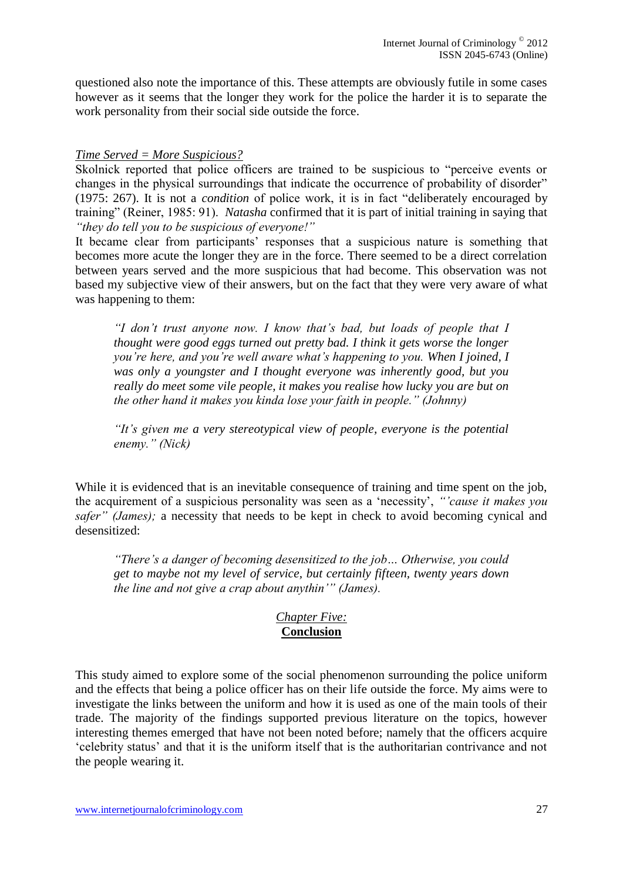questioned also note the importance of this. These attempts are obviously futile in some cases however as it seems that the longer they work for the police the harder it is to separate the work personality from their social side outside the force.

*Time Served = More Suspicious?*

Skolnick reported that police officers are trained to be suspicious to "perceive events or changes in the physical surroundings that indicate the occurrence of probability of disorder" (1975: 267). It is not a *condition* of police work, it is in fact "deliberately encouraged by training" (Reiner, 1985: 91). *Natasha* confirmed that it is part of initial training in saying that *"they do tell you to be suspicious of everyone!"*

It became clear from participants' responses that a suspicious nature is something that becomes more acute the longer they are in the force. There seemed to be a direct correlation between years served and the more suspicious that had become. This observation was not based my subjective view of their answers, but on the fact that they were very aware of what was happening to them:

> *"I don't trust anyone now. I know that's bad, but loads of people that I thought were good eggs turned out pretty bad. I think it gets worse the longer you're here, and you're well aware what's happening to you. When I joined, I was only a youngster and I thought everyone was inherently good, but you really do meet some vile people, it makes you realise how lucky you are but on the other hand it makes you kinda lose your faith in people." (Johnny)*

> *"It's given me a very stereotypical view of people, everyone is the potential enemy." (Nick)*

While it is evidenced that is an inevitable consequence of training and time spent on the job, the acquirement of a suspicious personality was seen as a 'necessity', *"'cause it makes you safer" (James);* a necessity that needs to be kept in check to avoid becoming cynical and desensitized:

> *"There's a danger of becoming desensitized to the job… Otherwise, you could get to maybe not my level of service, but certainly fifteen, twenty years down the line and not give a crap about anythin'" (James).*

## *Chapter Five:* **Conclusion**

This study aimed to explore some of the social phenomenon surrounding the police uniform and the effects that being a police officer has on their life outside the force. My aims were to investigate the links between the uniform and how it is used as one of the main tools of their trade. The majority of the findings supported previous literature on the topics, however interesting themes emerged that have not been noted before; namely that the officers acquire 'celebrity status' and that it is the uniform itself that is the authoritarian contrivance and not the people wearing it.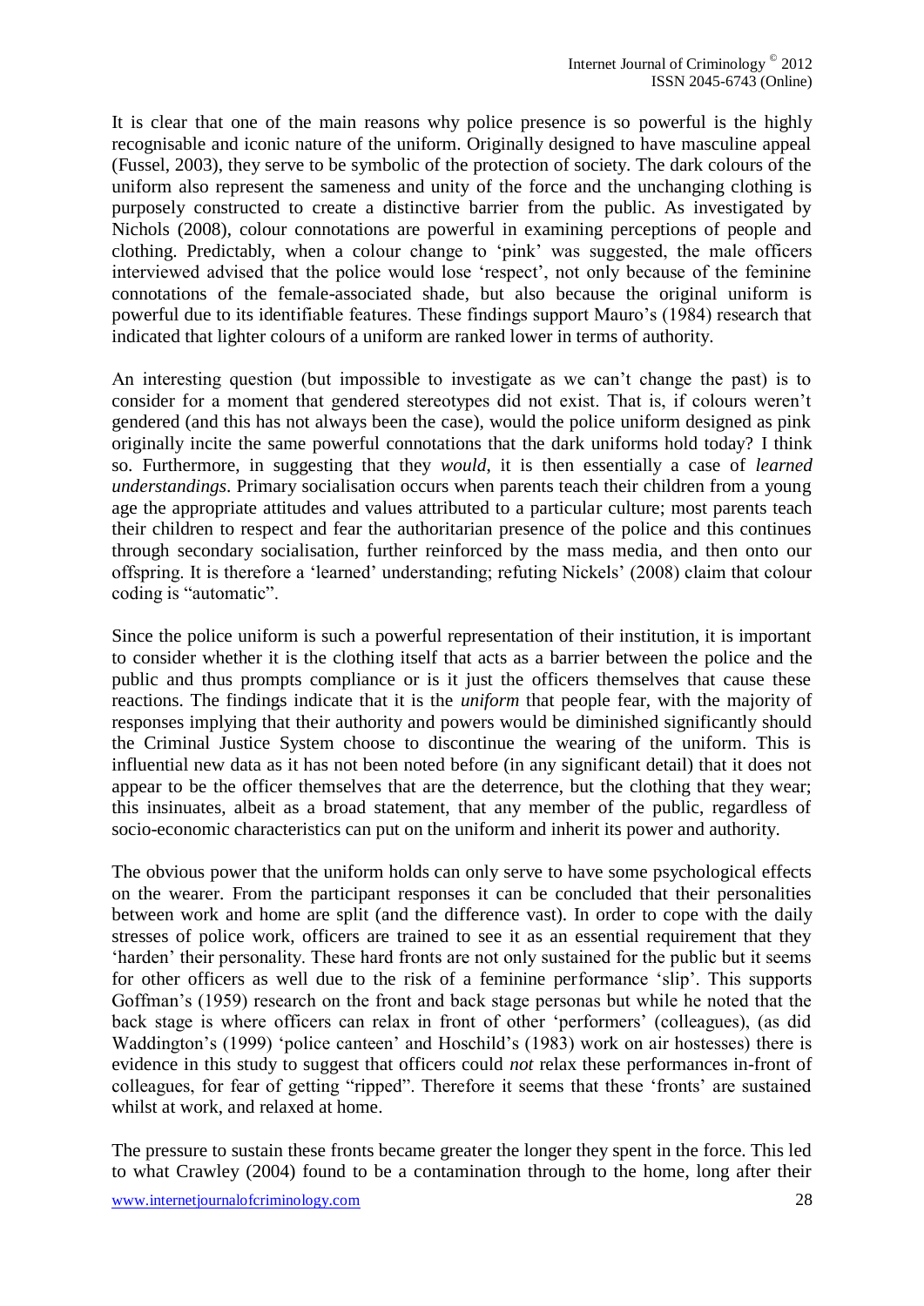It is clear that one of the main reasons why police presence is so powerful is the highly recognisable and iconic nature of the uniform. Originally designed to have masculine appeal (Fussel, 2003), they serve to be symbolic of the protection of society. The dark colours of the uniform also represent the sameness and unity of the force and the unchanging clothing is purposely constructed to create a distinctive barrier from the public. As investigated by Nichols (2008), colour connotations are powerful in examining perceptions of people and clothing. Predictably, when a colour change to 'pink' was suggested, the male officers interviewed advised that the police would lose 'respect', not only because of the feminine connotations of the female-associated shade, but also because the original uniform is powerful due to its identifiable features. These findings support Mauro's (1984) research that indicated that lighter colours of a uniform are ranked lower in terms of authority.

An interesting question (but impossible to investigate as we can't change the past) is to consider for a moment that gendered stereotypes did not exist. That is, if colours weren't gendered (and this has not always been the case), would the police uniform designed as pink originally incite the same powerful connotations that the dark uniforms hold today? I think so. Furthermore, in suggesting that they *would*, it is then essentially a case of *learned understandings*. Primary socialisation occurs when parents teach their children from a young age the appropriate attitudes and values attributed to a particular culture; most parents teach their children to respect and fear the authoritarian presence of the police and this continues through secondary socialisation, further reinforced by the mass media, and then onto our offspring. It is therefore a 'learned' understanding; refuting Nickels' (2008) claim that colour coding is "automatic".

Since the police uniform is such a powerful representation of their institution, it is important to consider whether it is the clothing itself that acts as a barrier between the police and the public and thus prompts compliance or is it just the officers themselves that cause these reactions. The findings indicate that it is the ***uniform*** that people fear, with the majority of responses implying that their authority and powers would be diminished significantly should the Criminal Justice System choose to discontinue the wearing of the uniform. This is influential new data as it has not been noted before (in any significant detail) that it does not appear to be the officer themselves that are the deterrence, but the clothing that they wear; this insinuates, albeit as a broad statement, that any member of the public, regardless of socio-economic characteristics can put on the uniform and inherit its power and authority.

The obvious power that the uniform holds can only serve to have some psychological effects on the wearer. From the participant responses it can be concluded that their personalities between work and home are split (and the difference vast). In order to cope with the daily stresses of police work, officers are trained to see it as an essential requirement that they 'harden' their personality. These hard fronts are not only sustained for the public but it seems for other officers as well due to the risk of a feminine performance 'slip'. This supports Goffman's (1959) research on the front and back stage personas but while he noted that the back stage is where officers can relax in front of other 'performers' (colleagues), (as did Waddington's (1999) 'police canteen' and Hoschild's (1983) work on air hostesses) there is evidence in this study to suggest that officers could *not* relax these performances in-front of colleagues, for fear of getting "ripped". Therefore it seems that these 'fronts' are sustained whilst at work, and relaxed at home.

The pressure to sustain these fronts became greater the longer they spent in the force. This led to what Crawley (2004) found to be a contamination through to the home, long after their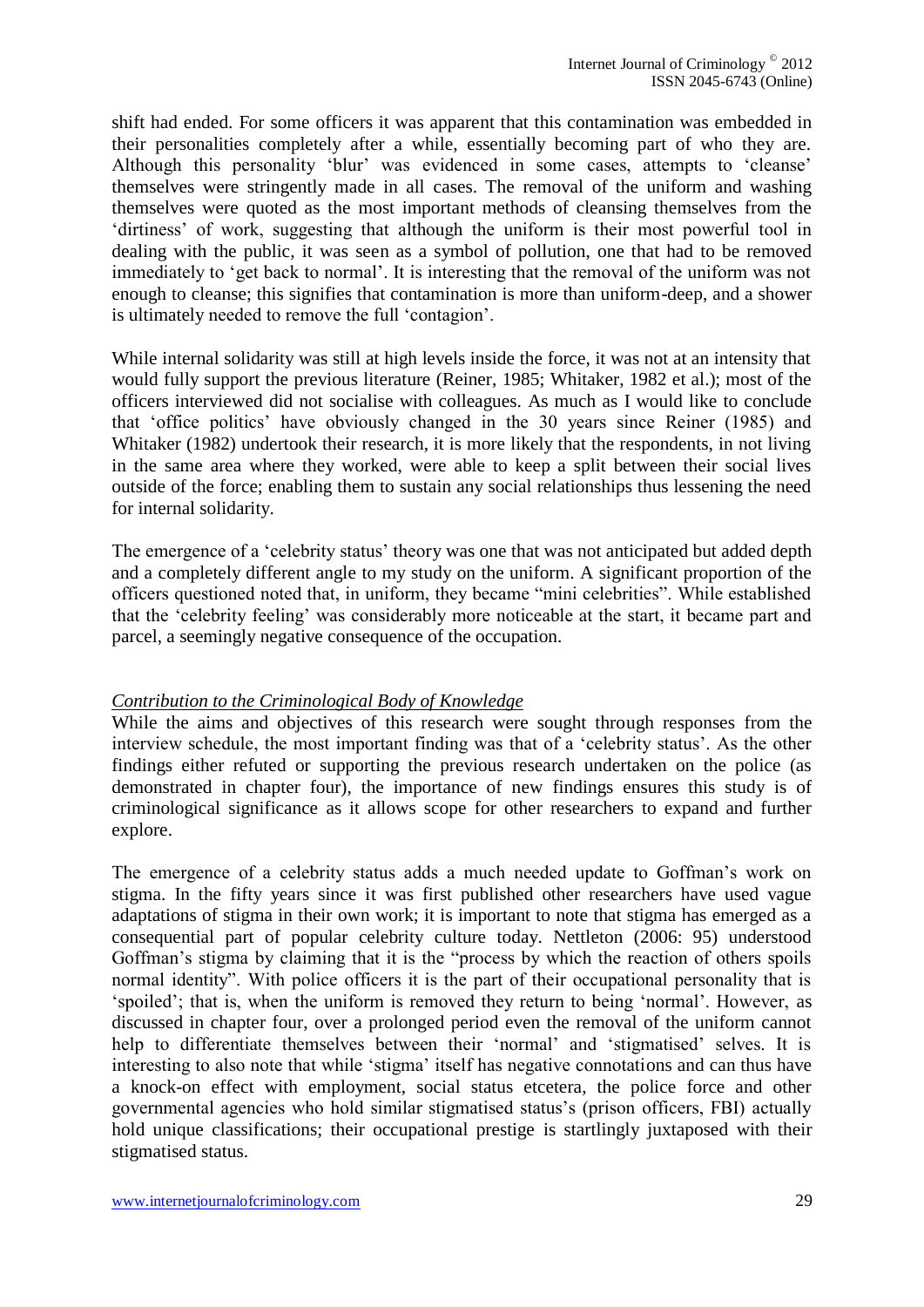shift had ended. For some officers it was apparent that this contamination was embedded in their personalities completely after a while, essentially becoming part of who they are. Although this personality 'blur' was evidenced in some cases, attempts to 'cleanse' themselves were stringently made in all cases. The removal of the uniform and washing themselves were quoted as the most important methods of cleansing themselves from the 'dirtiness' of work, suggesting that although the uniform is their most powerful tool in dealing with the public, it was seen as a symbol of pollution, one that had to be removed immediately to 'get back to normal'. It is interesting that the removal of the uniform was not enough to cleanse; this signifies that contamination is more than uniform-deep, and a shower is ultimately needed to remove the full 'contagion'.

While internal solidarity was still at high levels inside the force, it was not at an intensity that would fully support the previous literature (Reiner, 1985; Whitaker, 1982 et al.); most of the officers interviewed did not socialise with colleagues. As much as I would like to conclude that 'office politics' have obviously changed in the 30 years since Reiner (1985) and Whitaker (1982) undertook their research, it is more likely that the respondents, in not living in the same area where they worked, were able to keep a split between their social lives outside of the force; enabling them to sustain any social relationships thus lessening the need for internal solidarity.

The emergence of a 'celebrity status' theory was one that was not anticipated but added depth and a completely different angle to my study on the uniform. A significant proportion of the officers questioned noted that, in uniform, they became "mini celebrities". While established that the 'celebrity feeling' was considerably more noticeable at the start, it became part and parcel, a seemingly negative consequence of the occupation.

*Contribution to the Criminological Body of Knowledge*

While the aims and objectives of this research were sought through responses from the interview schedule, the most important finding was that of a 'celebrity status'. As the other findings either refuted or supporting the previous research undertaken on the police (as demonstrated in chapter four), the importance of new findings ensures this study is of criminological significance as it allows scope for other researchers to expand and further explore.

The emergence of a celebrity status adds a much needed update to Goffman's work on stigma. In the fifty years since it was first published other researchers have used vague adaptations of stigma in their own work; it is important to note that stigma has emerged as a consequential part of popular celebrity culture today. Nettleton (2006: 95) understood Goffman's stigma by claiming that it is the "process by which the reaction of others spoils normal identity". With police officers it is the part of their occupational personality that is 'spoiled'; that is, when the uniform is removed they return to being 'normal'. However, as discussed in chapter four, over a prolonged period even the removal of the uniform cannot help to differentiate themselves between their 'normal' and 'stigmatised' selves. It is interesting to also note that while 'stigma' itself has negative connotations and can thus have a knock-on effect with employment, social status etcetera, the police force and other governmental agencies who hold similar stigmatised status's (prison officers, FBI) actually hold unique classifications; their occupational prestige is startlingly juxtaposed with their stigmatised status.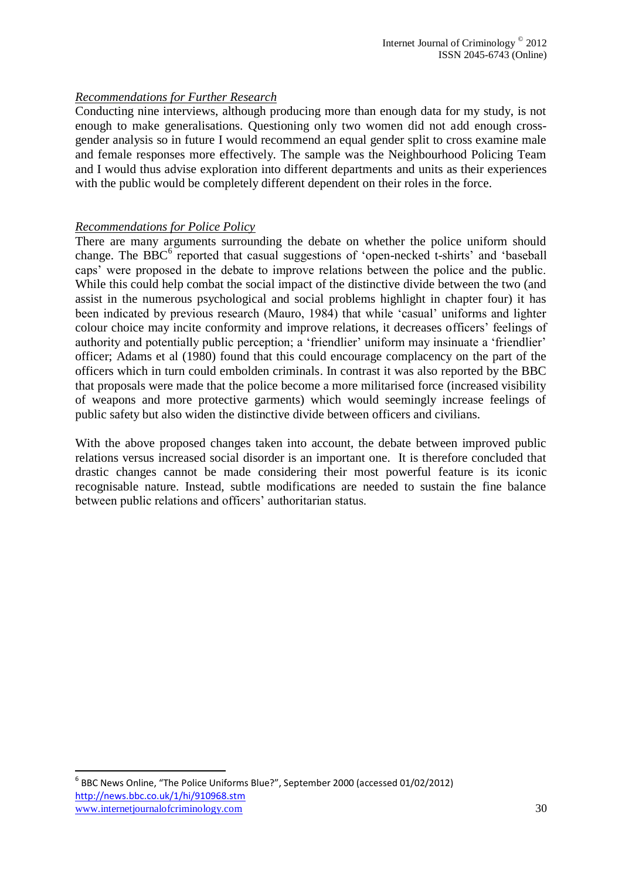*Recommendations for Further Research*

Conducting nine interviews, although producing more than enough data for my study, is not enough to make generalisations. Questioning only two women did not add enough cross-gender analysis so in future I would recommend an equal gender split to cross examine male and female responses more effectively. The sample was the Neighbourhood Policing Team and I would thus advise exploration into different departments and units as their experiences with the public would be completely different dependent on their roles in the force.

*Recommendations for Police Policy*

There are many arguments surrounding the debate on whether the police uniform should change. The BBC[6] reported that casual suggestions of 'open-necked t-shirts' and 'baseball caps' were proposed in the debate to improve relations between the police and the public. While this could help combat the social impact of the distinctive divide between the two (and assist in the numerous psychological and social problems highlight in chapter four) it has been indicated by previous research (Mauro, 1984) that while 'casual' uniforms and lighter colour choice may incite conformity and improve relations, it decreases officers' feelings of authority and potentially public perception; a 'friendlier' uniform may insinuate a 'friendlier' officer; Adams et al (1980) found that this could encourage complacency on the part of the officers which in turn could embolden criminals. In contrast it was also reported by the BBC that proposals were made that the police become a more militarised force (increased visibility of weapons and more protective garments) which would seemingly increase feelings of public safety but also widen the distinctive divide between officers and civilians.

With the above proposed changes taken into account, the debate between improved public relations versus increased social disorder is an important one. It is therefore concluded that drastic changes cannot be made considering their most powerful feature is its iconic recognisable nature. Instead, subtle modifications are needed to sustain the fine balance between public relations and officers' authoritarian status.

---

[6] BBC News Online, "The Police Uniforms Blue?", September 2000 (accessed 01/02/2012) http://news.bbc.co.uk/1/hi/910968.stm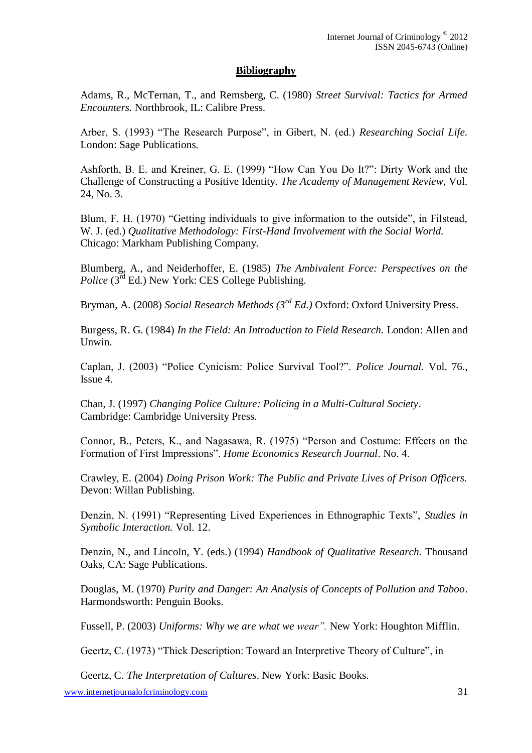## Bibliography

Adams, R., McTernan, T., and Remsberg, C. (1980) *Street Survival: Tactics for Armed Encounters.* Northbrook, IL: Calibre Press.

Arber, S. (1993) "The Research Purpose", in Gibert, N. (ed.) *Researching Social Life.* London: Sage Publications.

Ashforth, B. E. and Kreiner, G. E. (1999) "How Can You Do It?": Dirty Work and the Challenge of Constructing a Positive Identity. *The Academy of Management Review*, Vol. 24, No. 3.

Blum, F. H. (1970) "Getting individuals to give information to the outside", in Filstead, W. J. (ed.) *Qualitative Methodology: First-Hand Involvement with the Social World.* Chicago: Markham Publishing Company.

Blumberg, A., and Neiderhoffer, E. (1985) *The Ambivalent Force: Perspectives on the Police* (3rd Ed.) New York: CES College Publishing.

Bryman, A. (2008) *Social Research Methods (3rd Ed.)* Oxford: Oxford University Press.

Burgess, R. G. (1984) *In the Field: An Introduction to Field Research.* London: Allen and Unwin.

Caplan, J. (2003) "Police Cynicism: Police Survival Tool?". *Police Journal.* Vol. 76., Issue 4.

Chan, J. (1997) *Changing Police Culture: Policing in a Multi-Cultural Society*. Cambridge: Cambridge University Press.

Connor, B., Peters, K., and Nagasawa, R. (1975) "Person and Costume: Effects on the Formation of First Impressions". *Home Economics Research Journal*. No. 4.

Crawley, E. (2004) *Doing Prison Work: The Public and Private Lives of Prison Officers.* Devon: Willan Publishing.

Denzin, N. (1991) "Representing Lived Experiences in Ethnographic Texts", *Studies in Symbolic Interaction.* Vol. 12.

Denzin, N., and Lincoln, Y. (eds.) (1994) *Handbook of Qualitative Research.* Thousand Oaks, CA: Sage Publications.

Douglas, M. (1970) *Purity and Danger: An Analysis of Concepts of Pollution and Taboo*. Harmondsworth: Penguin Books.

Fussell, P. (2003) *Uniforms: Why we are what we wear".* New York: Houghton Mifflin.

Geertz, C. (1973) "Thick Description: Toward an Interpretive Theory of Culture", in

Geertz, C. *The Interpretation of Cultures*. New York: Basic Books.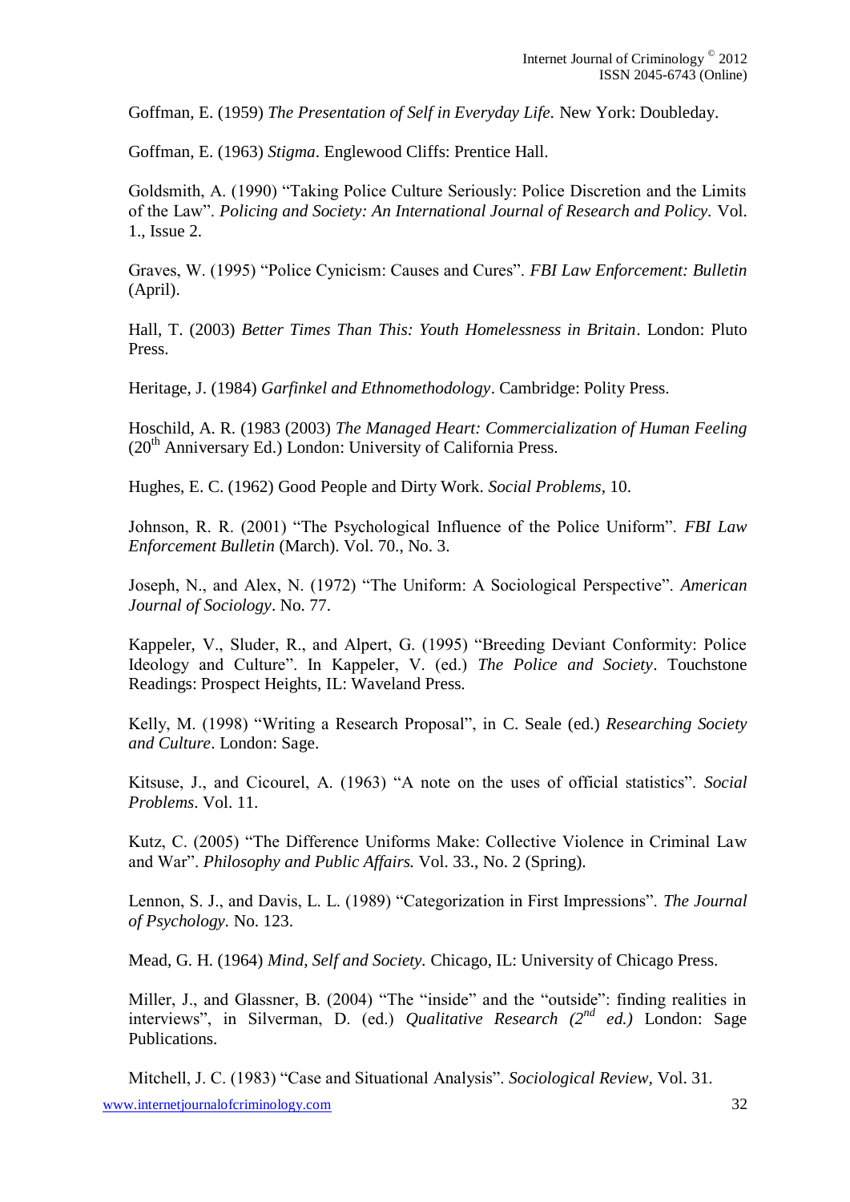Goffman, E. (1959) *The Presentation of Self in Everyday Life.* New York: Doubleday.

Goffman, E. (1963) *Stigma*. Englewood Cliffs: Prentice Hall.

Goldsmith, A. (1990) "Taking Police Culture Seriously: Police Discretion and the Limits of the Law". *Policing and Society: An International Journal of Research and Policy.* Vol. 1., Issue 2.

Graves, W. (1995) "Police Cynicism: Causes and Cures". *FBI Law Enforcement: Bulletin* (April).

Hall, T. (2003) *Better Times Than This: Youth Homelessness in Britain*. London: Pluto Press.

Heritage, J. (1984) *Garfinkel and Ethnomethodology*. Cambridge: Polity Press.

Hoschild, A. R. (1983 (2003) *The Managed Heart: Commercialization of Human Feeling* (20th Anniversary Ed.) London: University of California Press.

Hughes, E. C. (1962) Good People and Dirty Work. *Social Problems*, 10.

Johnson, R. R. (2001) "The Psychological Influence of the Police Uniform". *FBI Law Enforcement Bulletin* (March). Vol. 70., No. 3.

Joseph, N., and Alex, N. (1972) "The Uniform: A Sociological Perspective". *American Journal of Sociology*. No. 77.

Kappeler, V., Sluder, R., and Alpert, G. (1995) "Breeding Deviant Conformity: Police Ideology and Culture". In Kappeler, V. (ed.) *The Police and Society*. Touchstone Readings: Prospect Heights, IL: Waveland Press.

Kelly, M. (1998) "Writing a Research Proposal", in C. Seale (ed.) *Researching Society and Culture*. London: Sage.

Kitsuse, J., and Cicourel, A. (1963) "A note on the uses of official statistics". *Social Problems*. Vol. 11.

Kutz, C. (2005) "The Difference Uniforms Make: Collective Violence in Criminal Law and War". *Philosophy and Public Affairs.* Vol. 33., No. 2 (Spring).

Lennon, S. J., and Davis, L. L. (1989) "Categorization in First Impressions". *The Journal of Psychology*. No. 123.

Mead, G. H. (1964) *Mind, Self and Society.* Chicago, IL: University of Chicago Press.

Miller, J., and Glassner, B. (2004) "The "inside" and the "outside": finding realities in interviews", in Silverman, D. (ed.) *Qualitative Research (2nd ed.)* London: Sage Publications.

Mitchell, J. C. (1983) "Case and Situational Analysis". *Sociological Review,* Vol. 31.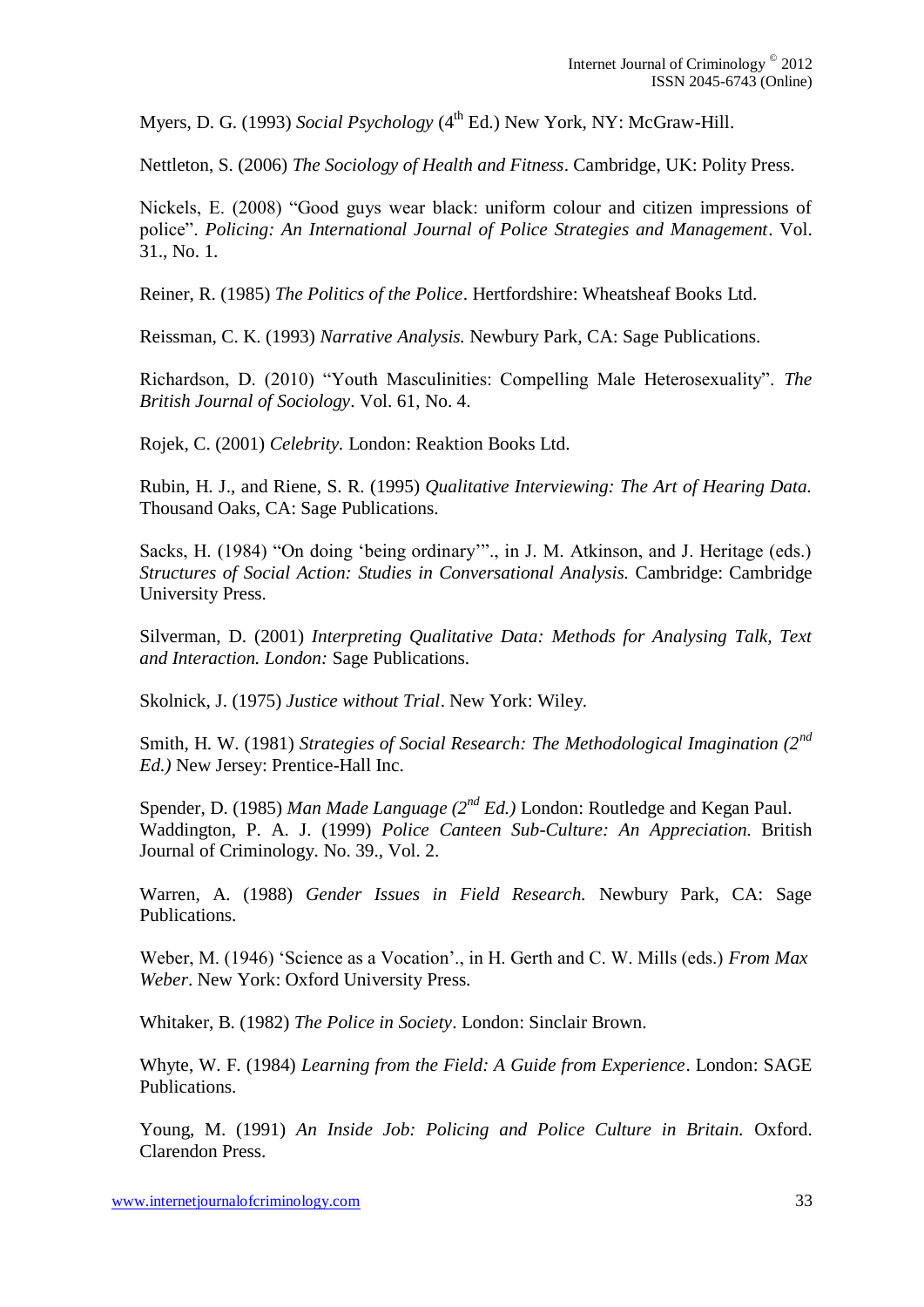Myers, D. G. (1993) *Social Psychology* (4th Ed.) New York, NY: McGraw-Hill.

Nettleton, S. (2006) *The Sociology of Health and Fitness*. Cambridge, UK: Polity Press.

Nickels, E. (2008) "Good guys wear black: uniform colour and citizen impressions of police". *Policing: An International Journal of Police Strategies and Management*. Vol. 31., No. 1.

Reiner, R. (1985) *The Politics of the Police*. Hertfordshire: Wheatsheaf Books Ltd.

Reissman, C. K. (1993) *Narrative Analysis.* Newbury Park, CA: Sage Publications.

Richardson, D. (2010) "Youth Masculinities: Compelling Male Heterosexuality". *The British Journal of Sociology*. Vol. 61, No. 4.

Rojek, C. (2001) *Celebrity.* London: Reaktion Books Ltd.

Rubin, H. J., and Riene, S. R. (1995) *Qualitative Interviewing: The Art of Hearing Data.* Thousand Oaks, CA: Sage Publications.

Sacks, H. (1984) "On doing 'being ordinary'"., in J. M. Atkinson, and J. Heritage (eds.) *Structures of Social Action: Studies in Conversational Analysis.* Cambridge: Cambridge University Press.

Silverman, D. (2001) *Interpreting Qualitative Data: Methods for Analysing Talk, Text and Interaction. London:* Sage Publications.

Skolnick, J. (1975) *Justice without Trial*. New York: Wiley.

Smith, H. W. (1981) *Strategies of Social Research: The Methodological Imagination (2nd Ed.)* New Jersey: Prentice-Hall Inc.

Spender, D. (1985) *Man Made Language (2nd Ed.)* London: Routledge and Kegan Paul.
Waddington, P. A. J. (1999) *Police Canteen Sub-Culture: An Appreciation.* British Journal of Criminology. No. 39., Vol. 2.

Warren, A. (1988) *Gender Issues in Field Research.* Newbury Park, CA: Sage Publications.

Weber, M. (1946) 'Science as a Vocation'., in H. Gerth and C. W. Mills (eds.) *From Max Weber*. New York: Oxford University Press.

Whitaker, B. (1982) *The Police in Society*. London: Sinclair Brown.

Whyte, W. F. (1984) *Learning from the Field: A Guide from Experience*. London: SAGE Publications.

Young, M. (1991) *An Inside Job: Policing and Police Culture in Britain.* Oxford. Clarendon Press.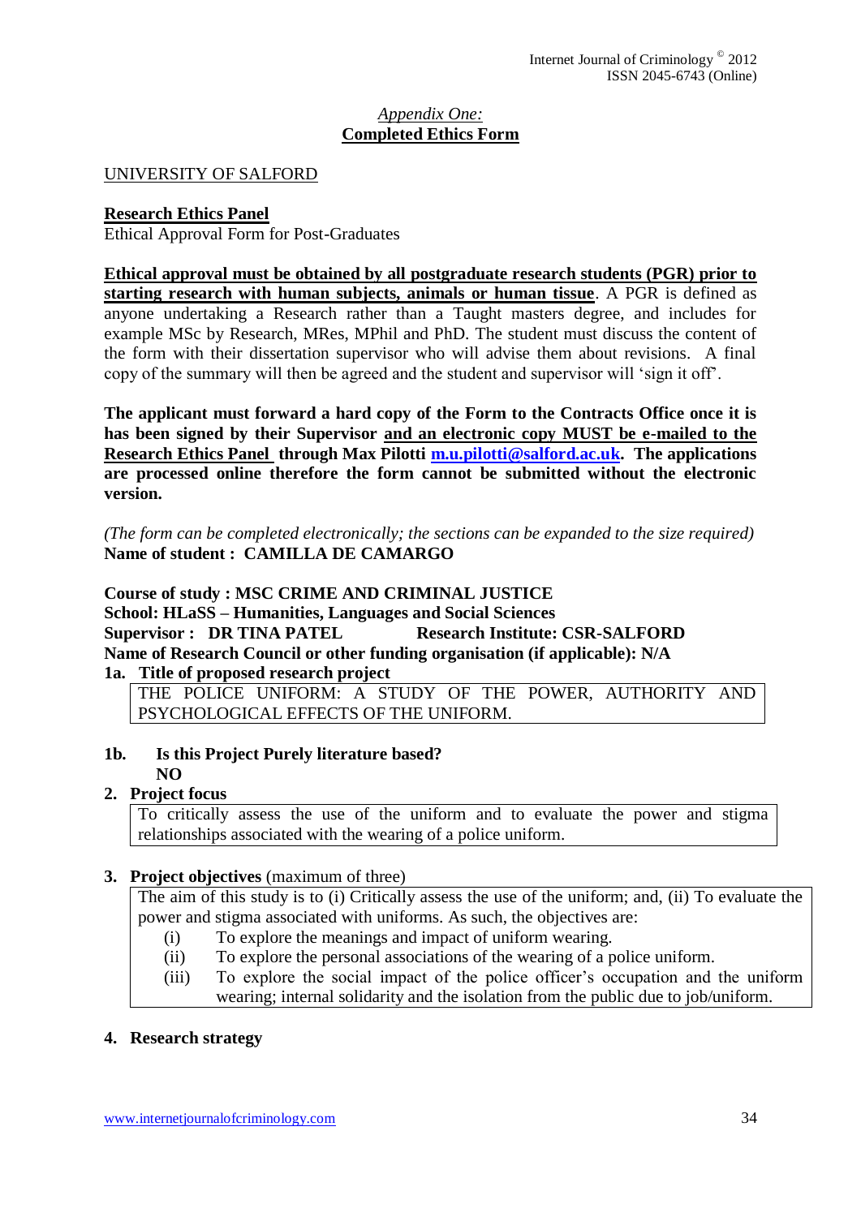*Appendix One:*

**Completed Ethics Form**

UNIVERSITY OF SALFORD

**Research Ethics Panel**

Ethical Approval Form for Post-Graduates

**Ethical approval must be obtained by all postgraduate research students (PGR) prior to starting research with human subjects, animals or human tissue**. A PGR is defined as anyone undertaking a Research rather than a Taught masters degree, and includes for example MSc by Research, MRes, MPhil and PhD. The student must discuss the content of the form with their dissertation supervisor who will advise them about revisions. A final copy of the summary will then be agreed and the student and supervisor will 'sign it off'.

**The applicant must forward a hard copy of the Form to the Contracts Office once it is has been signed by their Supervisor and an electronic copy MUST be e-mailed to the Research Ethics Panel through Max Pilotti m.u.pilotti@salford.ac.uk. The applications are processed online therefore the form cannot be submitted without the electronic version.**

*(The form can be completed electronically; the sections can be expanded to the size required)*

**Name of student : CAMILLA DE CAMARGO**

**Course of study : MSC CRIME AND CRIMINAL JUSTICE**
**School: HLaSS – Humanities, Languages and Social Sciences**
**Supervisor : DR TINA PATEL Research Institute: CSR-SALFORD**
**Name of Research Council or other funding organisation (if applicable): N/A**

**1a. Title of proposed research project**

THE POLICE UNIFORM: A STUDY OF THE POWER, AUTHORITY AND PSYCHOLOGICAL EFFECTS OF THE UNIFORM.

**1b. Is this Project Purely literature based?**
**NO**

**2. Project focus**

To critically assess the use of the uniform and to evaluate the power and stigma relationships associated with the wearing of a police uniform.

**3. Project objectives** (maximum of three)

The aim of this study is to (i) Critically assess the use of the uniform; and, (ii) To evaluate the power and stigma associated with uniforms. As such, the objectives are:

(i) To explore the meanings and impact of uniform wearing.
(ii) To explore the personal associations of the wearing of a police uniform.
(iii) To explore the social impact of the police officer's occupation and the uniform wearing; internal solidarity and the isolation from the public due to job/uniform.

**4. Research strategy**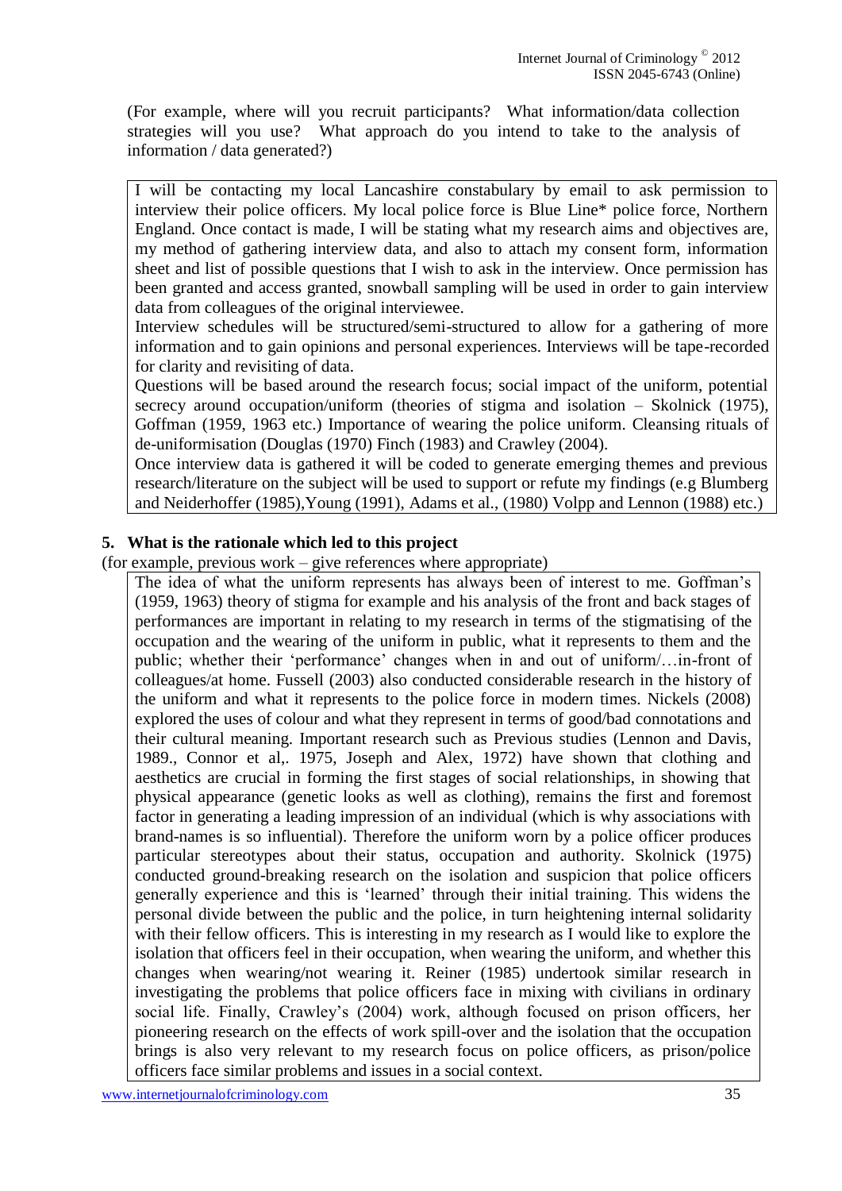(For example, where will you recruit participants? What information/data collection strategies will you use? What approach do you intend to take to the analysis of information / data generated?)

I will be contacting my local Lancashire constabulary by email to ask permission to interview their police officers. My local police force is Blue Line* police force, Northern England. Once contact is made, I will be stating what my research aims and objectives are, my method of gathering interview data, and also to attach my consent form, information sheet and list of possible questions that I wish to ask in the interview. Once permission has been granted and access granted, snowball sampling will be used in order to gain interview data from colleagues of the original interviewee.

Interview schedules will be structured/semi-structured to allow for a gathering of more information and to gain opinions and personal experiences. Interviews will be tape-recorded for clarity and revisiting of data.

Questions will be based around the research focus; social impact of the uniform, potential secrecy around occupation/uniform (theories of stigma and isolation – Skolnick (1975), Goffman (1959, 1963 etc.) Importance of wearing the police uniform. Cleansing rituals of de-uniformisation (Douglas (1970) Finch (1983) and Crawley (2004).

Once interview data is gathered it will be coded to generate emerging themes and previous research/literature on the subject will be used to support or refute my findings (e.g Blumberg and Neiderhoffer (1985),Young (1991), Adams et al., (1980) Volpp and Lennon (1988) etc.)

## 5. What is the rationale which led to this project

(for example, previous work – give references where appropriate)

The idea of what the uniform represents has always been of interest to me. Goffman's (1959, 1963) theory of stigma for example and his analysis of the front and back stages of performances are important in relating to my research in terms of the stigmatising of the occupation and the wearing of the uniform in public, what it represents to them and the public; whether their 'performance' changes when in and out of uniform/…in-front of colleagues/at home. Fussell (2003) also conducted considerable research in the history of the uniform and what it represents to the police force in modern times. Nickels (2008) explored the uses of colour and what they represent in terms of good/bad connotations and their cultural meaning. Important research such as Previous studies (Lennon and Davis, 1989., Connor et al,. 1975, Joseph and Alex, 1972) have shown that clothing and aesthetics are crucial in forming the first stages of social relationships, in showing that physical appearance (genetic looks as well as clothing), remains the first and foremost factor in generating a leading impression of an individual (which is why associations with brand-names is so influential). Therefore the uniform worn by a police officer produces particular stereotypes about their status, occupation and authority. Skolnick (1975) conducted ground-breaking research on the isolation and suspicion that police officers generally experience and this is 'learned' through their initial training. This widens the personal divide between the public and the police, in turn heightening internal solidarity with their fellow officers. This is interesting in my research as I would like to explore the isolation that officers feel in their occupation, when wearing the uniform, and whether this changes when wearing/not wearing it. Reiner (1985) undertook similar research in investigating the problems that police officers face in mixing with civilians in ordinary social life. Finally, Crawley's (2004) work, although focused on prison officers, her pioneering research on the effects of work spill-over and the isolation that the occupation brings is also very relevant to my research focus on police officers, as prison/police officers face similar problems and issues in a social context.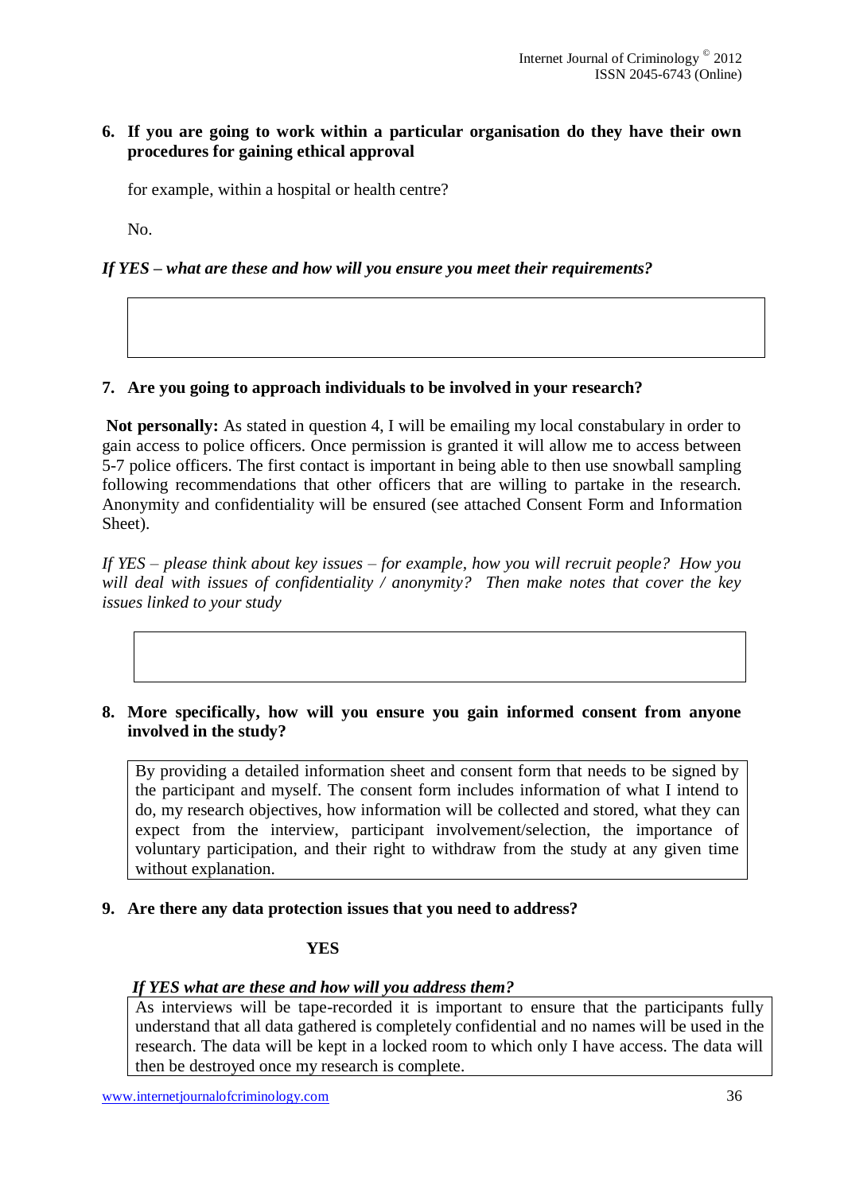**6. If you are going to work within a particular organisation do they have their own procedures for gaining ethical approval**

for example, within a hospital or health centre?

No.

***If YES – what are these and how will you ensure you meet their requirements?***

**7. Are you going to approach individuals to be involved in your research?**

**Not personally:** As stated in question 4, I will be emailing my local constabulary in order to gain access to police officers. Once permission is granted it will allow me to access between 5-7 police officers. The first contact is important in being able to then use snowball sampling following recommendations that other officers that are willing to partake in the research. Anonymity and confidentiality will be ensured (see attached Consent Form and Information Sheet).

*If YES – please think about key issues – for example, how you will recruit people? How you will deal with issues of confidentiality / anonymity? Then make notes that cover the key issues linked to your study*

**8. More specifically, how will you ensure you gain informed consent from anyone involved in the study?**

By providing a detailed information sheet and consent form that needs to be signed by the participant and myself. The consent form includes information of what I intend to do, my research objectives, how information will be collected and stored, what they can expect from the interview, participant involvement/selection, the importance of voluntary participation, and their right to withdraw from the study at any given time without explanation.

**9. Are there any data protection issues that you need to address?**

**YES**

***If YES what are these and how will you address them?***

As interviews will be tape-recorded it is important to ensure that the participants fully understand that all data gathered is completely confidential and no names will be used in the research. The data will be kept in a locked room to which only I have access. The data will then be destroyed once my research is complete.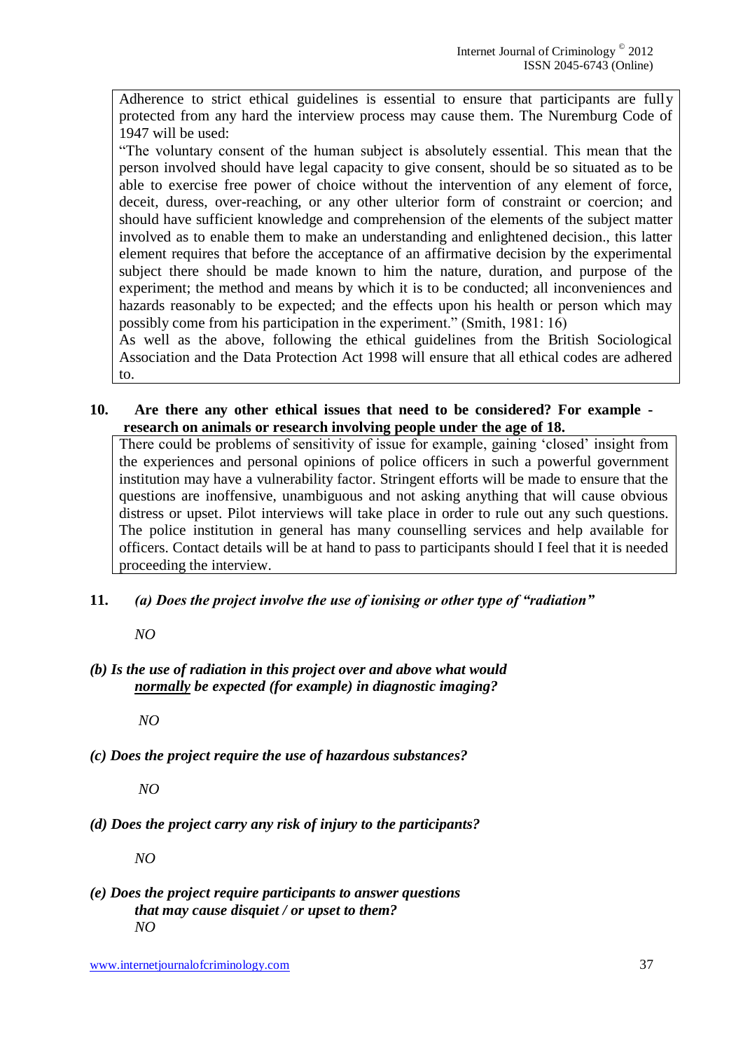Adherence to strict ethical guidelines is essential to ensure that participants are fully protected from any hard the interview process may cause them. The Nuremburg Code of 1947 will be used:

"The voluntary consent of the human subject is absolutely essential. This mean that the person involved should have legal capacity to give consent, should be so situated as to be able to exercise free power of choice without the intervention of any element of force, deceit, duress, over-reaching, or any other ulterior form of constraint or coercion; and should have sufficient knowledge and comprehension of the elements of the subject matter involved as to enable them to make an understanding and enlightened decision., this latter element requires that before the acceptance of an affirmative decision by the experimental subject there should be made known to him the nature, duration, and purpose of the experiment; the method and means by which it is to be conducted; all inconveniences and hazards reasonably to be expected; and the effects upon his health or person which may possibly come from his participation in the experiment." (Smith, 1981: 16)

As well as the above, following the ethical guidelines from the British Sociological Association and the Data Protection Act 1998 will ensure that all ethical codes are adhered to.

**10. Are there any other ethical issues that need to be considered? For example - research on animals or research involving people under the age of 18.**

There could be problems of sensitivity of issue for example, gaining 'closed' insight from the experiences and personal opinions of police officers in such a powerful government institution may have a vulnerability factor. Stringent efforts will be made to ensure that the questions are inoffensive, unambiguous and not asking anything that will cause obvious distress or upset. Pilot interviews will take place in order to rule out any such questions. The police institution in general has many counselling services and help available for officers. Contact details will be at hand to pass to participants should I feel that it is needed proceeding the interview.

**11.** ***(a) Does the project involve the use of ionising or other type of "radiation"***

*NO*

***(b) Is the use of radiation in this project over and above what would normally be expected (for example) in diagnostic imaging?***

*NO*

***(c) Does the project require the use of hazardous substances?***

*NO*

***(d) Does the project carry any risk of injury to the participants?***

*NO*

***(e) Does the project require participants to answer questions that may cause disquiet / or upset to them?***

*NO*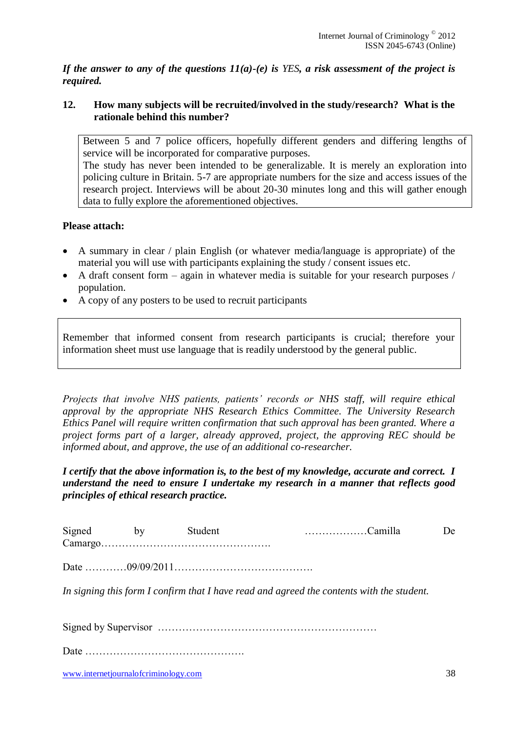***If the answer to any of the questions 11(a)-(e) is YES, a risk assessment of the project is required.***

**12. How many subjects will be recruited/involved in the study/research? What is the rationale behind this number?**

| Between 5 and 7 police officers, hopefully different genders and differing lengths of service will be incorporated for comparative purposes. The study has never been intended to be generalizable. It is merely an exploration into policing culture in Britain. 5-7 are appropriate numbers for the size and access issues of the research project. Interviews will be about 20-30 minutes long and this will gather enough data to fully explore the aforementioned objectives. |
|---|

**Please attach:**

- A summary in clear / plain English (or whatever media/language is appropriate) of the material you will use with participants explaining the study / consent issues etc.
- A draft consent form – again in whatever media is suitable for your research purposes / population.
- A copy of any posters to be used to recruit participants

| Remember that informed consent from research participants is crucial; therefore your information sheet must use language that is readily understood by the general public. |
|---|

*Projects that involve NHS patients, patients' records or NHS staff, will require ethical approval by the appropriate NHS Research Ethics Committee. The University Research Ethics Panel will require written confirmation that such approval has been granted. Where a project forms part of a larger, already approved, project, the approving REC should be informed about, and approve, the use of an additional co-researcher.*

***I certify that the above information is, to the best of my knowledge, accurate and correct. I understand the need to ensure I undertake my research in a manner that reflects good principles of ethical research practice.***

Signed by Student ………………Camilla De Camargo………………………………………….

Date …………09/09/2011………………………………….

*In signing this form I confirm that I have read and agreed the contents with the student.*

Signed by Supervisor ………………………………………………………

Date ……………………………………….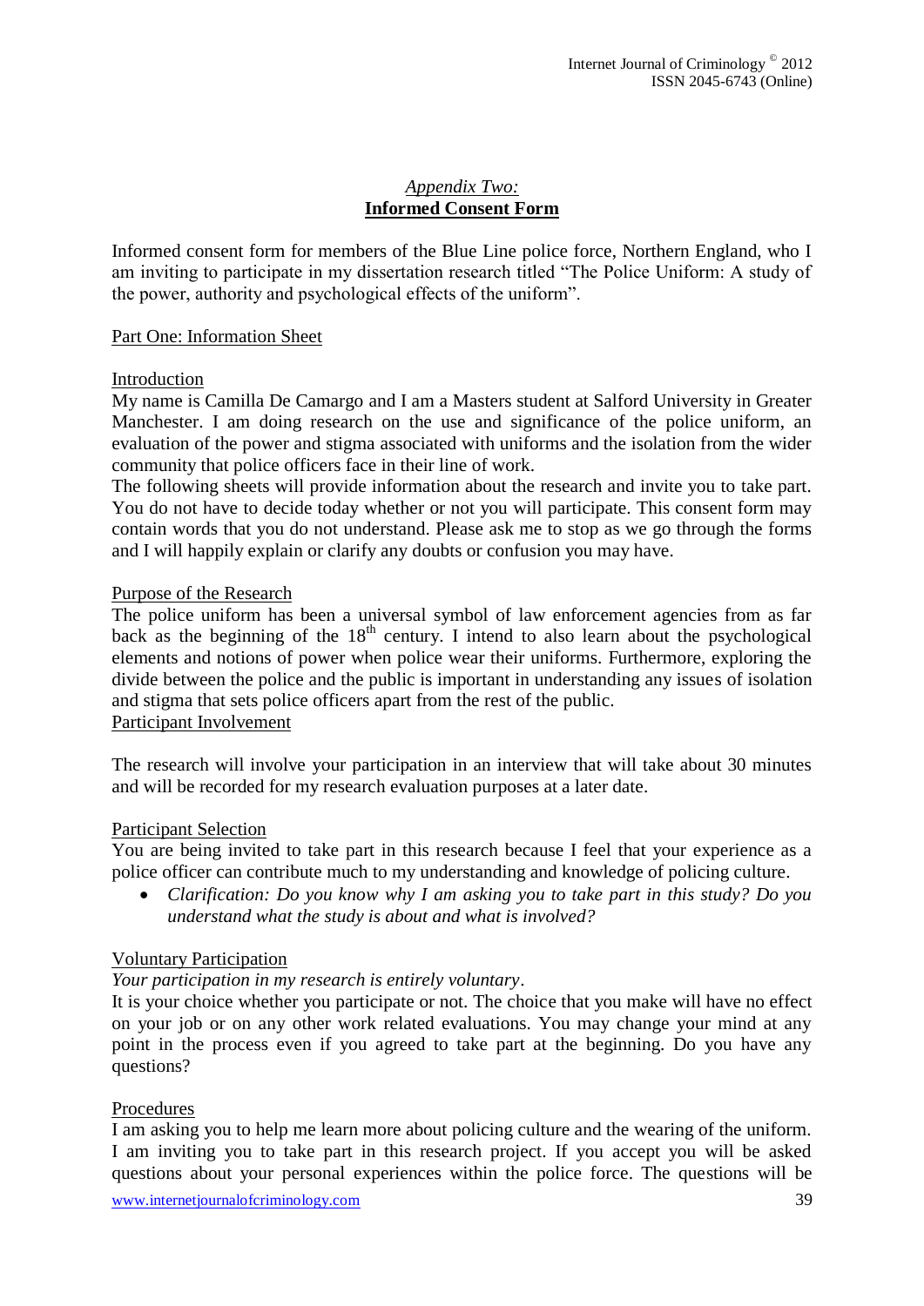## *Appendix Two:*
## **Informed Consent Form**

Informed consent form for members of the Blue Line police force, Northern England, who I am inviting to participate in my dissertation research titled "The Police Uniform: A study of the power, authority and psychological effects of the uniform".

### Part One: Information Sheet

#### Introduction

My name is Camilla De Camargo and I am a Masters student at Salford University in Greater Manchester. I am doing research on the use and significance of the police uniform, an evaluation of the power and stigma associated with uniforms and the isolation from the wider community that police officers face in their line of work.

The following sheets will provide information about the research and invite you to take part. You do not have to decide today whether or not you will participate. This consent form may contain words that you do not understand. Please ask me to stop as we go through the forms and I will happily explain or clarify any doubts or confusion you may have.

#### Purpose of the Research

The police uniform has been a universal symbol of law enforcement agencies from as far back as the beginning of the 18th century. I intend to also learn about the psychological elements and notions of power when police wear their uniforms. Furthermore, exploring the divide between the police and the public is important in understanding any issues of isolation and stigma that sets police officers apart from the rest of the public.

#### Participant Involvement

The research will involve your participation in an interview that will take about 30 minutes and will be recorded for my research evaluation purposes at a later date.

#### Participant Selection

You are being invited to take part in this research because I feel that your experience as a police officer can contribute much to my understanding and knowledge of policing culture.

- *Clarification: Do you know why I am asking you to take part in this study? Do you understand what the study is about and what is involved?*

#### Voluntary Participation

*Your participation in my research is entirely voluntary*.

It is your choice whether you participate or not. The choice that you make will have no effect on your job or on any other work related evaluations. You may change your mind at any point in the process even if you agreed to take part at the beginning. Do you have any questions?

#### Procedures

I am asking you to help me learn more about policing culture and the wearing of the uniform. I am inviting you to take part in this research project. If you accept you will be asked questions about your personal experiences within the police force. The questions will be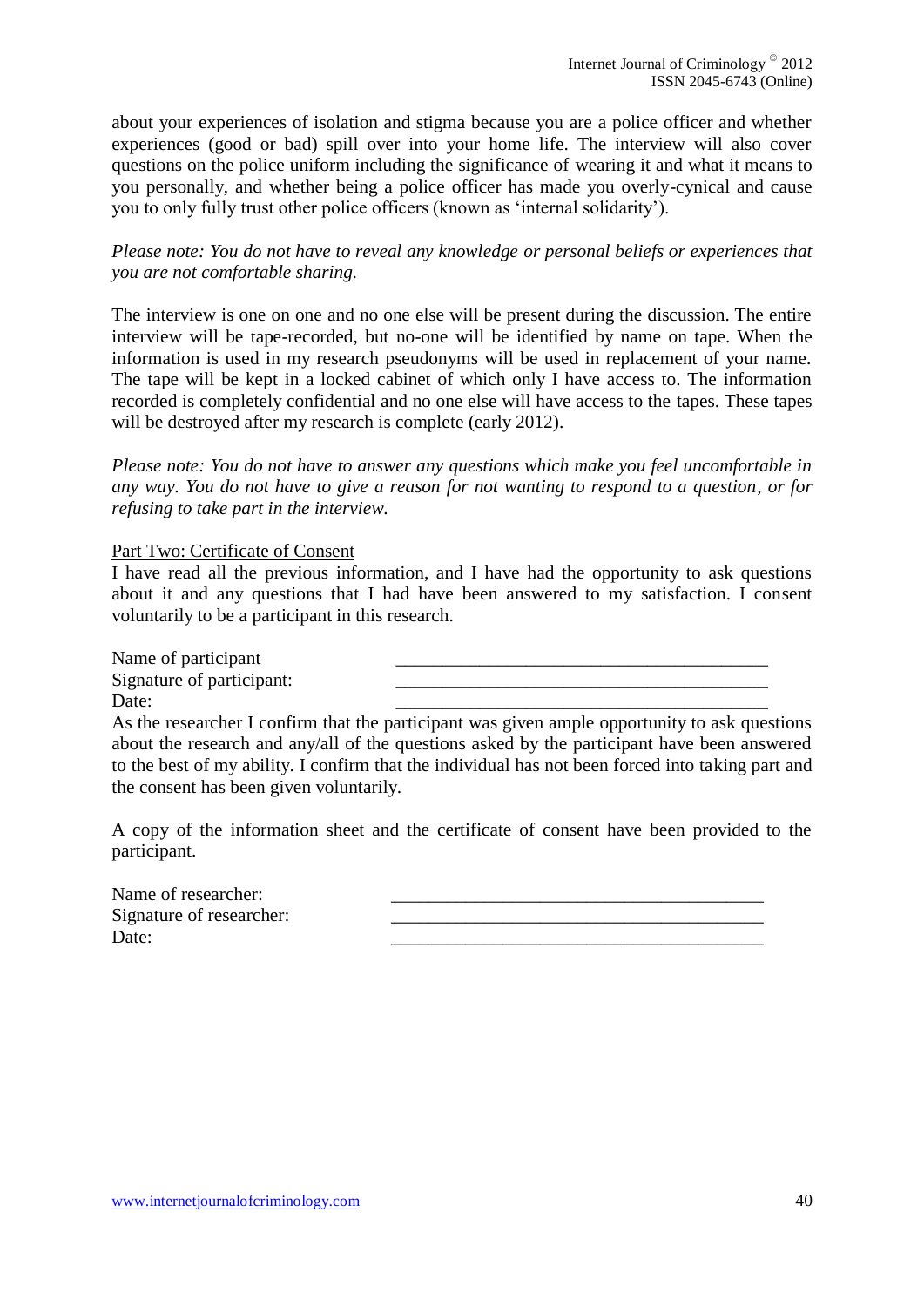about your experiences of isolation and stigma because you are a police officer and whether experiences (good or bad) spill over into your home life. The interview will also cover questions on the police uniform including the significance of wearing it and what it means to you personally, and whether being a police officer has made you overly-cynical and cause you to only fully trust other police officers (known as 'internal solidarity').

*Please note: You do not have to reveal any knowledge or personal beliefs or experiences that you are not comfortable sharing.*

The interview is one on one and no one else will be present during the discussion. The entire interview will be tape-recorded, but no-one will be identified by name on tape. When the information is used in my research pseudonyms will be used in replacement of your name. The tape will be kept in a locked cabinet of which only I have access to. The information recorded is completely confidential and no one else will have access to the tapes. These tapes will be destroyed after my research is complete (early 2012).

*Please note: You do not have to answer any questions which make you feel uncomfortable in any way. You do not have to give a reason for not wanting to respond to a question, or for refusing to take part in the interview.*

Part Two: Certificate of Consent

I have read all the previous information, and I have had the opportunity to ask questions about it and any questions that I had have been answered to my satisfaction. I consent voluntarily to be a participant in this research.

Name of participant ________________________________________

Signature of participant: ________________________________________

Date: ________________________________________

As the researcher I confirm that the participant was given ample opportunity to ask questions about the research and any/all of the questions asked by the participant have been answered to the best of my ability. I confirm that the individual has not been forced into taking part and the consent has been given voluntarily.

A copy of the information sheet and the certificate of consent have been provided to the participant.

Name of researcher: ________________________________________

Signature of researcher: ________________________________________

Date: ________________________________________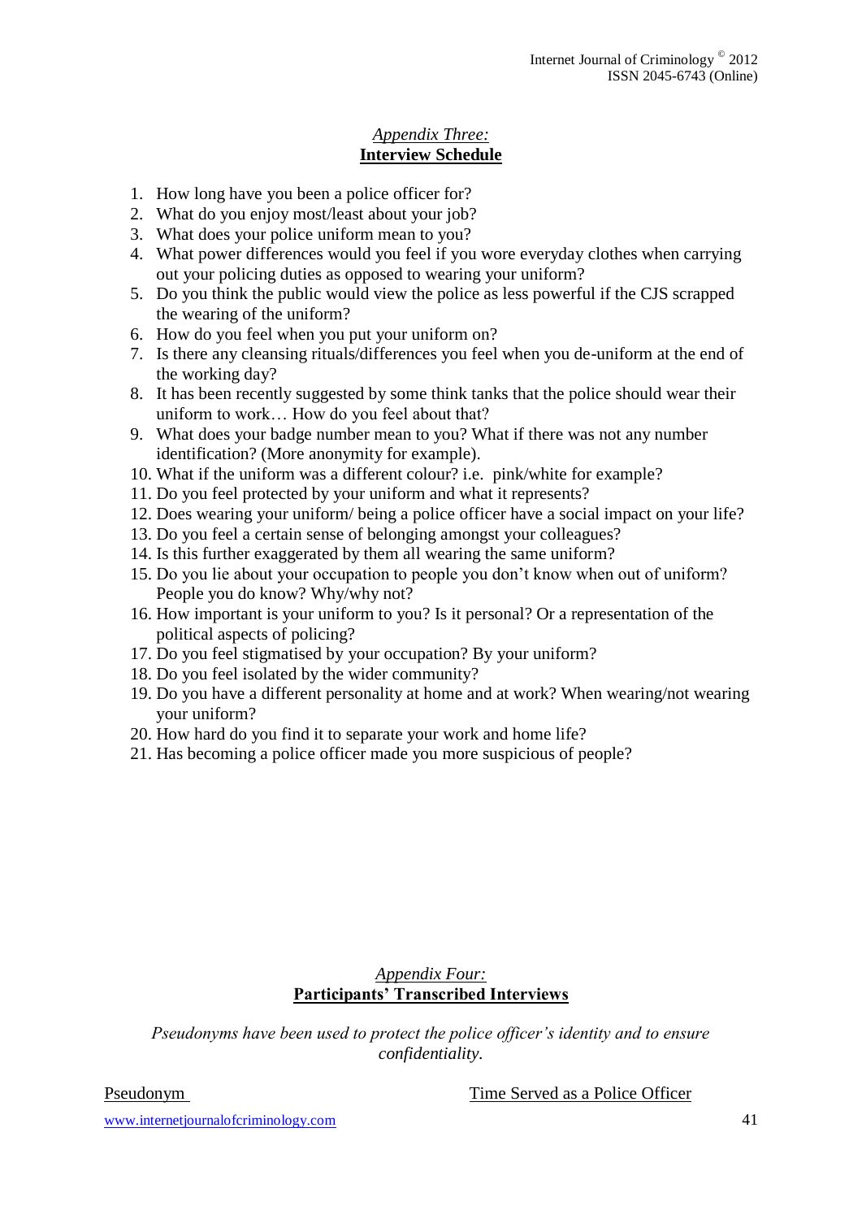*Appendix Three:*
## Interview Schedule

1. How long have you been a police officer for?
2. What do you enjoy most/least about your job?
3. What does your police uniform mean to you?
4. What power differences would you feel if you wore everyday clothes when carrying out your policing duties as opposed to wearing your uniform?
5. Do you think the public would view the police as less powerful if the CJS scrapped the wearing of the uniform?
6. How do you feel when you put your uniform on?
7. Is there any cleansing rituals/differences you feel when you de-uniform at the end of the working day?
8. It has been recently suggested by some think tanks that the police should wear their uniform to work… How do you feel about that?
9. What does your badge number mean to you? What if there was not any number identification? (More anonymity for example).
10. What if the uniform was a different colour? i.e. pink/white for example?
11. Do you feel protected by your uniform and what it represents?
12. Does wearing your uniform/ being a police officer have a social impact on your life?
13. Do you feel a certain sense of belonging amongst your colleagues?
14. Is this further exaggerated by them all wearing the same uniform?
15. Do you lie about your occupation to people you don't know when out of uniform? People you do know? Why/why not?
16. How important is your uniform to you? Is it personal? Or a representation of the political aspects of policing?
17. Do you feel stigmatised by your occupation? By your uniform?
18. Do you feel isolated by the wider community?
19. Do you have a different personality at home and at work? When wearing/not wearing your uniform?
20. How hard do you find it to separate your work and home life?
21. Has becoming a police officer made you more suspicious of people?

*Appendix Four:*
## Participants' Transcribed Interviews

*Pseudonyms have been used to protect the police officer's identity and to ensure confidentiality.*

Pseudonym　　　　　　　　　　　　Time Served as a Police Officer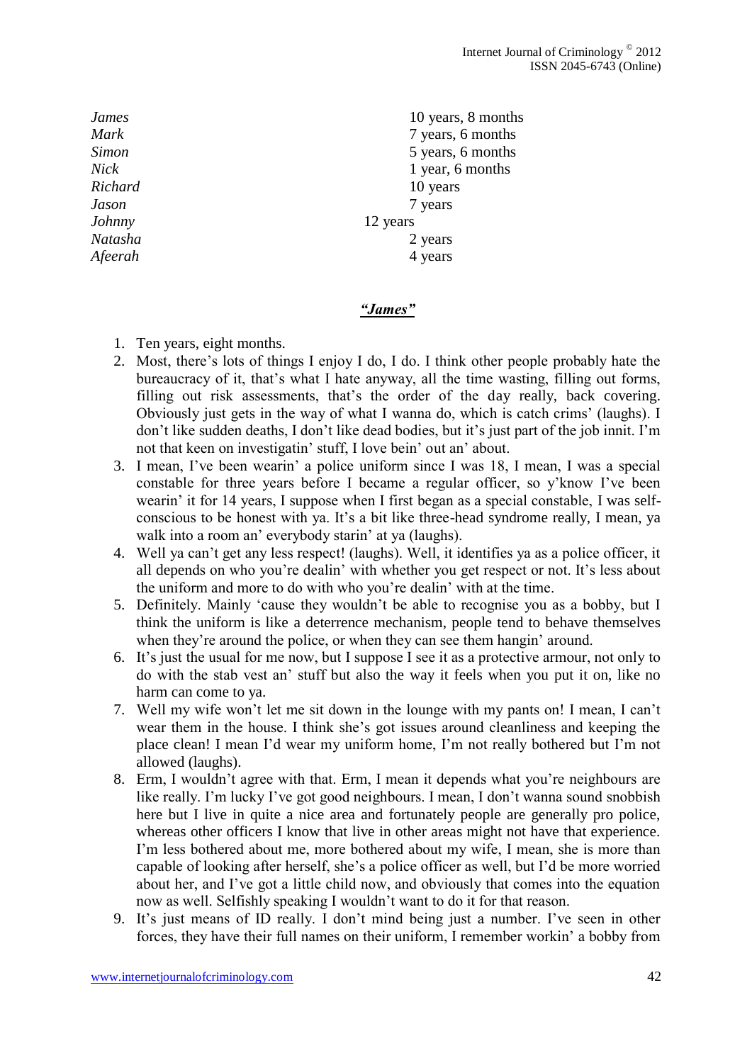| | |
|---|---|
| *James* | 10 years, 8 months |
| *Mark* | 7 years, 6 months |
| *Simon* | 5 years, 6 months |
| *Nick* | 1 year, 6 months |
| *Richard* | 10 years |
| *Jason* | 7 years |
| *Johnny* | 12 years |
| *Natasha* | 2 years |
| *Afeerah* | 4 years |

## ***"James"***

1. Ten years, eight months.
2. Most, there's lots of things I enjoy I do, I do. I think other people probably hate the bureaucracy of it, that's what I hate anyway, all the time wasting, filling out forms, filling out risk assessments, that's the order of the day really, back covering. Obviously just gets in the way of what I wanna do, which is catch crims' (laughs). I don't like sudden deaths, I don't like dead bodies, but it's just part of the job innit. I'm not that keen on investigatin' stuff, I love bein' out an' about.
3. I mean, I've been wearin' a police uniform since I was 18, I mean, I was a special constable for three years before I became a regular officer, so y'know I've been wearin' it for 14 years, I suppose when I first began as a special constable, I was self-conscious to be honest with ya. It's a bit like three-head syndrome really, I mean, ya walk into a room an' everybody starin' at ya (laughs).
4. Well ya can't get any less respect! (laughs). Well, it identifies ya as a police officer, it all depends on who you're dealin' with whether you get respect or not. It's less about the uniform and more to do with who you're dealin' with at the time.
5. Definitely. Mainly 'cause they wouldn't be able to recognise you as a bobby, but I think the uniform is like a deterrence mechanism, people tend to behave themselves when they're around the police, or when they can see them hangin' around.
6. It's just the usual for me now, but I suppose I see it as a protective armour, not only to do with the stab vest an' stuff but also the way it feels when you put it on, like no harm can come to ya.
7. Well my wife won't let me sit down in the lounge with my pants on! I mean, I can't wear them in the house. I think she's got issues around cleanliness and keeping the place clean! I mean I'd wear my uniform home, I'm not really bothered but I'm not allowed (laughs).
8. Erm, I wouldn't agree with that. Erm, I mean it depends what you're neighbours are like really. I'm lucky I've got good neighbours. I mean, I don't wanna sound snobbish here but I live in quite a nice area and fortunately people are generally pro police, whereas other officers I know that live in other areas might not have that experience. I'm less bothered about me, more bothered about my wife, I mean, she is more than capable of looking after herself, she's a police officer as well, but I'd be more worried about her, and I've got a little child now, and obviously that comes into the equation now as well. Selfishly speaking I wouldn't want to do it for that reason.
9. It's just means of ID really. I don't mind being just a number. I've seen in other forces, they have their full names on their uniform, I remember workin' a bobby from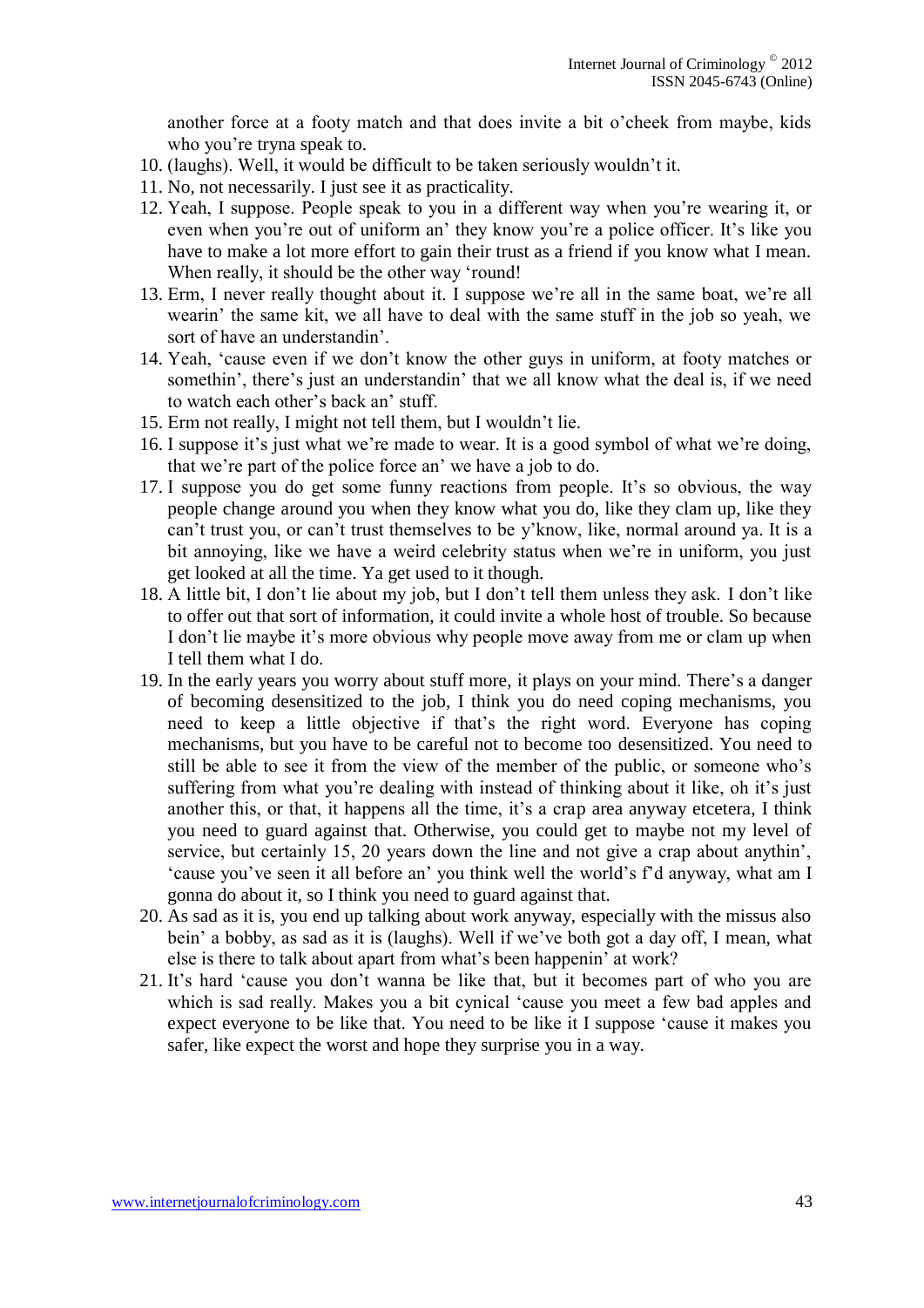another force at a footy match and that does invite a bit o'cheek from maybe, kids who you're tryna speak to.

10. (laughs). Well, it would be difficult to be taken seriously wouldn't it.
11. No, not necessarily. I just see it as practicality.
12. Yeah, I suppose. People speak to you in a different way when you're wearing it, or even when you're out of uniform an' they know you're a police officer. It's like you have to make a lot more effort to gain their trust as a friend if you know what I mean. When really, it should be the other way 'round!
13. Erm, I never really thought about it. I suppose we're all in the same boat, we're all wearin' the same kit, we all have to deal with the same stuff in the job so yeah, we sort of have an understandin'.
14. Yeah, 'cause even if we don't know the other guys in uniform, at footy matches or somethin', there's just an understandin' that we all know what the deal is, if we need to watch each other's back an' stuff.
15. Erm not really, I might not tell them, but I wouldn't lie.
16. I suppose it's just what we're made to wear. It is a good symbol of what we're doing, that we're part of the police force an' we have a job to do.
17. I suppose you do get some funny reactions from people. It's so obvious, the way people change around you when they know what you do, like they clam up, like they can't trust you, or can't trust themselves to be y'know, like, normal around ya. It is a bit annoying, like we have a weird celebrity status when we're in uniform, you just get looked at all the time. Ya get used to it though.
18. A little bit, I don't lie about my job, but I don't tell them unless they ask. I don't like to offer out that sort of information, it could invite a whole host of trouble. So because I don't lie maybe it's more obvious why people move away from me or clam up when I tell them what I do.
19. In the early years you worry about stuff more, it plays on your mind. There's a danger of becoming desensitized to the job, I think you do need coping mechanisms, you need to keep a little objective if that's the right word. Everyone has coping mechanisms, but you have to be careful not to become too desensitized. You need to still be able to see it from the view of the member of the public, or someone who's suffering from what you're dealing with instead of thinking about it like, oh it's just another this, or that, it happens all the time, it's a crap area anyway etcetera, I think you need to guard against that. Otherwise, you could get to maybe not my level of service, but certainly 15, 20 years down the line and not give a crap about anythin', 'cause you've seen it all before an' you think well the world's f'd anyway, what am I gonna do about it, so I think you need to guard against that.
20. As sad as it is, you end up talking about work anyway, especially with the missus also bein' a bobby, as sad as it is (laughs). Well if we've both got a day off, I mean, what else is there to talk about apart from what's been happenin' at work?
21. It's hard 'cause you don't wanna be like that, but it becomes part of who you are which is sad really. Makes you a bit cynical 'cause you meet a few bad apples and expect everyone to be like that. You need to be like it I suppose 'cause it makes you safer, like expect the worst and hope they surprise you in a way.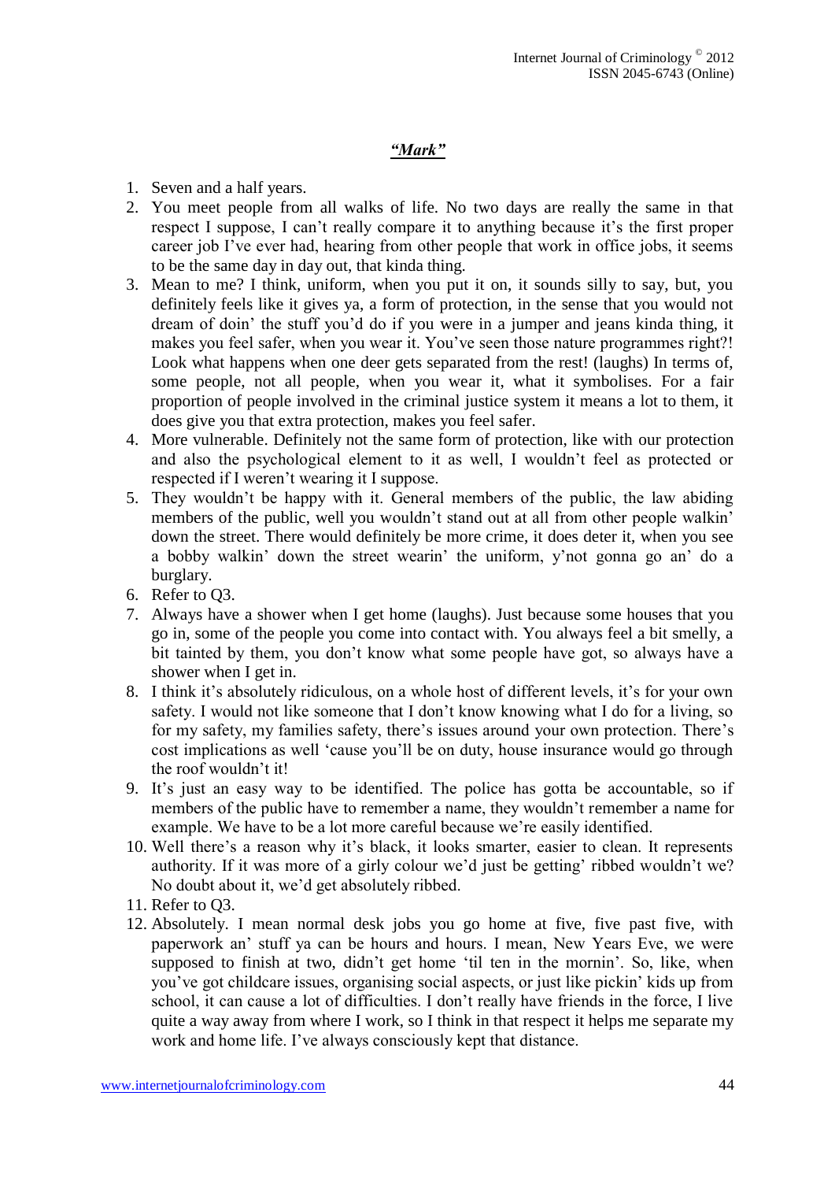***"Mark"***

1. Seven and a half years.
2. You meet people from all walks of life. No two days are really the same in that respect I suppose, I can't really compare it to anything because it's the first proper career job I've ever had, hearing from other people that work in office jobs, it seems to be the same day in day out, that kinda thing.
3. Mean to me? I think, uniform, when you put it on, it sounds silly to say, but, you definitely feels like it gives ya, a form of protection, in the sense that you would not dream of doin' the stuff you'd do if you were in a jumper and jeans kinda thing, it makes you feel safer, when you wear it. You've seen those nature programmes right?! Look what happens when one deer gets separated from the rest! (laughs) In terms of, some people, not all people, when you wear it, what it symbolises. For a fair proportion of people involved in the criminal justice system it means a lot to them, it does give you that extra protection, makes you feel safer.
4. More vulnerable. Definitely not the same form of protection, like with our protection and also the psychological element to it as well, I wouldn't feel as protected or respected if I weren't wearing it I suppose.
5. They wouldn't be happy with it. General members of the public, the law abiding members of the public, well you wouldn't stand out at all from other people walkin' down the street. There would definitely be more crime, it does deter it, when you see a bobby walkin' down the street wearin' the uniform, y'not gonna go an' do a burglary.
6. Refer to Q3.
7. Always have a shower when I get home (laughs). Just because some houses that you go in, some of the people you come into contact with. You always feel a bit smelly, a bit tainted by them, you don't know what some people have got, so always have a shower when I get in.
8. I think it's absolutely ridiculous, on a whole host of different levels, it's for your own safety. I would not like someone that I don't know knowing what I do for a living, so for my safety, my families safety, there's issues around your own protection. There's cost implications as well 'cause you'll be on duty, house insurance would go through the roof wouldn't it!
9. It's just an easy way to be identified. The police has gotta be accountable, so if members of the public have to remember a name, they wouldn't remember a name for example. We have to be a lot more careful because we're easily identified.
10. Well there's a reason why it's black, it looks smarter, easier to clean. It represents authority. If it was more of a girly colour we'd just be getting' ribbed wouldn't we? No doubt about it, we'd get absolutely ribbed.
11. Refer to Q3.
12. Absolutely. I mean normal desk jobs you go home at five, five past five, with paperwork an' stuff ya can be hours and hours. I mean, New Years Eve, we were supposed to finish at two, didn't get home 'til ten in the mornin'. So, like, when you've got childcare issues, organising social aspects, or just like pickin' kids up from school, it can cause a lot of difficulties. I don't really have friends in the force, I live quite a way away from where I work, so I think in that respect it helps me separate my work and home life. I've always consciously kept that distance.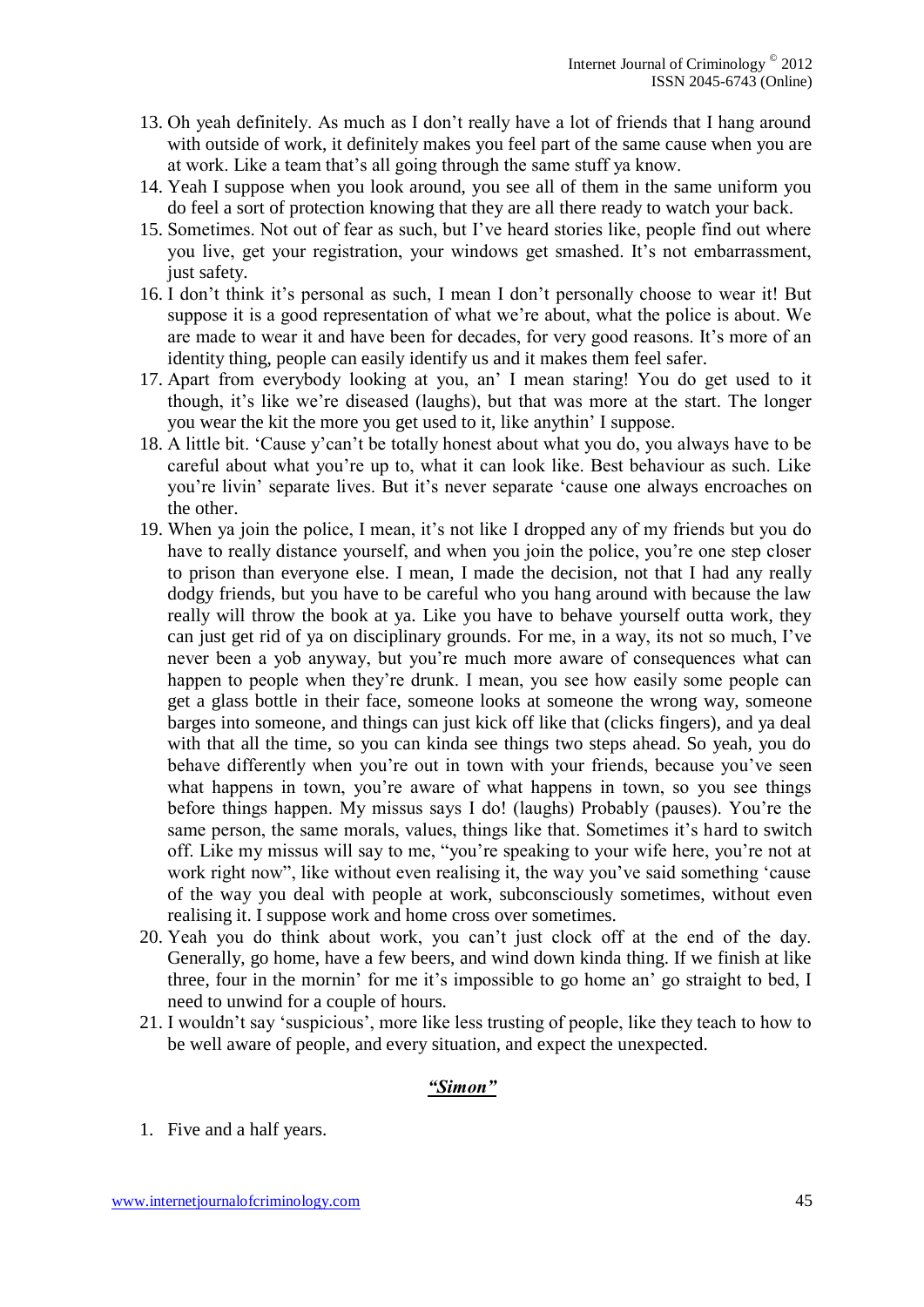13. Oh yeah definitely. As much as I don't really have a lot of friends that I hang around with outside of work, it definitely makes you feel part of the same cause when you are at work. Like a team that's all going through the same stuff ya know.
14. Yeah I suppose when you look around, you see all of them in the same uniform you do feel a sort of protection knowing that they are all there ready to watch your back.
15. Sometimes. Not out of fear as such, but I've heard stories like, people find out where you live, get your registration, your windows get smashed. It's not embarrassment, just safety.
16. I don't think it's personal as such, I mean I don't personally choose to wear it! But suppose it is a good representation of what we're about, what the police is about. We are made to wear it and have been for decades, for very good reasons. It's more of an identity thing, people can easily identify us and it makes them feel safer.
17. Apart from everybody looking at you, an' I mean staring! You do get used to it though, it's like we're diseased (laughs), but that was more at the start. The longer you wear the kit the more you get used to it, like anythin' I suppose.
18. A little bit. 'Cause y'can't be totally honest about what you do, you always have to be careful about what you're up to, what it can look like. Best behaviour as such. Like you're livin' separate lives. But it's never separate 'cause one always encroaches on the other.
19. When ya join the police, I mean, it's not like I dropped any of my friends but you do have to really distance yourself, and when you join the police, you're one step closer to prison than everyone else. I mean, I made the decision, not that I had any really dodgy friends, but you have to be careful who you hang around with because the law really will throw the book at ya. Like you have to behave yourself outta work, they can just get rid of ya on disciplinary grounds. For me, in a way, its not so much, I've never been a yob anyway, but you're much more aware of consequences what can happen to people when they're drunk. I mean, you see how easily some people can get a glass bottle in their face, someone looks at someone the wrong way, someone barges into someone, and things can just kick off like that (clicks fingers), and ya deal with that all the time, so you can kinda see things two steps ahead. So yeah, you do behave differently when you're out in town with your friends, because you've seen what happens in town, you're aware of what happens in town, so you see things before things happen. My missus says I do! (laughs) Probably (pauses). You're the same person, the same morals, values, things like that. Sometimes it's hard to switch off. Like my missus will say to me, "you're speaking to your wife here, you're not at work right now", like without even realising it, the way you've said something 'cause of the way you deal with people at work, subconsciously sometimes, without even realising it. I suppose work and home cross over sometimes.
20. Yeah you do think about work, you can't just clock off at the end of the day. Generally, go home, have a few beers, and wind down kinda thing. If we finish at like three, four in the mornin' for me it's impossible to go home an' go straight to bed, I need to unwind for a couple of hours.
21. I wouldn't say 'suspicious', more like less trusting of people, like they teach to how to be well aware of people, and every situation, and expect the unexpected.

### ***"Simon"***

1. Five and a half years.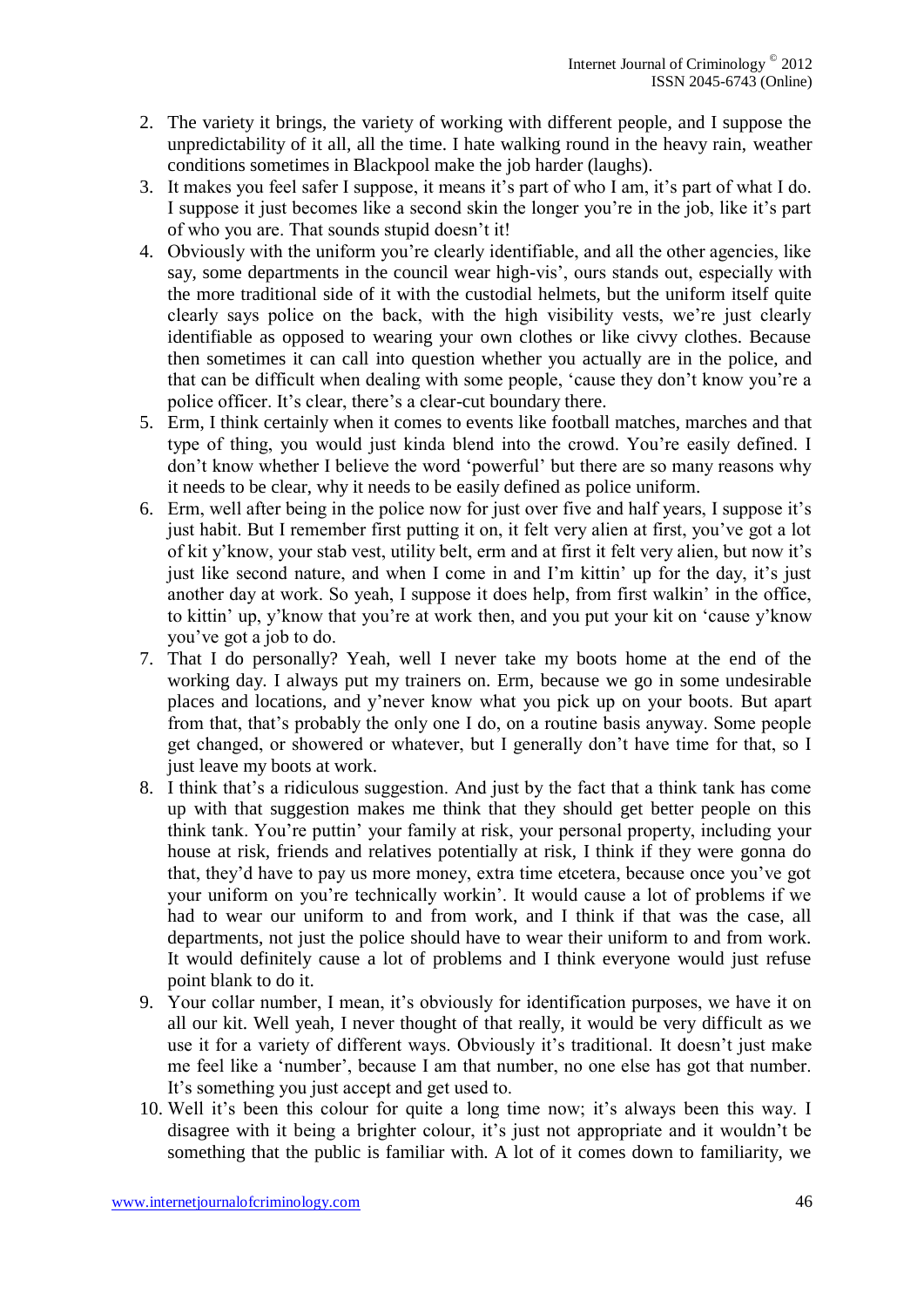2. The variety it brings, the variety of working with different people, and I suppose the unpredictability of it all, all the time. I hate walking round in the heavy rain, weather conditions sometimes in Blackpool make the job harder (laughs).
3. It makes you feel safer I suppose, it means it's part of who I am, it's part of what I do. I suppose it just becomes like a second skin the longer you're in the job, like it's part of who you are. That sounds stupid doesn't it!
4. Obviously with the uniform you're clearly identifiable, and all the other agencies, like say, some departments in the council wear high-vis', ours stands out, especially with the more traditional side of it with the custodial helmets, but the uniform itself quite clearly says police on the back, with the high visibility vests, we're just clearly identifiable as opposed to wearing your own clothes or like civvy clothes. Because then sometimes it can call into question whether you actually are in the police, and that can be difficult when dealing with some people, 'cause they don't know you're a police officer. It's clear, there's a clear-cut boundary there.
5. Erm, I think certainly when it comes to events like football matches, marches and that type of thing, you would just kinda blend into the crowd. You're easily defined. I don't know whether I believe the word 'powerful' but there are so many reasons why it needs to be clear, why it needs to be easily defined as police uniform.
6. Erm, well after being in the police now for just over five and half years, I suppose it's just habit. But I remember first putting it on, it felt very alien at first, you've got a lot of kit y'know, your stab vest, utility belt, erm and at first it felt very alien, but now it's just like second nature, and when I come in and I'm kittin' up for the day, it's just another day at work. So yeah, I suppose it does help, from first walkin' in the office, to kittin' up, y'know that you're at work then, and you put your kit on 'cause y'know you've got a job to do.
7. That I do personally? Yeah, well I never take my boots home at the end of the working day. I always put my trainers on. Erm, because we go in some undesirable places and locations, and y'never know what you pick up on your boots. But apart from that, that's probably the only one I do, on a routine basis anyway. Some people get changed, or showered or whatever, but I generally don't have time for that, so I just leave my boots at work.
8. I think that's a ridiculous suggestion. And just by the fact that a think tank has come up with that suggestion makes me think that they should get better people on this think tank. You're puttin' your family at risk, your personal property, including your house at risk, friends and relatives potentially at risk, I think if they were gonna do that, they'd have to pay us more money, extra time etcetera, because once you've got your uniform on you're technically workin'. It would cause a lot of problems if we had to wear our uniform to and from work, and I think if that was the case, all departments, not just the police should have to wear their uniform to and from work. It would definitely cause a lot of problems and I think everyone would just refuse point blank to do it.
9. Your collar number, I mean, it's obviously for identification purposes, we have it on all our kit. Well yeah, I never thought of that really, it would be very difficult as we use it for a variety of different ways. Obviously it's traditional. It doesn't just make me feel like a 'number', because I am that number, no one else has got that number. It's something you just accept and get used to.
10. Well it's been this colour for quite a long time now; it's always been this way. I disagree with it being a brighter colour, it's just not appropriate and it wouldn't be something that the public is familiar with. A lot of it comes down to familiarity, we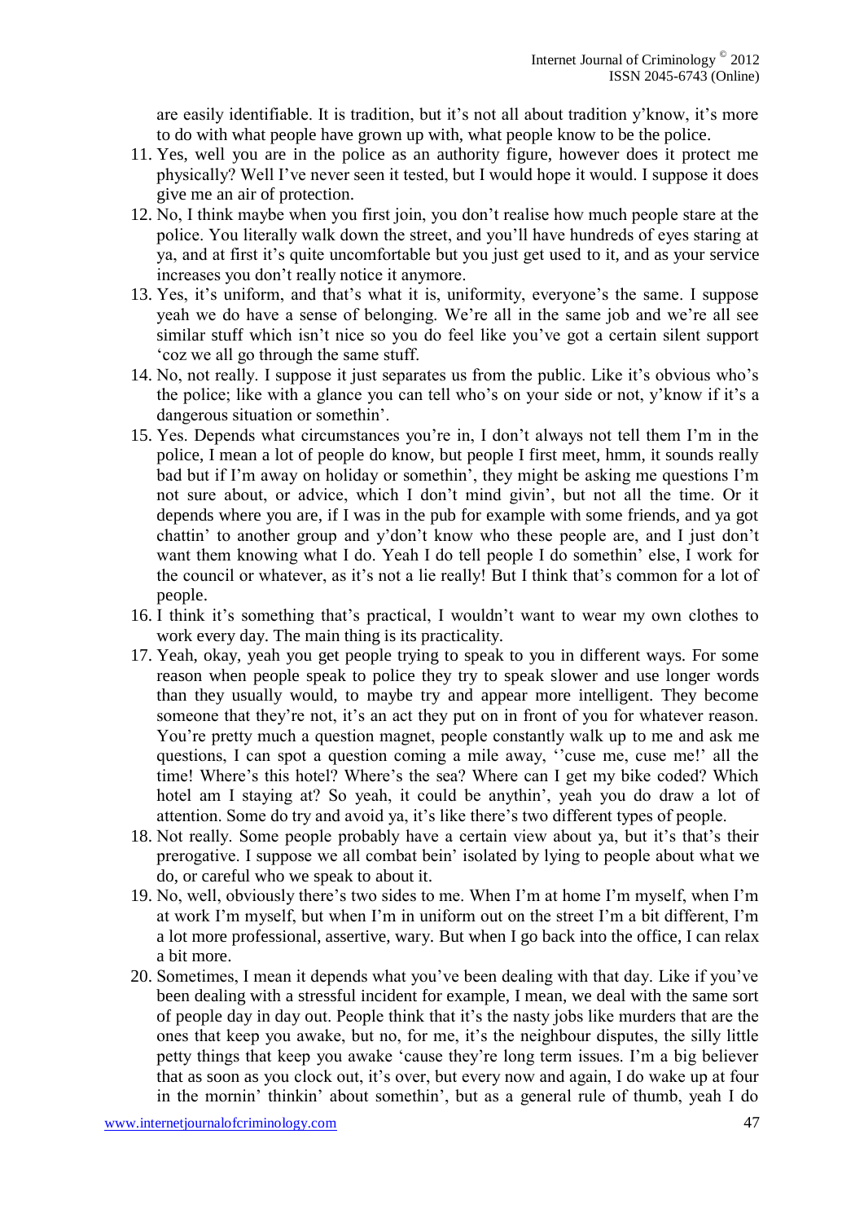are easily identifiable. It is tradition, but it's not all about tradition y'know, it's more to do with what people have grown up with, what people know to be the police.

11. Yes, well you are in the police as an authority figure, however does it protect me physically? Well I've never seen it tested, but I would hope it would. I suppose it does give me an air of protection.
12. No, I think maybe when you first join, you don't realise how much people stare at the police. You literally walk down the street, and you'll have hundreds of eyes staring at ya, and at first it's quite uncomfortable but you just get used to it, and as your service increases you don't really notice it anymore.
13. Yes, it's uniform, and that's what it is, uniformity, everyone's the same. I suppose yeah we do have a sense of belonging. We're all in the same job and we're all see similar stuff which isn't nice so you do feel like you've got a certain silent support 'coz we all go through the same stuff.
14. No, not really. I suppose it just separates us from the public. Like it's obvious who's the police; like with a glance you can tell who's on your side or not, y'know if it's a dangerous situation or somethin'.
15. Yes. Depends what circumstances you're in, I don't always not tell them I'm in the police, I mean a lot of people do know, but people I first meet, hmm, it sounds really bad but if I'm away on holiday or somethin', they might be asking me questions I'm not sure about, or advice, which I don't mind givin', but not all the time. Or it depends where you are, if I was in the pub for example with some friends, and ya got chattin' to another group and y'don't know who these people are, and I just don't want them knowing what I do. Yeah I do tell people I do somethin' else, I work for the council or whatever, as it's not a lie really! But I think that's common for a lot of people.
16. I think it's something that's practical, I wouldn't want to wear my own clothes to work every day. The main thing is its practicality.
17. Yeah, okay, yeah you get people trying to speak to you in different ways. For some reason when people speak to police they try to speak slower and use longer words than they usually would, to maybe try and appear more intelligent. They become someone that they're not, it's an act they put on in front of you for whatever reason. You're pretty much a question magnet, people constantly walk up to me and ask me questions, I can spot a question coming a mile away, ''cuse me, cuse me!' all the time! Where's this hotel? Where's the sea? Where can I get my bike coded? Which hotel am I staying at? So yeah, it could be anythin', yeah you do draw a lot of attention. Some do try and avoid ya, it's like there's two different types of people.
18. Not really. Some people probably have a certain view about ya, but it's that's their prerogative. I suppose we all combat bein' isolated by lying to people about what we do, or careful who we speak to about it.
19. No, well, obviously there's two sides to me. When I'm at home I'm myself, when I'm at work I'm myself, but when I'm in uniform out on the street I'm a bit different, I'm a lot more professional, assertive, wary. But when I go back into the office, I can relax a bit more.
20. Sometimes, I mean it depends what you've been dealing with that day. Like if you've been dealing with a stressful incident for example, I mean, we deal with the same sort of people day in day out. People think that it's the nasty jobs like murders that are the ones that keep you awake, but no, for me, it's the neighbour disputes, the silly little petty things that keep you awake 'cause they're long term issues. I'm a big believer that as soon as you clock out, it's over, but every now and again, I do wake up at four in the mornin' thinkin' about somethin', but as a general rule of thumb, yeah I do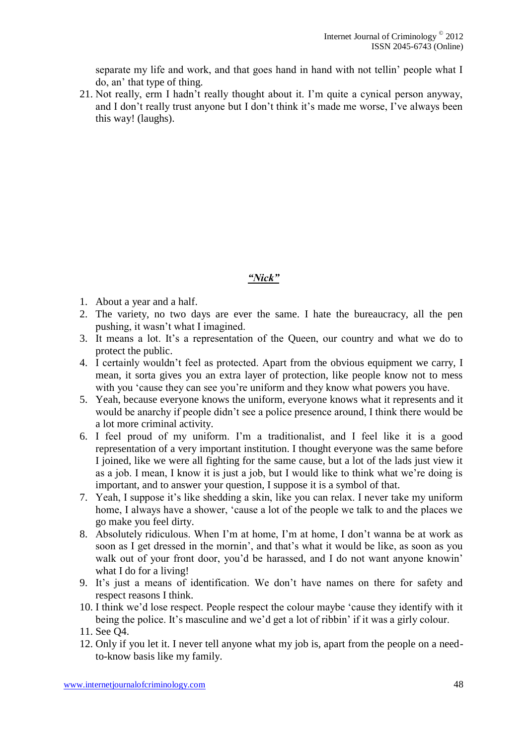separate my life and work, and that goes hand in hand with not tellin' people what I do, an' that type of thing.

21. Not really, erm I hadn't really thought about it. I'm quite a cynical person anyway, and I don't really trust anyone but I don't think it's made me worse, I've always been this way! (laughs).

## ***"Nick"***

1. About a year and a half.
2. The variety, no two days are ever the same. I hate the bureaucracy, all the pen pushing, it wasn't what I imagined.
3. It means a lot. It's a representation of the Queen, our country and what we do to protect the public.
4. I certainly wouldn't feel as protected. Apart from the obvious equipment we carry, I mean, it sorta gives you an extra layer of protection, like people know not to mess with you 'cause they can see you're uniform and they know what powers you have.
5. Yeah, because everyone knows the uniform, everyone knows what it represents and it would be anarchy if people didn't see a police presence around, I think there would be a lot more criminal activity.
6. I feel proud of my uniform. I'm a traditionalist, and I feel like it is a good representation of a very important institution. I thought everyone was the same before I joined, like we were all fighting for the same cause, but a lot of the lads just view it as a job. I mean, I know it is just a job, but I would like to think what we're doing is important, and to answer your question, I suppose it is a symbol of that.
7. Yeah, I suppose it's like shedding a skin, like you can relax. I never take my uniform home, I always have a shower, 'cause a lot of the people we talk to and the places we go make you feel dirty.
8. Absolutely ridiculous. When I'm at home, I'm at home, I don't wanna be at work as soon as I get dressed in the mornin', and that's what it would be like, as soon as you walk out of your front door, you'd be harassed, and I do not want anyone knowin' what I do for a living!
9. It's just a means of identification. We don't have names on there for safety and respect reasons I think.
10. I think we'd lose respect. People respect the colour maybe 'cause they identify with it being the police. It's masculine and we'd get a lot of ribbin' if it was a girly colour.
11. See Q4.
12. Only if you let it. I never tell anyone what my job is, apart from the people on a need-to-know basis like my family.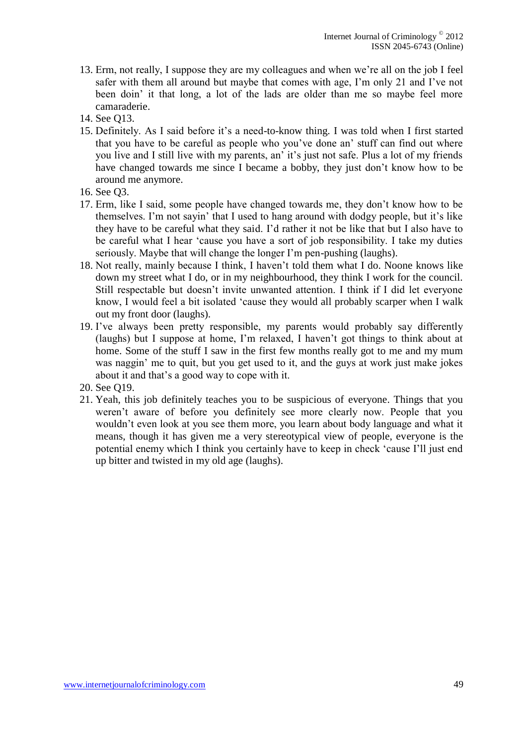13. Erm, not really, I suppose they are my colleagues and when we're all on the job I feel safer with them all around but maybe that comes with age, I'm only 21 and I've not been doin' it that long, a lot of the lads are older than me so maybe feel more camaraderie.
14. See Q13.
15. Definitely. As I said before it's a need-to-know thing. I was told when I first started that you have to be careful as people who you've done an' stuff can find out where you live and I still live with my parents, an' it's just not safe. Plus a lot of my friends have changed towards me since I became a bobby, they just don't know how to be around me anymore.
16. See Q3.
17. Erm, like I said, some people have changed towards me, they don't know how to be themselves. I'm not sayin' that I used to hang around with dodgy people, but it's like they have to be careful what they said. I'd rather it not be like that but I also have to be careful what I hear 'cause you have a sort of job responsibility. I take my duties seriously. Maybe that will change the longer I'm pen-pushing (laughs).
18. Not really, mainly because I think, I haven't told them what I do. Noone knows like down my street what I do, or in my neighbourhood, they think I work for the council. Still respectable but doesn't invite unwanted attention. I think if I did let everyone know, I would feel a bit isolated 'cause they would all probably scarper when I walk out my front door (laughs).
19. I've always been pretty responsible, my parents would probably say differently (laughs) but I suppose at home, I'm relaxed, I haven't got things to think about at home. Some of the stuff I saw in the first few months really got to me and my mum was naggin' me to quit, but you get used to it, and the guys at work just make jokes about it and that's a good way to cope with it.
20. See Q19.
21. Yeah, this job definitely teaches you to be suspicious of everyone. Things that you weren't aware of before you definitely see more clearly now. People that you wouldn't even look at you see them more, you learn about body language and what it means, though it has given me a very stereotypical view of people, everyone is the potential enemy which I think you certainly have to keep in check 'cause I'll just end up bitter and twisted in my old age (laughs).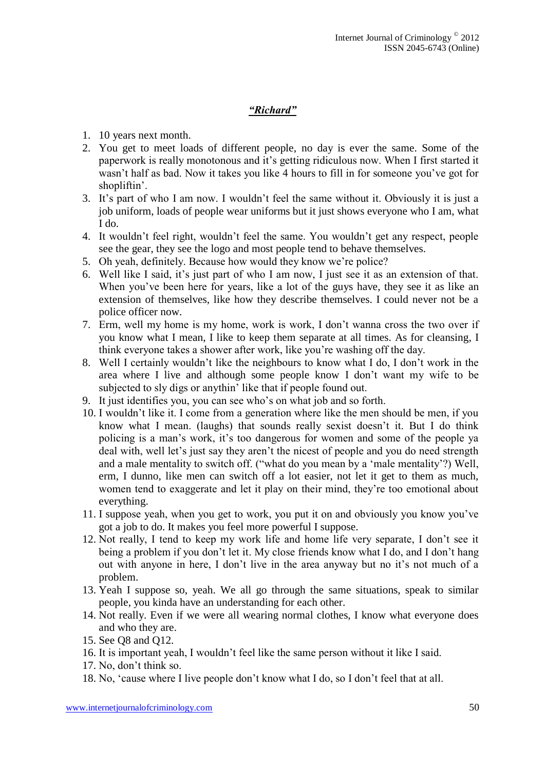### ***"Richard"***

1. 10 years next month.
2. You get to meet loads of different people, no day is ever the same. Some of the paperwork is really monotonous and it's getting ridiculous now. When I first started it wasn't half as bad. Now it takes you like 4 hours to fill in for someone you've got for shopliftin'.
3. It's part of who I am now. I wouldn't feel the same without it. Obviously it is just a job uniform, loads of people wear uniforms but it just shows everyone who I am, what I do.
4. It wouldn't feel right, wouldn't feel the same. You wouldn't get any respect, people see the gear, they see the logo and most people tend to behave themselves.
5. Oh yeah, definitely. Because how would they know we're police?
6. Well like I said, it's just part of who I am now, I just see it as an extension of that. When you've been here for years, like a lot of the guys have, they see it as like an extension of themselves, like how they describe themselves. I could never not be a police officer now.
7. Erm, well my home is my home, work is work, I don't wanna cross the two over if you know what I mean, I like to keep them separate at all times. As for cleansing, I think everyone takes a shower after work, like you're washing off the day.
8. Well I certainly wouldn't like the neighbours to know what I do, I don't work in the area where I live and although some people know I don't want my wife to be subjected to sly digs or anythin' like that if people found out.
9. It just identifies you, you can see who's on what job and so forth.
10. I wouldn't like it. I come from a generation where like the men should be men, if you know what I mean. (laughs) that sounds really sexist doesn't it. But I do think policing is a man's work, it's too dangerous for women and some of the people ya deal with, well let's just say they aren't the nicest of people and you do need strength and a male mentality to switch off. ("what do you mean by a 'male mentality'?) Well, erm, I dunno, like men can switch off a lot easier, not let it get to them as much, women tend to exaggerate and let it play on their mind, they're too emotional about everything.
11. I suppose yeah, when you get to work, you put it on and obviously you know you've got a job to do. It makes you feel more powerful I suppose.
12. Not really, I tend to keep my work life and home life very separate, I don't see it being a problem if you don't let it. My close friends know what I do, and I don't hang out with anyone in here, I don't live in the area anyway but no it's not much of a problem.
13. Yeah I suppose so, yeah. We all go through the same situations, speak to similar people, you kinda have an understanding for each other.
14. Not really. Even if we were all wearing normal clothes, I know what everyone does and who they are.
15. See Q8 and Q12.
16. It is important yeah, I wouldn't feel like the same person without it like I said.
17. No, don't think so.
18. No, 'cause where I live people don't know what I do, so I don't feel that at all.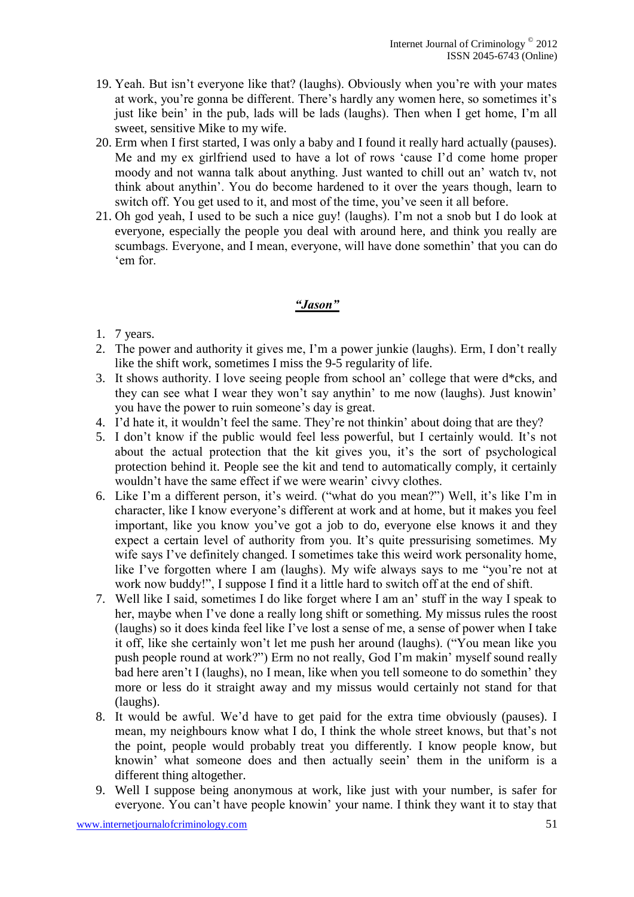19. Yeah. But isn't everyone like that? (laughs). Obviously when you're with your mates at work, you're gonna be different. There's hardly any women here, so sometimes it's just like bein' in the pub, lads will be lads (laughs). Then when I get home, I'm all sweet, sensitive Mike to my wife.
20. Erm when I first started, I was only a baby and I found it really hard actually (pauses). Me and my ex girlfriend used to have a lot of rows 'cause I'd come home proper moody and not wanna talk about anything. Just wanted to chill out an' watch tv, not think about anythin'. You do become hardened to it over the years though, learn to switch off. You get used to it, and most of the time, you've seen it all before.
21. Oh god yeah, I used to be such a nice guy! (laughs). I'm not a snob but I do look at everyone, especially the people you deal with around here, and think you really are scumbags. Everyone, and I mean, everyone, will have done somethin' that you can do 'em for.

## ***"Jason"***

1. 7 years.
2. The power and authority it gives me, I'm a power junkie (laughs). Erm, I don't really like the shift work, sometimes I miss the 9-5 regularity of life.
3. It shows authority. I love seeing people from school an' college that were d*cks, and they can see what I wear they won't say anythin' to me now (laughs). Just knowin' you have the power to ruin someone's day is great.
4. I'd hate it, it wouldn't feel the same. They're not thinkin' about doing that are they?
5. I don't know if the public would feel less powerful, but I certainly would. It's not about the actual protection that the kit gives you, it's the sort of psychological protection behind it. People see the kit and tend to automatically comply, it certainly wouldn't have the same effect if we were wearin' civvy clothes.
6. Like I'm a different person, it's weird. ("what do you mean?") Well, it's like I'm in character, like I know everyone's different at work and at home, but it makes you feel important, like you know you've got a job to do, everyone else knows it and they expect a certain level of authority from you. It's quite pressurising sometimes. My wife says I've definitely changed. I sometimes take this weird work personality home, like I've forgotten where I am (laughs). My wife always says to me "you're not at work now buddy!", I suppose I find it a little hard to switch off at the end of shift.
7. Well like I said, sometimes I do like forget where I am an' stuff in the way I speak to her, maybe when I've done a really long shift or something. My missus rules the roost (laughs) so it does kinda feel like I've lost a sense of me, a sense of power when I take it off, like she certainly won't let me push her around (laughs). ("You mean like you push people round at work?") Erm no not really, God I'm makin' myself sound really bad here aren't I (laughs), no I mean, like when you tell someone to do somethin' they more or less do it straight away and my missus would certainly not stand for that (laughs).
8. It would be awful. We'd have to get paid for the extra time obviously (pauses). I mean, my neighbours know what I do, I think the whole street knows, but that's not the point, people would probably treat you differently. I know people know, but knowin' what someone does and then actually seein' them in the uniform is a different thing altogether.
9. Well I suppose being anonymous at work, like just with your number, is safer for everyone. You can't have people knowin' your name. I think they want it to stay that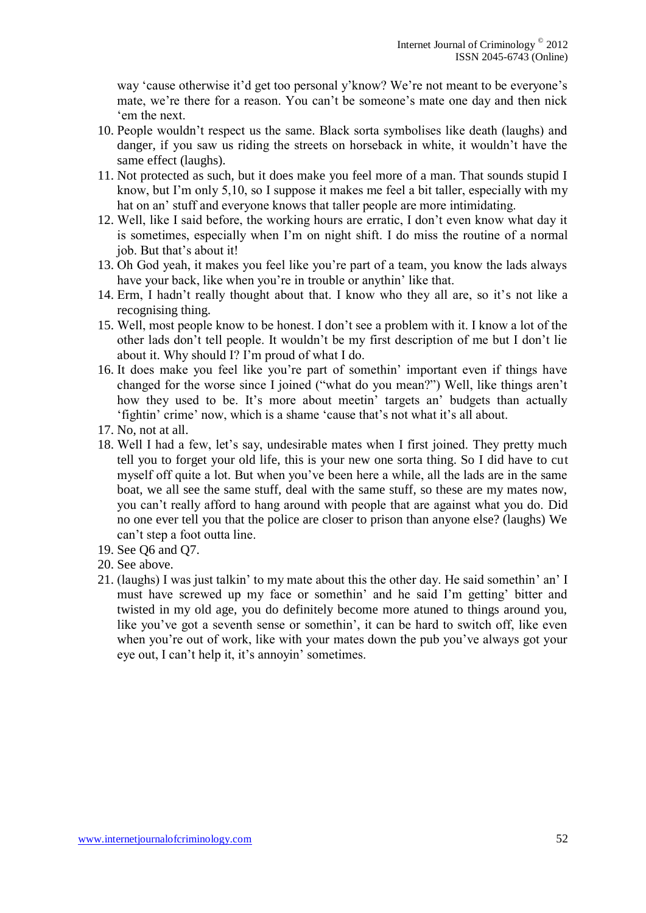way 'cause otherwise it'd get too personal y'know? We're not meant to be everyone's mate, we're there for a reason. You can't be someone's mate one day and then nick 'em the next.

10. People wouldn't respect us the same. Black sorta symbolises like death (laughs) and danger, if you saw us riding the streets on horseback in white, it wouldn't have the same effect (laughs).
11. Not protected as such, but it does make you feel more of a man. That sounds stupid I know, but I'm only 5,10, so I suppose it makes me feel a bit taller, especially with my hat on an' stuff and everyone knows that taller people are more intimidating.
12. Well, like I said before, the working hours are erratic, I don't even know what day it is sometimes, especially when I'm on night shift. I do miss the routine of a normal job. But that's about it!
13. Oh God yeah, it makes you feel like you're part of a team, you know the lads always have your back, like when you're in trouble or anythin' like that.
14. Erm, I hadn't really thought about that. I know who they all are, so it's not like a recognising thing.
15. Well, most people know to be honest. I don't see a problem with it. I know a lot of the other lads don't tell people. It wouldn't be my first description of me but I don't lie about it. Why should I? I'm proud of what I do.
16. It does make you feel like you're part of somethin' important even if things have changed for the worse since I joined ("what do you mean?") Well, like things aren't how they used to be. It's more about meetin' targets an' budgets than actually 'fightin' crime' now, which is a shame 'cause that's not what it's all about.
17. No, not at all.
18. Well I had a few, let's say, undesirable mates when I first joined. They pretty much tell you to forget your old life, this is your new one sorta thing. So I did have to cut myself off quite a lot. But when you've been here a while, all the lads are in the same boat, we all see the same stuff, deal with the same stuff, so these are my mates now, you can't really afford to hang around with people that are against what you do. Did no one ever tell you that the police are closer to prison than anyone else? (laughs) We can't step a foot outta line.
19. See Q6 and Q7.
20. See above.
21. (laughs) I was just talkin' to my mate about this the other day. He said somethin' an' I must have screwed up my face or somethin' and he said I'm getting' bitter and twisted in my old age, you do definitely become more atuned to things around you, like you've got a seventh sense or somethin', it can be hard to switch off, like even when you're out of work, like with your mates down the pub you've always got your eye out, I can't help it, it's annoyin' sometimes.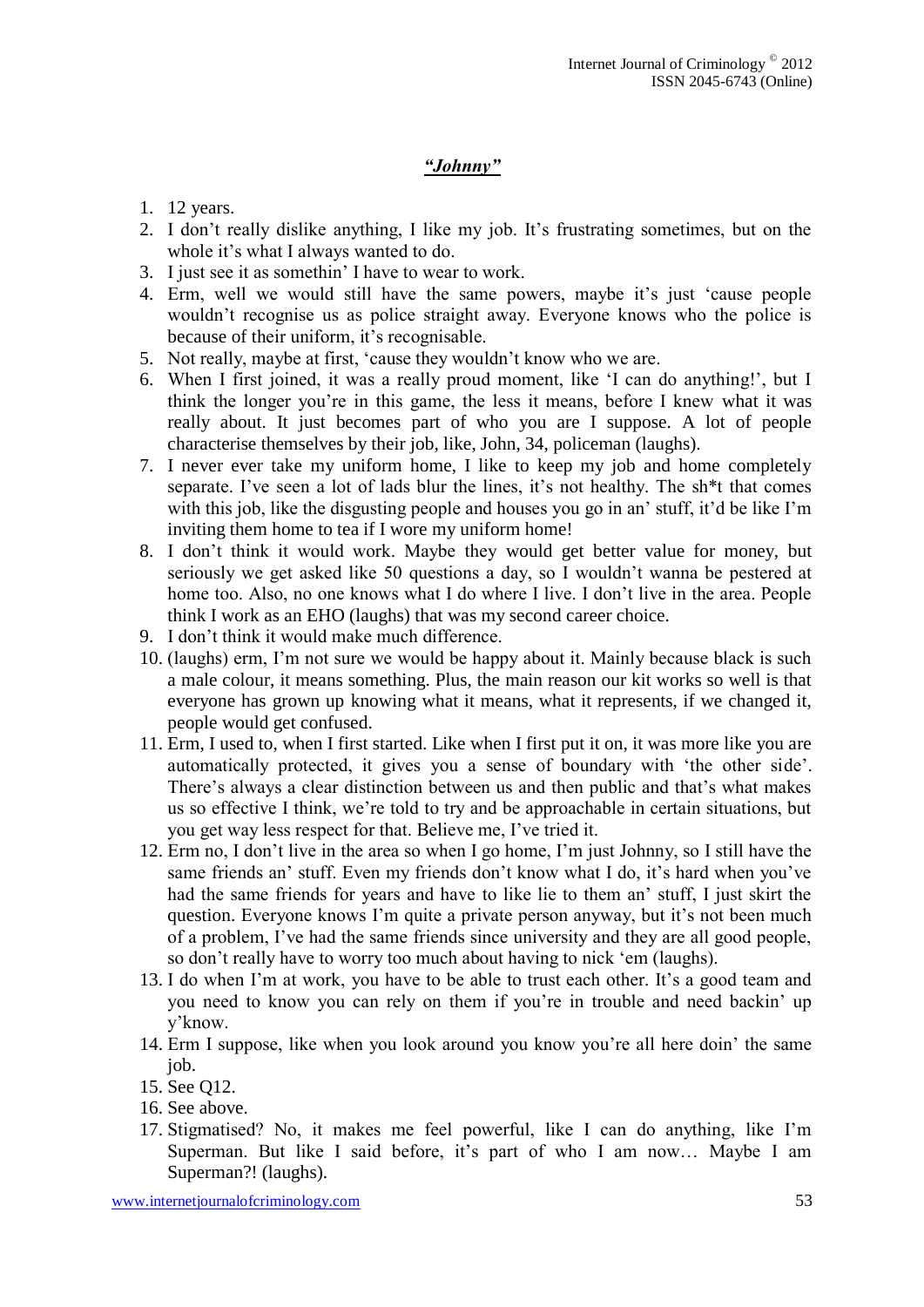***"Johnny"***

1. 12 years.
2. I don't really dislike anything, I like my job. It's frustrating sometimes, but on the whole it's what I always wanted to do.
3. I just see it as somethin' I have to wear to work.
4. Erm, well we would still have the same powers, maybe it's just 'cause people wouldn't recognise us as police straight away. Everyone knows who the police is because of their uniform, it's recognisable.
5. Not really, maybe at first, 'cause they wouldn't know who we are.
6. When I first joined, it was a really proud moment, like 'I can do anything!', but I think the longer you're in this game, the less it means, before I knew what it was really about. It just becomes part of who you are I suppose. A lot of people characterise themselves by their job, like, John, 34, policeman (laughs).
7. I never ever take my uniform home, I like to keep my job and home completely separate. I've seen a lot of lads blur the lines, it's not healthy. The sh*t that comes with this job, like the disgusting people and houses you go in an' stuff, it'd be like I'm inviting them home to tea if I wore my uniform home!
8. I don't think it would work. Maybe they would get better value for money, but seriously we get asked like 50 questions a day, so I wouldn't wanna be pestered at home too. Also, no one knows what I do where I live. I don't live in the area. People think I work as an EHO (laughs) that was my second career choice.
9. I don't think it would make much difference.
10. (laughs) erm, I'm not sure we would be happy about it. Mainly because black is such a male colour, it means something. Plus, the main reason our kit works so well is that everyone has grown up knowing what it means, what it represents, if we changed it, people would get confused.
11. Erm, I used to, when I first started. Like when I first put it on, it was more like you are automatically protected, it gives you a sense of boundary with 'the other side'. There's always a clear distinction between us and then public and that's what makes us so effective I think, we're told to try and be approachable in certain situations, but you get way less respect for that. Believe me, I've tried it.
12. Erm no, I don't live in the area so when I go home, I'm just Johnny, so I still have the same friends an' stuff. Even my friends don't know what I do, it's hard when you've had the same friends for years and have to like lie to them an' stuff, I just skirt the question. Everyone knows I'm quite a private person anyway, but it's not been much of a problem, I've had the same friends since university and they are all good people, so don't really have to worry too much about having to nick 'em (laughs).
13. I do when I'm at work, you have to be able to trust each other. It's a good team and you need to know you can rely on them if you're in trouble and need backin' up y'know.
14. Erm I suppose, like when you look around you know you're all here doin' the same job.
15. See Q12.
16. See above.
17. Stigmatised? No, it makes me feel powerful, like I can do anything, like I'm Superman. But like I said before, it's part of who I am now… Maybe I am Superman?! (laughs).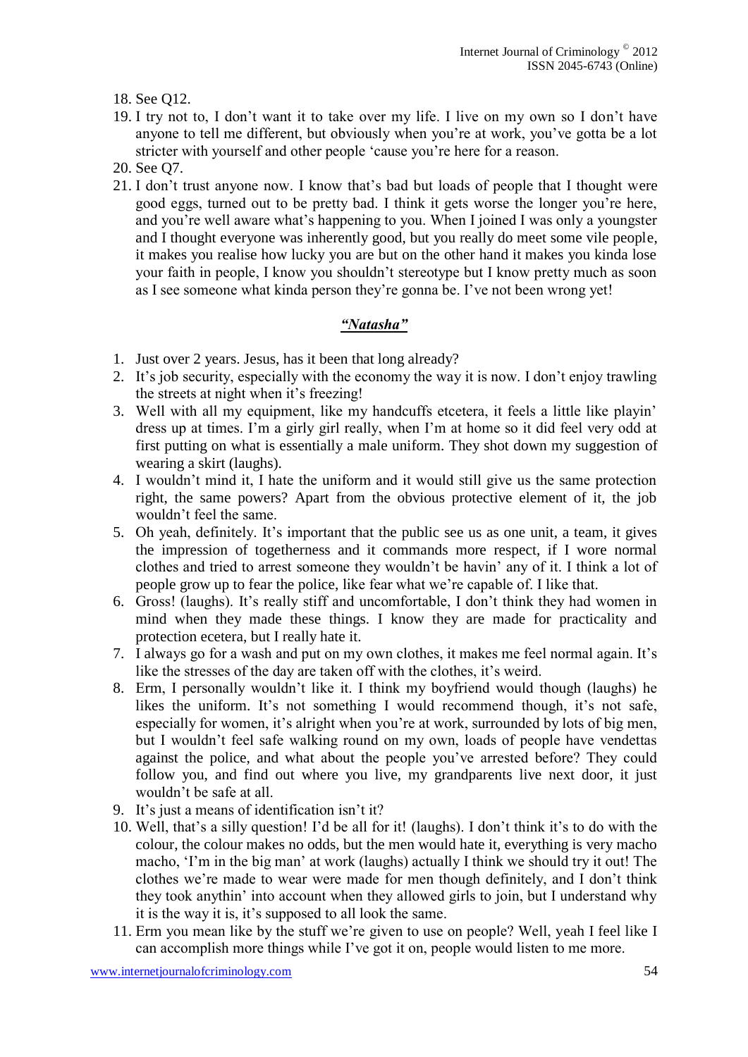18. See Q12.
19. I try not to, I don't want it to take over my life. I live on my own so I don't have anyone to tell me different, but obviously when you're at work, you've gotta be a lot stricter with yourself and other people 'cause you're here for a reason.
20. See Q7.
21. I don't trust anyone now. I know that's bad but loads of people that I thought were good eggs, turned out to be pretty bad. I think it gets worse the longer you're here, and you're well aware what's happening to you. When I joined I was only a youngster and I thought everyone was inherently good, but you really do meet some vile people, it makes you realise how lucky you are but on the other hand it makes you kinda lose your faith in people, I know you shouldn't stereotype but I know pretty much as soon as I see someone what kinda person they're gonna be. I've not been wrong yet!

## ***"Natasha"***

1. Just over 2 years. Jesus, has it been that long already?
2. It's job security, especially with the economy the way it is now. I don't enjoy trawling the streets at night when it's freezing!
3. Well with all my equipment, like my handcuffs etcetera, it feels a little like playin' dress up at times. I'm a girly girl really, when I'm at home so it did feel very odd at first putting on what is essentially a male uniform. They shot down my suggestion of wearing a skirt (laughs).
4. I wouldn't mind it, I hate the uniform and it would still give us the same protection right, the same powers? Apart from the obvious protective element of it, the job wouldn't feel the same.
5. Oh yeah, definitely. It's important that the public see us as one unit, a team, it gives the impression of togetherness and it commands more respect, if I wore normal clothes and tried to arrest someone they wouldn't be havin' any of it. I think a lot of people grow up to fear the police, like fear what we're capable of. I like that.
6. Gross! (laughs). It's really stiff and uncomfortable, I don't think they had women in mind when they made these things. I know they are made for practicality and protection ecetera, but I really hate it.
7. I always go for a wash and put on my own clothes, it makes me feel normal again. It's like the stresses of the day are taken off with the clothes, it's weird.
8. Erm, I personally wouldn't like it. I think my boyfriend would though (laughs) he likes the uniform. It's not something I would recommend though, it's not safe, especially for women, it's alright when you're at work, surrounded by lots of big men, but I wouldn't feel safe walking round on my own, loads of people have vendettas against the police, and what about the people you've arrested before? They could follow you, and find out where you live, my grandparents live next door, it just wouldn't be safe at all.
9. It's just a means of identification isn't it?
10. Well, that's a silly question! I'd be all for it! (laughs). I don't think it's to do with the colour, the colour makes no odds, but the men would hate it, everything is very macho macho, 'I'm in the big man' at work (laughs) actually I think we should try it out! The clothes we're made to wear were made for men though definitely, and I don't think they took anythin' into account when they allowed girls to join, but I understand why it is the way it is, it's supposed to all look the same.
11. Erm you mean like by the stuff we're given to use on people? Well, yeah I feel like I can accomplish more things while I've got it on, people would listen to me more.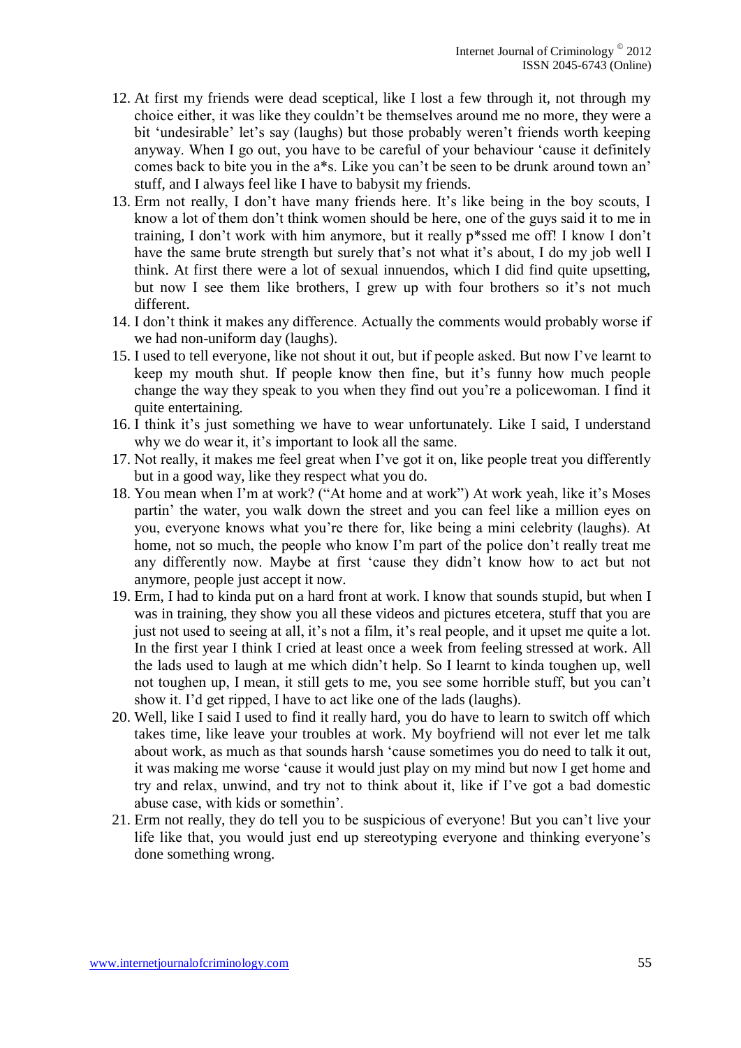12. At first my friends were dead sceptical, like I lost a few through it, not through my choice either, it was like they couldn't be themselves around me no more, they were a bit 'undesirable' let's say (laughs) but those probably weren't friends worth keeping anyway. When I go out, you have to be careful of your behaviour 'cause it definitely comes back to bite you in the a*s. Like you can't be seen to be drunk around town an' stuff, and I always feel like I have to babysit my friends.
13. Erm not really, I don't have many friends here. It's like being in the boy scouts, I know a lot of them don't think women should be here, one of the guys said it to me in training, I don't work with him anymore, but it really p*ssed me off! I know I don't have the same brute strength but surely that's not what it's about, I do my job well I think. At first there were a lot of sexual innuendos, which I did find quite upsetting, but now I see them like brothers, I grew up with four brothers so it's not much different.
14. I don't think it makes any difference. Actually the comments would probably worse if we had non-uniform day (laughs).
15. I used to tell everyone, like not shout it out, but if people asked. But now I've learnt to keep my mouth shut. If people know then fine, but it's funny how much people change the way they speak to you when they find out you're a policewoman. I find it quite entertaining.
16. I think it's just something we have to wear unfortunately. Like I said, I understand why we do wear it, it's important to look all the same.
17. Not really, it makes me feel great when I've got it on, like people treat you differently but in a good way, like they respect what you do.
18. You mean when I'm at work? ("At home and at work") At work yeah, like it's Moses partin' the water, you walk down the street and you can feel like a million eyes on you, everyone knows what you're there for, like being a mini celebrity (laughs). At home, not so much, the people who know I'm part of the police don't really treat me any differently now. Maybe at first 'cause they didn't know how to act but not anymore, people just accept it now.
19. Erm, I had to kinda put on a hard front at work. I know that sounds stupid, but when I was in training, they show you all these videos and pictures etcetera, stuff that you are just not used to seeing at all, it's not a film, it's real people, and it upset me quite a lot. In the first year I think I cried at least once a week from feeling stressed at work. All the lads used to laugh at me which didn't help. So I learnt to kinda toughen up, well not toughen up, I mean, it still gets to me, you see some horrible stuff, but you can't show it. I'd get ripped, I have to act like one of the lads (laughs).
20. Well, like I said I used to find it really hard, you do have to learn to switch off which takes time, like leave your troubles at work. My boyfriend will not ever let me talk about work, as much as that sounds harsh 'cause sometimes you do need to talk it out, it was making me worse 'cause it would just play on my mind but now I get home and try and relax, unwind, and try not to think about it, like if I've got a bad domestic abuse case, with kids or somethin'.
21. Erm not really, they do tell you to be suspicious of everyone! But you can't live your life like that, you would just end up stereotyping everyone and thinking everyone's done something wrong.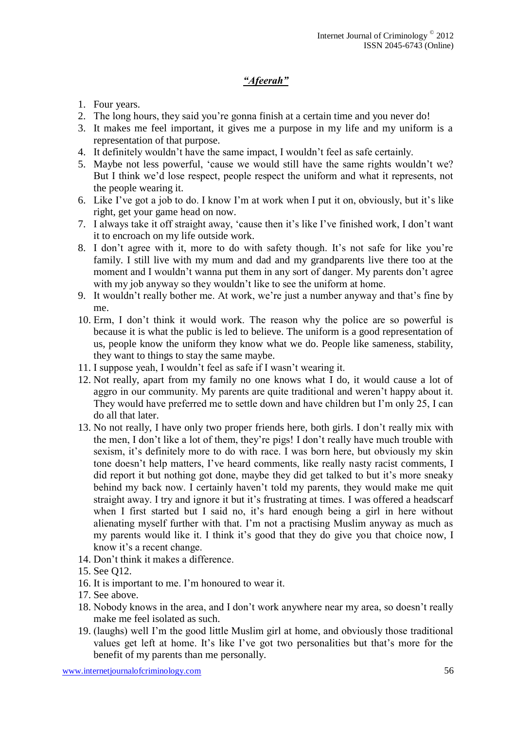## ***"Afeerah"***

1. Four years.
2. The long hours, they said you're gonna finish at a certain time and you never do!
3. It makes me feel important, it gives me a purpose in my life and my uniform is a representation of that purpose.
4. It definitely wouldn't have the same impact, I wouldn't feel as safe certainly.
5. Maybe not less powerful, 'cause we would still have the same rights wouldn't we? But I think we'd lose respect, people respect the uniform and what it represents, not the people wearing it.
6. Like I've got a job to do. I know I'm at work when I put it on, obviously, but it's like right, get your game head on now.
7. I always take it off straight away, 'cause then it's like I've finished work, I don't want it to encroach on my life outside work.
8. I don't agree with it, more to do with safety though. It's not safe for like you're family. I still live with my mum and dad and my grandparents live there too at the moment and I wouldn't wanna put them in any sort of danger. My parents don't agree with my job anyway so they wouldn't like to see the uniform at home.
9. It wouldn't really bother me. At work, we're just a number anyway and that's fine by me.
10. Erm, I don't think it would work. The reason why the police are so powerful is because it is what the public is led to believe. The uniform is a good representation of us, people know the uniform they know what we do. People like sameness, stability, they want to things to stay the same maybe.
11. I suppose yeah, I wouldn't feel as safe if I wasn't wearing it.
12. Not really, apart from my family no one knows what I do, it would cause a lot of aggro in our community. My parents are quite traditional and weren't happy about it. They would have preferred me to settle down and have children but I'm only 25, I can do all that later.
13. No not really, I have only two proper friends here, both girls. I don't really mix with the men, I don't like a lot of them, they're pigs! I don't really have much trouble with sexism, it's definitely more to do with race. I was born here, but obviously my skin tone doesn't help matters, I've heard comments, like really nasty racist comments, I did report it but nothing got done, maybe they did get talked to but it's more sneaky behind my back now. I certainly haven't told my parents, they would make me quit straight away. I try and ignore it but it's frustrating at times. I was offered a headscarf when I first started but I said no, it's hard enough being a girl in here without alienating myself further with that. I'm not a practising Muslim anyway as much as my parents would like it. I think it's good that they do give you that choice now, I know it's a recent change.
14. Don't think it makes a difference.
15. See Q12.
16. It is important to me. I'm honoured to wear it.
17. See above.
18. Nobody knows in the area, and I don't work anywhere near my area, so doesn't really make me feel isolated as such.
19. (laughs) well I'm the good little Muslim girl at home, and obviously those traditional values get left at home. It's like I've got two personalities but that's more for the benefit of my parents than me personally.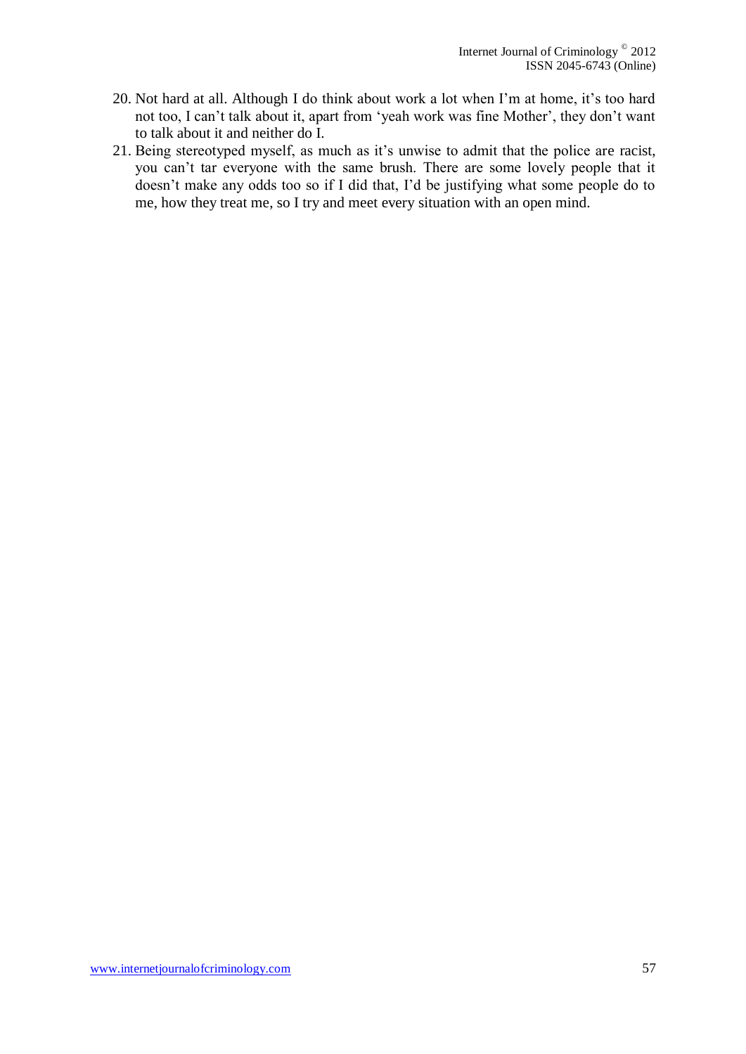20. Not hard at all. Although I do think about work a lot when I'm at home, it's too hard not too, I can't talk about it, apart from 'yeah work was fine Mother', they don't want to talk about it and neither do I.
21. Being stereotyped myself, as much as it's unwise to admit that the police are racist, you can't tar everyone with the same brush. There are some lovely people that it doesn't make any odds too so if I did that, I'd be justifying what some people do to me, how they treat me, so I try and meet every situation with an open mind.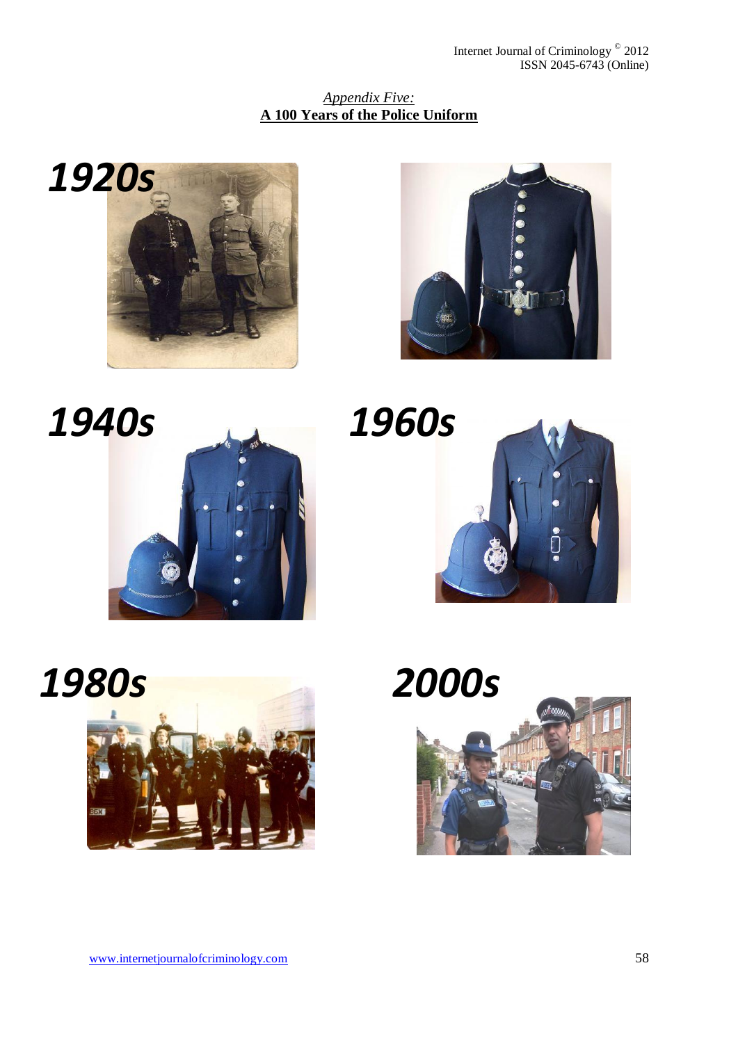*Appendix Five:*

**A 100 Years of the Police Uniform**

1920s

1940s

1960s

1980s

2000s